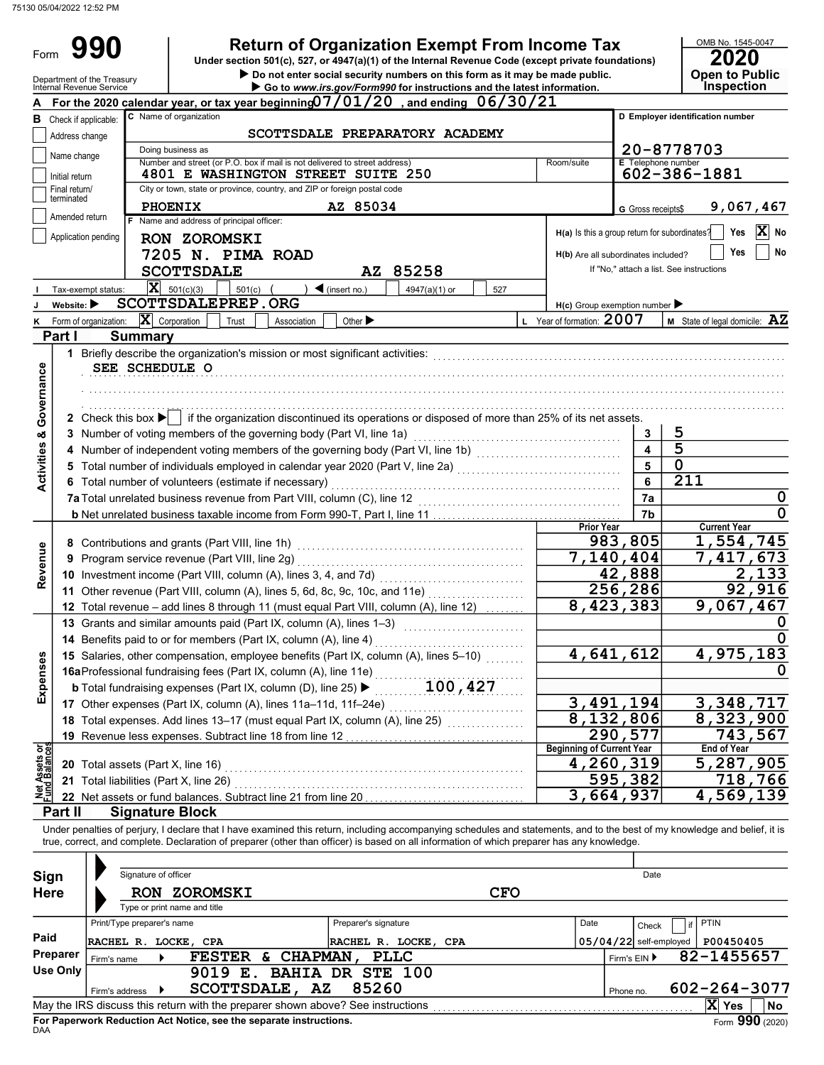75130 05/04/2022 12:52 PM

# Form 990

## Return of Organization Exempt From Income Tax

Under section 501(c), 527, or 4947(a)(1) of the Internal Revenue Code (except private foundations)

▶ Do not enter social security numbers on this form as it may be made public.

▶ Go to *www.irs.gov/Form990* for instructions and the latest information.

Department of the Treasury
Internal Revenue Service

OMB No. 1545-0047

**2020**

**Open to Public Inspection**

**A** For the 2020 calendar year, or tax year beginning 07/01/20 , and ending 06/30/21

**B** Check if applicable:
- [ ] Address change
- [ ] Name change
- [ ] Initial return
- [ ] Final return/terminated
- [ ] Amended return
- [ ] Application pending

**C** Name of organization: SCOTTSDALE PREPARATORY ACADEMY

Doing business as

Number and street (or P.O. box if mail is not delivered to street address): 4801 E WASHINGTON STREET SUITE 250 | Room/suite

City or town, state or province, country, and ZIP or foreign postal code: PHOENIX AZ 85034

**D** Employer identification number: 20-8778703

**E** Telephone number: 602-386-1881

**G** Gross receipts$ 9,067,467

**F** Name and address of principal officer:
RON ZOROMSKI
7205 N. PIMA ROAD
SCOTTSDALE AZ 85258

H(a) Is this a group return for subordinates? [ ] Yes [X] No

H(b) Are all subordinates included? [ ] Yes [ ] No

If "No," attach a list. See instructions

H(c) Group exemption number ▶

**I** Tax-exempt status: [X] 501(c)(3) [ ] 501(c) ( ) ◀ (insert no.) [ ] 4947(a)(1) or [ ] 527

**J** Website: ▶ SCOTTSDALEPREP.ORG

**K** Form of organization: [X] Corporation [ ] Trust [ ] Association [ ] Other ▶

**L** Year of formation: 2007

**M** State of legal domicile: AZ

## Part I Summary

**Activities & Governance**

1 Briefly describe the organization's mission or most significant activities:
SEE SCHEDULE O

2 Check this box ▶ [ ] if the organization discontinued its operations or disposed of more than 25% of its net assets.

| | | | |
|---|---|---|---|
| 3 | Number of voting members of the governing body (Part VI, line 1a) | 3 | 5 |
| 4 | Number of independent voting members of the governing body (Part VI, line 1b) | 4 | 5 |
| 5 | Total number of individuals employed in calendar year 2020 (Part V, line 2a) | 5 | 0 |
| 6 | Total number of volunteers (estimate if necessary) | 6 | 211 |
| 7a | Total unrelated business revenue from Part VIII, column (C), line 12 | 7a | 0 |
| b | Net unrelated business taxable income from Form 990-T, Part I, line 11 | 7b | 0 |

| | | Prior Year | Current Year |
|---|---|---|---|
| **Revenue** | | | |
| 8 | Contributions and grants (Part VIII, line 1h) | 983,805 | 1,554,745 |
| 9 | Program service revenue (Part VIII, line 2g) | 7,140,404 | 7,417,673 |
| 10 | Investment income (Part VIII, column (A), lines 3, 4, and 7d) | 42,888 | 2,133 |
| 11 | Other revenue (Part VIII, column (A), lines 5, 6d, 8c, 9c, 10c, and 11e) | 256,286 | 92,916 |
| 12 | Total revenue – add lines 8 through 11 (must equal Part VIII, column (A), line 12) | 8,423,383 | 9,067,467 |
| **Expenses** | | | |
| 13 | Grants and similar amounts paid (Part IX, column (A), lines 1–3) | | 0 |
| 14 | Benefits paid to or for members (Part IX, column (A), line 4) | | 0 |
| 15 | Salaries, other compensation, employee benefits (Part IX, column (A), lines 5–10) | 4,641,612 | 4,975,183 |
| 16a | Professional fundraising fees (Part IX, column (A), line 11e) | | 0 |
| b | Total fundraising expenses (Part IX, column (D), line 25) ▶ 100,427 | | |
| 17 | Other expenses (Part IX, column (A), lines 11a–11d, 11f–24e) | 3,491,194 | 3,348,717 |
| 18 | Total expenses. Add lines 13–17 (must equal Part IX, column (A), line 25) | 8,132,806 | 8,323,900 |
| 19 | Revenue less expenses. Subtract line 18 from line 12 | 290,577 | 743,567 |

| **Net Assets or Fund Balances** | | Beginning of Current Year | End of Year |
|---|---|---|---|
| 20 | Total assets (Part X, line 16) | 4,260,319 | 5,287,905 |
| 21 | Total liabilities (Part X, line 26) | 595,382 | 718,766 |
| 22 | Net assets or fund balances. Subtract line 21 from line 20 | 3,664,937 | 4,569,139 |

## Part II Signature Block

Under penalties of perjury, I declare that I have examined this return, including accompanying schedules and statements, and to the best of my knowledge and belief, it is true, correct, and complete. Declaration of preparer (other than officer) is based on all information of which preparer has any knowledge.

**Sign Here**

Signature of officer | Date

RON ZOROMSKI CFO

Type or print name and title

**Paid Preparer Use Only**

| Print/Type preparer's name | Preparer's signature | Date | Check [ ] if self-employed | PTIN |
|---|---|---|---|---|
| RACHEL R. LOCKE, CPA | RACHEL R. LOCKE, CPA | 05/04/22 | | P00450405 |

Firm's name ▶ FESTER & CHAPMAN, PLLC | Firm's EIN ▶ 82-1455657

Firm's address ▶ 9019 E. BAHIA DR STE 100, SCOTTSDALE, AZ 85260 | Phone no. 602-264-3077

May the IRS discuss this return with the preparer shown above? See instructions [X] Yes [ ] No

**For Paperwork Reduction Act Notice, see the separate instructions.**

DAA Form **990** (2020)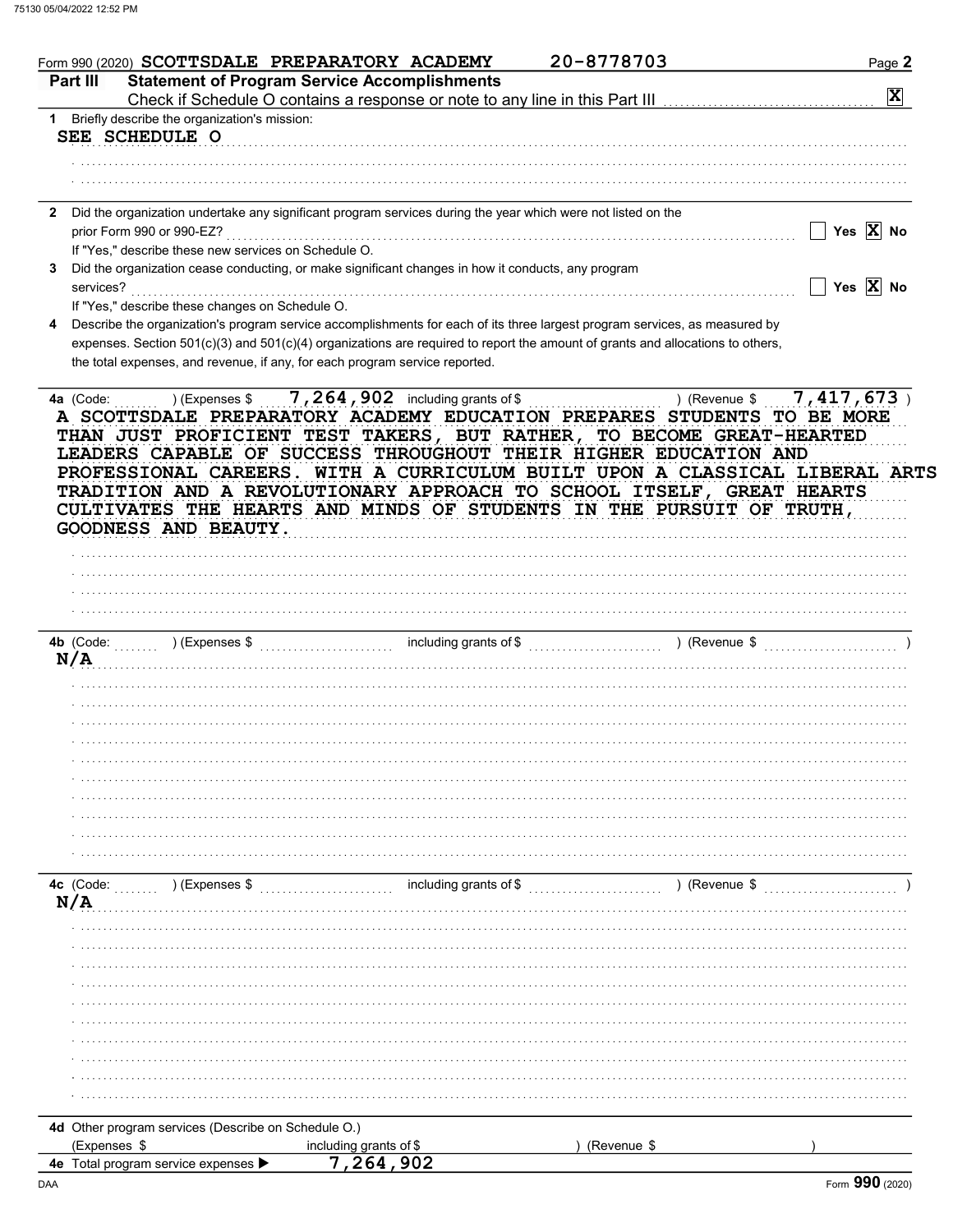Form 990 (2020) SCOTTSDALE PREPARATORY ACADEMY 20-8778703

## Part III Statement of Program Service Accomplishments

Check if Schedule O contains a response or note to any line in this Part III [X]

1 Briefly describe the organization's mission:

SEE SCHEDULE O

2 Did the organization undertake any significant program services during the year which were not listed on the prior Form 990 or 990-EZ? [ ] Yes [X] No

If "Yes," describe these new services on Schedule O.

3 Did the organization cease conducting, or make significant changes in how it conducts, any program services? [ ] Yes [X] No

If "Yes," describe these changes on Schedule O.

4 Describe the organization's program service accomplishments for each of its three largest program services, as measured by expenses. Section 501(c)(3) and 501(c)(4) organizations are required to report the amount of grants and allocations to others, the total expenses, and revenue, if any, for each program service reported.

4a (Code: ) (Expenses $ 7,264,902 including grants of $ ) (Revenue $ 7,417,673 )

A SCOTTSDALE PREPARATORY ACADEMY EDUCATION PREPARES STUDENTS TO BE MORE THAN JUST PROFICIENT TEST TAKERS, BUT RATHER, TO BECOME GREAT-HEARTED LEADERS CAPABLE OF SUCCESS THROUGHOUT THEIR HIGHER EDUCATION AND PROFESSIONAL CAREERS. WITH A CURRICULUM BUILT UPON A CLASSICAL LIBERAL ARTS TRADITION AND A REVOLUTIONARY APPROACH TO SCHOOL ITSELF, GREAT HEARTS CULTIVATES THE HEARTS AND MINDS OF STUDENTS IN THE PURSUIT OF TRUTH, GOODNESS AND BEAUTY.

4b (Code: ) (Expenses $ including grants of $ ) (Revenue $ )

N/A

4c (Code: ) (Expenses $ including grants of $ ) (Revenue $ )

N/A

4d Other program services (Describe on Schedule O.)

(Expenses $ including grants of $ ) (Revenue $ )

4e Total program service expenses ▶ 7,264,902

Form 990 (2020)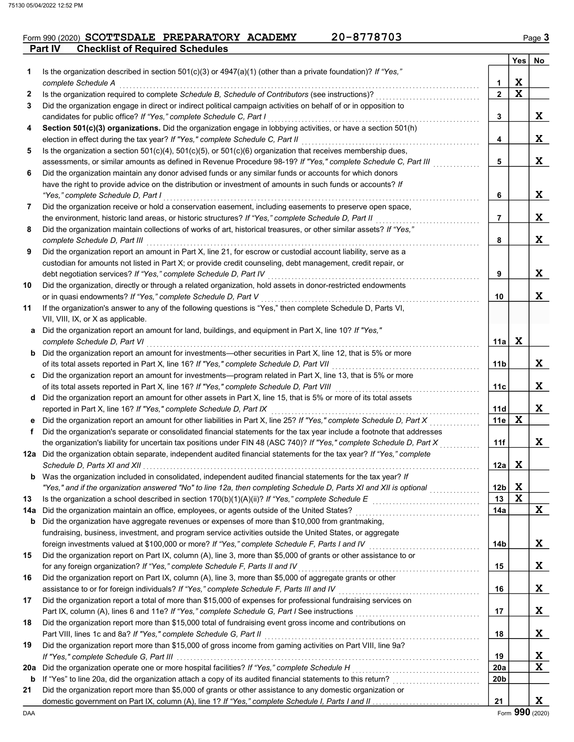Form 990 (2020) **SCOTTSDALE PREPARATORY ACADEMY** **20-8778703**

## Part IV Checklist of Required Schedules

| | | | Yes | No |
|---|---|---|---|---|
| **1** | Is the organization described in section 501(c)(3) or 4947(a)(1) (other than a private foundation)? *If "Yes," complete Schedule A* | 1 | X | |
| **2** | Is the organization required to complete *Schedule B, Schedule of Contributors* (see instructions)? | 2 | X | |
| **3** | Did the organization engage in direct or indirect political campaign activities on behalf of or in opposition to candidates for public office? *If "Yes," complete Schedule C, Part I* | 3 | | X |
| **4** | **Section 501(c)(3) organizations.** Did the organization engage in lobbying activities, or have a section 501(h) election in effect during the tax year? *If "Yes," complete Schedule C, Part II* | 4 | | X |
| **5** | Is the organization a section 501(c)(4), 501(c)(5), or 501(c)(6) organization that receives membership dues, assessments, or similar amounts as defined in Revenue Procedure 98-19? *If "Yes," complete Schedule C, Part III* | 5 | | X |
| **6** | Did the organization maintain any donor advised funds or any similar funds or accounts for which donors have the right to provide advice on the distribution or investment of amounts in such funds or accounts? *If "Yes," complete Schedule D, Part I* | 6 | | X |
| **7** | Did the organization receive or hold a conservation easement, including easements to preserve open space, the environment, historic land areas, or historic structures? *If "Yes," complete Schedule D, Part II* | 7 | | X |
| **8** | Did the organization maintain collections of works of art, historical treasures, or other similar assets? *If "Yes," complete Schedule D, Part III* | 8 | | X |
| **9** | Did the organization report an amount in Part X, line 21, for escrow or custodial account liability, serve as a custodian for amounts not listed in Part X; or provide credit counseling, debt management, credit repair, or debt negotiation services? *If "Yes," complete Schedule D, Part IV* | 9 | | X |
| **10** | Did the organization, directly or through a related organization, hold assets in donor-restricted endowments or in quasi endowments? *If "Yes," complete Schedule D, Part V* | 10 | | X |
| **11** | If the organization's answer to any of the following questions is "Yes," then complete Schedule D, Parts VI, VII, VIII, IX, or X as applicable. | | | |
| **a** | Did the organization report an amount for land, buildings, and equipment in Part X, line 10? *If "Yes," complete Schedule D, Part VI* | 11a | X | |
| **b** | Did the organization report an amount for investments—other securities in Part X, line 12, that is 5% or more of its total assets reported in Part X, line 16? *If "Yes," complete Schedule D, Part VII* | 11b | | X |
| **c** | Did the organization report an amount for investments—program related in Part X, line 13, that is 5% or more of its total assets reported in Part X, line 16? *If "Yes," complete Schedule D, Part VIII* | 11c | | X |
| **d** | Did the organization report an amount for other assets in Part X, line 15, that is 5% or more of its total assets reported in Part X, line 16? *If "Yes," complete Schedule D, Part IX* | 11d | | X |
| **e** | Did the organization report an amount for other liabilities in Part X, line 25? *If "Yes," complete Schedule D, Part X* | 11e | X | |
| **f** | Did the organization's separate or consolidated financial statements for the tax year include a footnote that addresses the organization's liability for uncertain tax positions under FIN 48 (ASC 740)? *If "Yes," complete Schedule D, Part X* | 11f | | X |
| **12a** | Did the organization obtain separate, independent audited financial statements for the tax year? *If "Yes," complete Schedule D, Parts XI and XII* | 12a | X | |
| **b** | Was the organization included in consolidated, independent audited financial statements for the tax year? *If "Yes," and if the organization answered "No" to line 12a, then completing Schedule D, Parts XI and XII is optional* | 12b | X | |
| **13** | Is the organization a school described in section 170(b)(1)(A)(ii)? *If "Yes," complete Schedule E* | 13 | X | |
| **14a** | Did the organization maintain an office, employees, or agents outside of the United States? | 14a | | X |
| **b** | Did the organization have aggregate revenues or expenses of more than $10,000 from grantmaking, fundraising, business, investment, and program service activities outside the United States, or aggregate foreign investments valued at $100,000 or more? *If "Yes," complete Schedule F, Parts I and IV* | 14b | | X |
| **15** | Did the organization report on Part IX, column (A), line 3, more than $5,000 of grants or other assistance to or for any foreign organization? *If "Yes," complete Schedule F, Parts II and IV* | 15 | | X |
| **16** | Did the organization report on Part IX, column (A), line 3, more than $5,000 of aggregate grants or other assistance to or for foreign individuals? *If "Yes," complete Schedule F, Parts III and IV* | 16 | | X |
| **17** | Did the organization report a total of more than $15,000 of expenses for professional fundraising services on Part IX, column (A), lines 6 and 11e? *If "Yes," complete Schedule G, Part I* See instructions | 17 | | X |
| **18** | Did the organization report more than $15,000 total of fundraising event gross income and contributions on Part VIII, lines 1c and 8a? *If "Yes," complete Schedule G, Part II* | 18 | | X |
| **19** | Did the organization report more than $15,000 of gross income from gaming activities on Part VIII, line 9a? *If "Yes," complete Schedule G, Part III* | 19 | | X |
| **20a** | Did the organization operate one or more hospital facilities? *If "Yes," complete Schedule H* | 20a | | X |
| **b** | If "Yes" to line 20a, did the organization attach a copy of its audited financial statements to this return? | 20b | | |
| **21** | Did the organization report more than $5,000 of grants or other assistance to any domestic organization or domestic government on Part IX, column (A), line 1? *If "Yes," complete Schedule I, Parts I and II* | 21 | | X |

Form **990** (2020)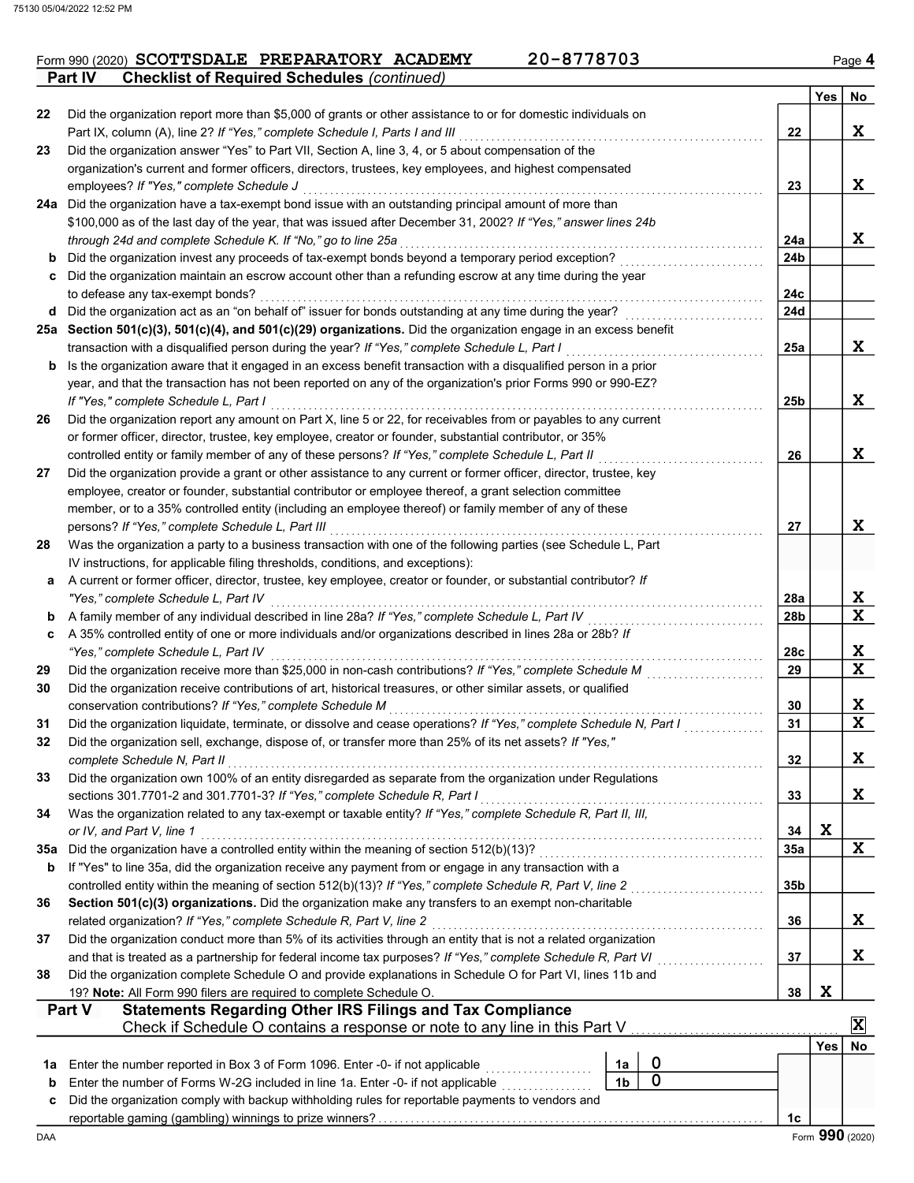Form 990 (2020) SCOTTSDALE PREPARATORY ACADEMY 20-8778703 Page 4

**Part IV Checklist of Required Schedules** *(continued)*

| | | | Yes | No |
|---|---|---|---|---|
| 22 | Did the organization report more than $5,000 of grants or other assistance to or for domestic individuals on Part IX, column (A), line 2? *If "Yes," complete Schedule I, Parts I and III* | 22 | | X |
| 23 | Did the organization answer "Yes" to Part VII, Section A, line 3, 4, or 5 about compensation of the organization's current and former officers, directors, trustees, key employees, and highest compensated employees? *If "Yes," complete Schedule J* | 23 | | X |
| 24a | Did the organization have a tax-exempt bond issue with an outstanding principal amount of more than $100,000 as of the last day of the year, that was issued after December 31, 2002? *If "Yes," answer lines 24b through 24d and complete Schedule K. If "No," go to line 25a* | 24a | | X |
| b | Did the organization invest any proceeds of tax-exempt bonds beyond a temporary period exception? | 24b | | |
| c | Did the organization maintain an escrow account other than a refunding escrow at any time during the year to defease any tax-exempt bonds? | 24c | | |
| d | Did the organization act as an "on behalf of" issuer for bonds outstanding at any time during the year? | 24d | | |
| 25a | **Section 501(c)(3), 501(c)(4), and 501(c)(29) organizations.** Did the organization engage in an excess benefit transaction with a disqualified person during the year? *If "Yes," complete Schedule L, Part I* | 25a | | X |
| b | Is the organization aware that it engaged in an excess benefit transaction with a disqualified person in a prior year, and that the transaction has not been reported on any of the organization's prior Forms 990 or 990-EZ? *If "Yes," complete Schedule L, Part I* | 25b | | X |
| 26 | Did the organization report any amount on Part X, line 5 or 22, for receivables from or payables to any current or former officer, director, trustee, key employee, creator or founder, substantial contributor, or 35% controlled entity or family member of any of these persons? *If "Yes," complete Schedule L, Part II* | 26 | | X |
| 27 | Did the organization provide a grant or other assistance to any current or former officer, director, trustee, key employee, creator or founder, substantial contributor or employee thereof, a grant selection committee member, or to a 35% controlled entity (including an employee thereof) or family member of any of these persons? *If "Yes," complete Schedule L, Part III* | 27 | | X |
| 28 | Was the organization a party to a business transaction with one of the following parties (see Schedule L, Part IV instructions, for applicable filing thresholds, conditions, and exceptions): | | | |
| a | A current or former officer, director, trustee, key employee, creator or founder, or substantial contributor? *If "Yes," complete Schedule L, Part IV* | 28a | | X |
| b | A family member of any individual described in line 28a? *If "Yes," complete Schedule L, Part IV* | 28b | | X |
| c | A 35% controlled entity of one or more individuals and/or organizations described in lines 28a or 28b? *If "Yes," complete Schedule L, Part IV* | 28c | | X |
| 29 | Did the organization receive more than $25,000 in non-cash contributions? *If "Yes," complete Schedule M* | 29 | | X |
| 30 | Did the organization receive contributions of art, historical treasures, or other similar assets, or qualified conservation contributions? *If "Yes," complete Schedule M* | 30 | | X |
| 31 | Did the organization liquidate, terminate, or dissolve and cease operations? *If "Yes," complete Schedule N, Part I* | 31 | | X |
| 32 | Did the organization sell, exchange, dispose of, or transfer more than 25% of its net assets? *If "Yes," complete Schedule N, Part II* | 32 | | X |
| 33 | Did the organization own 100% of an entity disregarded as separate from the organization under Regulations sections 301.7701-2 and 301.7701-3? *If "Yes," complete Schedule R, Part I* | 33 | | X |
| 34 | Was the organization related to any tax-exempt or taxable entity? *If "Yes," complete Schedule R, Part II, III, or IV, and Part V, line 1* | 34 | X | |
| 35a | Did the organization have a controlled entity within the meaning of section 512(b)(13)? | 35a | | X |
| b | If "Yes" to line 35a, did the organization receive any payment from or engage in any transaction with a controlled entity within the meaning of section 512(b)(13)? *If "Yes," complete Schedule R, Part V, line 2* | 35b | | |
| 36 | **Section 501(c)(3) organizations.** Did the organization make any transfers to an exempt non-charitable related organization? *If "Yes," complete Schedule R, Part V, line 2* | 36 | | X |
| 37 | Did the organization conduct more than 5% of its activities through an entity that is not a related organization and that is treated as a partnership for federal income tax purposes? *If "Yes," complete Schedule R, Part VI* | 37 | | X |
| 38 | Did the organization complete Schedule O and provide explanations in Schedule O for Part VI, lines 11b and 19? **Note:** All Form 990 filers are required to complete Schedule O. | 38 | X | |

**Part V Statements Regarding Other IRS Filings and Tax Compliance**

Check if Schedule O contains a response or note to any line in this Part V [X]

| | | | | | Yes | No |
|---|---|---|---|---|---|---|
| 1a | Enter the number reported in Box 3 of Form 1096. Enter -0- if not applicable | 1a | 0 | | | |
| b | Enter the number of Forms W-2G included in line 1a. Enter -0- if not applicable | 1b | 0 | | | |
| c | Did the organization comply with backup withholding rules for reportable payments to vendors and reportable gaming (gambling) winnings to prize winners? | | | 1c | | |

Form **990** (2020)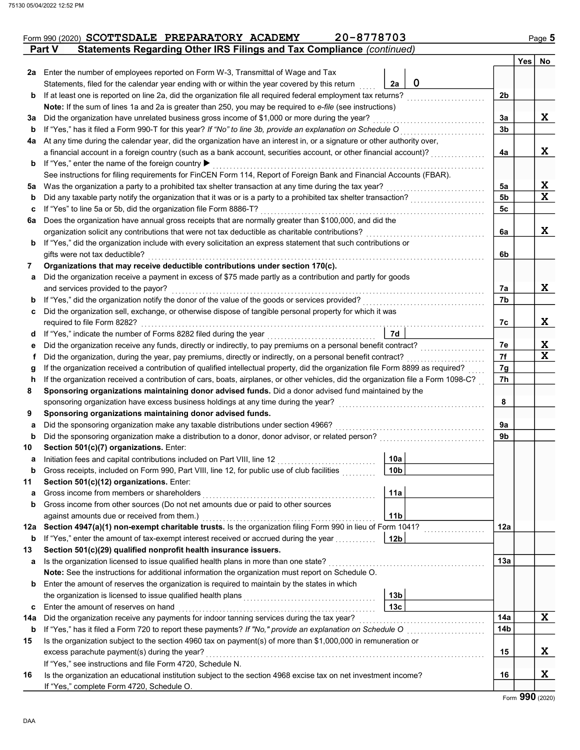Form 990 (2020) SCOTTSDALE PREPARATORY ACADEMY 20-8778703

## Part V Statements Regarding Other IRS Filings and Tax Compliance *(continued)*

| | | | | Line | Yes | No |
|---|---|---|---|---|---|---|
| **2a** | Enter the number of employees reported on Form W-3, Transmittal of Wage and Tax Statements, filed for the calendar year ending with or within the year covered by this return | 2a | 0 | | | |
| **b** | If at least one is reported on line 2a, did the organization file all required federal employment tax returns? | | | 2b | | |
| | **Note:** If the sum of lines 1a and 2a is greater than 250, you may be required to *e-file* (see instructions) | | | | | |
| **3a** | Did the organization have unrelated business gross income of $1,000 or more during the year? | | | 3a | | X |
| **b** | If "Yes," has it filed a Form 990-T for this year? *If "No" to line 3b, provide an explanation on Schedule O* | | | 3b | | |
| **4a** | At any time during the calendar year, did the organization have an interest in, or a signature or other authority over, a financial account in a foreign country (such as a bank account, securities account, or other financial account)? | | | 4a | | X |
| **b** | If "Yes," enter the name of the foreign country ▶ | | | | | |
| | See instructions for filing requirements for FinCEN Form 114, Report of Foreign Bank and Financial Accounts (FBAR). | | | | | |
| **5a** | Was the organization a party to a prohibited tax shelter transaction at any time during the tax year? | | | 5a | | X |
| **b** | Did any taxable party notify the organization that it was or is a party to a prohibited tax shelter transaction? | | | 5b | | X |
| **c** | If "Yes" to line 5a or 5b, did the organization file Form 8886-T? | | | 5c | | |
| **6a** | Does the organization have annual gross receipts that are normally greater than $100,000, and did the organization solicit any contributions that were not tax deductible as charitable contributions? | | | 6a | | X |
| **b** | If "Yes," did the organization include with every solicitation an express statement that such contributions or gifts were not tax deductible? | | | 6b | | |
| **7** | **Organizations that may receive deductible contributions under section 170(c).** | | | | | |
| **a** | Did the organization receive a payment in excess of $75 made partly as a contribution and partly for goods and services provided to the payor? | | | 7a | | X |
| **b** | If "Yes," did the organization notify the donor of the value of the goods or services provided? | | | 7b | | |
| **c** | Did the organization sell, exchange, or otherwise dispose of tangible personal property for which it was required to file Form 8282? | | | 7c | | X |
| **d** | If "Yes," indicate the number of Forms 8282 filed during the year | 7d | | | | |
| **e** | Did the organization receive any funds, directly or indirectly, to pay premiums on a personal benefit contract? | | | 7e | | X |
| **f** | Did the organization, during the year, pay premiums, directly or indirectly, on a personal benefit contract? | | | 7f | | X |
| **g** | If the organization received a contribution of qualified intellectual property, did the organization file Form 8899 as required? | | | 7g | | |
| **h** | If the organization received a contribution of cars, boats, airplanes, or other vehicles, did the organization file a Form 1098-C? | | | 7h | | |
| **8** | **Sponsoring organizations maintaining donor advised funds.** Did a donor advised fund maintained by the sponsoring organization have excess business holdings at any time during the year? | | | 8 | | |
| **9** | **Sponsoring organizations maintaining donor advised funds.** | | | | | |
| **a** | Did the sponsoring organization make any taxable distributions under section 4966? | | | 9a | | |
| **b** | Did the sponsoring organization make a distribution to a donor, donor advisor, or related person? | | | 9b | | |
| **10** | **Section 501(c)(7) organizations.** Enter: | | | | | |
| **a** | Initiation fees and capital contributions included on Part VIII, line 12 | 10a | | | | |
| **b** | Gross receipts, included on Form 990, Part VIII, line 12, for public use of club facilities | 10b | | | | |
| **11** | **Section 501(c)(12) organizations.** Enter: | | | | | |
| **a** | Gross income from members or shareholders | 11a | | | | |
| **b** | Gross income from other sources (Do not net amounts due or paid to other sources against amounts due or received from them.) | 11b | | | | |
| **12a** | **Section 4947(a)(1) non-exempt charitable trusts.** Is the organization filing Form 990 in lieu of Form 1041? | | | 12a | | |
| **b** | If "Yes," enter the amount of tax-exempt interest received or accrued during the year | 12b | | | | |
| **13** | **Section 501(c)(29) qualified nonprofit health insurance issuers.** | | | | | |
| **a** | Is the organization licensed to issue qualified health plans in more than one state? | | | 13a | | |
| | **Note:** See the instructions for additional information the organization must report on Schedule O. | | | | | |
| **b** | Enter the amount of reserves the organization is required to maintain by the states in which the organization is licensed to issue qualified health plans | 13b | | | | |
| **c** | Enter the amount of reserves on hand | 13c | | | | |
| **14a** | Did the organization receive any payments for indoor tanning services during the tax year? | | | 14a | | X |
| **b** | If "Yes," has it filed a Form 720 to report these payments? *If "No," provide an explanation on Schedule O* | | | 14b | | |
| **15** | Is the organization subject to the section 4960 tax on payment(s) of more than $1,000,000 in remuneration or excess parachute payment(s) during the year? | | | 15 | | X |
| | If "Yes," see instructions and file Form 4720, Schedule N. | | | | | |
| **16** | Is the organization an educational institution subject to the section 4968 excise tax on net investment income? | | | 16 | | X |
| | If "Yes," complete Form 4720, Schedule O. | | | | | |

Form **990** (2020)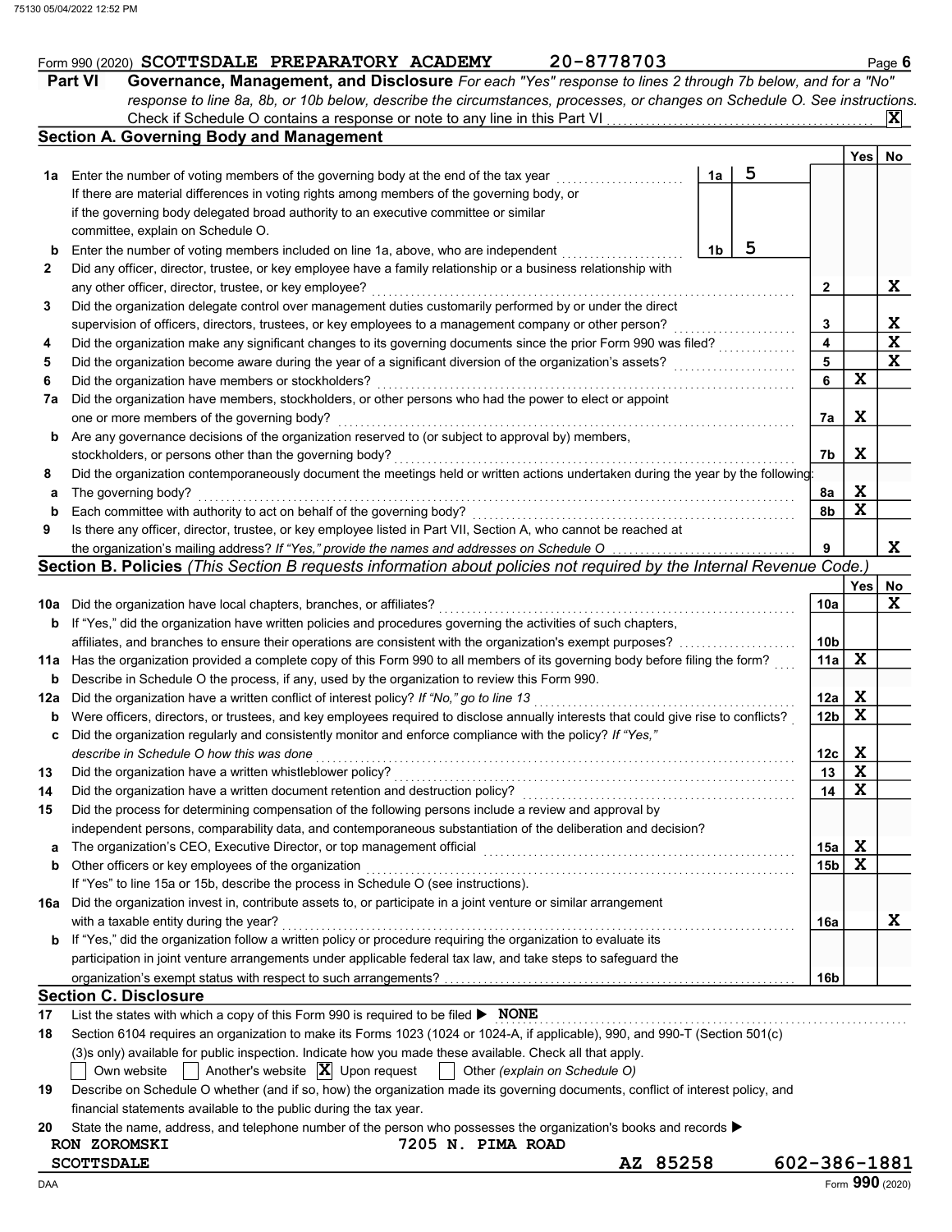Form 990 (2020) **SCOTTSDALE PREPARATORY ACADEMY** 20-8778703 Page **6**

## Part VI Governance, Management, and Disclosure

*For each "Yes" response to lines 2 through 7b below, and for a "No" response to line 8a, 8b, or 10b below, describe the circumstances, processes, or changes on Schedule O. See instructions.*

Check if Schedule O contains a response or note to any line in this Part VI ... [X]

### Section A. Governing Body and Management

| | | | | Line | Yes | No |
|---|---|---|---|---|---|---|
| **1a** | Enter the number of voting members of the governing body at the end of the tax year. If there are material differences in voting rights among members of the governing body, or if the governing body delegated broad authority to an executive committee or similar committee, explain on Schedule O. | 1a | 5 | | | |
| **b** | Enter the number of voting members included on line 1a, above, who are independent | 1b | 5 | | | |
| **2** | Did any officer, director, trustee, or key employee have a family relationship or a business relationship with any other officer, director, trustee, or key employee? | | | 2 | | X |
| **3** | Did the organization delegate control over management duties customarily performed by or under the direct supervision of officers, directors, trustees, or key employees to a management company or other person? | | | 3 | | X |
| **4** | Did the organization make any significant changes to its governing documents since the prior Form 990 was filed? | | | 4 | | X |
| **5** | Did the organization become aware during the year of a significant diversion of the organization's assets? | | | 5 | | X |
| **6** | Did the organization have members or stockholders? | | | 6 | X | |
| **7a** | Did the organization have members, stockholders, or other persons who had the power to elect or appoint one or more members of the governing body? | | | 7a | X | |
| **b** | Are any governance decisions of the organization reserved to (or subject to approval by) members, stockholders, or persons other than the governing body? | | | 7b | X | |
| **8** | Did the organization contemporaneously document the meetings held or written actions undertaken during the year by the following: | | | | | |
| **a** | The governing body? | | | 8a | X | |
| **b** | Each committee with authority to act on behalf of the governing body? | | | 8b | X | |
| **9** | Is there any officer, director, trustee, or key employee listed in Part VII, Section A, who cannot be reached at the organization's mailing address? *If "Yes," provide the names and addresses on Schedule O* | | | 9 | | X |

### Section B. Policies *(This Section B requests information about policies not required by the Internal Revenue Code.)*

| | | Line | Yes | No |
|---|---|---|---|---|
| **10a** | Did the organization have local chapters, branches, or affiliates? | 10a | | X |
| **b** | If "Yes," did the organization have written policies and procedures governing the activities of such chapters, affiliates, and branches to ensure their operations are consistent with the organization's exempt purposes? | 10b | | |
| **11a** | Has the organization provided a complete copy of this Form 990 to all members of its governing body before filing the form? | 11a | X | |
| **b** | Describe in Schedule O the process, if any, used by the organization to review this Form 990. | | | |
| **12a** | Did the organization have a written conflict of interest policy? *If "No," go to line 13* | 12a | X | |
| **b** | Were officers, directors, or trustees, and key employees required to disclose annually interests that could give rise to conflicts? | 12b | X | |
| **c** | Did the organization regularly and consistently monitor and enforce compliance with the policy? *If "Yes," describe in Schedule O how this was done* | 12c | X | |
| **13** | Did the organization have a written whistleblower policy? | 13 | X | |
| **14** | Did the organization have a written document retention and destruction policy? | 14 | X | |
| **15** | Did the process for determining compensation of the following persons include a review and approval by independent persons, comparability data, and contemporaneous substantiation of the deliberation and decision? | | | |
| **a** | The organization's CEO, Executive Director, or top management official | 15a | X | |
| **b** | Other officers or key employees of the organization | 15b | X | |
| | If "Yes" to line 15a or 15b, describe the process in Schedule O (see instructions). | | | |
| **16a** | Did the organization invest in, contribute assets to, or participate in a joint venture or similar arrangement with a taxable entity during the year? | 16a | | X |
| **b** | If "Yes," did the organization follow a written policy or procedure requiring the organization to evaluate its participation in joint venture arrangements under applicable federal tax law, and take steps to safeguard the organization's exempt status with respect to such arrangements? | 16b | | |

### Section C. Disclosure

**17** List the states with which a copy of this Form 990 is required to be filed ▶ **NONE**

**18** Section 6104 requires an organization to make its Forms 1023 (1024 or 1024-A, if applicable), 990, and 990-T (Section 501(c)(3)s only) available for public inspection. Indicate how you made these available. Check all that apply.

[ ] Own website [ ] Another's website [X] Upon request [ ] Other *(explain on Schedule O)*

**19** Describe on Schedule O whether (and if so, how) the organization made its governing documents, conflict of interest policy, and financial statements available to the public during the tax year.

**20** State the name, address, and telephone number of the person who possesses the organization's books and records ▶

RON ZOROMSKI 7205 N. PIMA ROAD
SCOTTSDALE AZ 85258 602-386-1881

Form **990** (2020)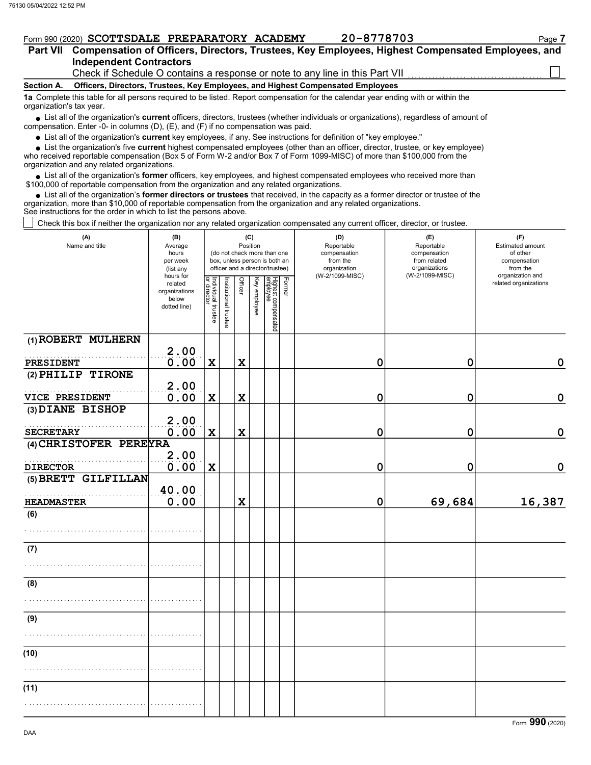Form 990 (2020) **SCOTTSDALE PREPARATORY ACADEMY** **20-8778703**

## Part VII Compensation of Officers, Directors, Trustees, Key Employees, Highest Compensated Employees, and Independent Contractors

Check if Schedule O contains a response or note to any line in this Part VII ☐

### Section A. Officers, Directors, Trustees, Key Employees, and Highest Compensated Employees

**1a** Complete this table for all persons required to be listed. Report compensation for the calendar year ending with or within the organization's tax year.

- List all of the organization's **current** officers, directors, trustees (whether individuals or organizations), regardless of amount of compensation. Enter -0- in columns (D), (E), and (F) if no compensation was paid.
- List all of the organization's **current** key employees, if any. See instructions for definition of "key employee."
- List the organization's five **current** highest compensated employees (other than an officer, director, trustee, or key employee) who received reportable compensation (Box 5 of Form W-2 and/or Box 7 of Form 1099-MISC) of more than $100,000 from the organization and any related organizations.
- List all of the organization's **former** officers, key employees, and highest compensated employees who received more than $100,000 of reportable compensation from the organization and any related organizations.
- List all of the organization's **former directors or trustees** that received, in the capacity as a former director or trustee of the organization, more than $10,000 of reportable compensation from the organization and any related organizations.

See instructions for the order in which to list the persons above.

☐ Check this box if neither the organization nor any related organization compensated any current officer, director, or trustee.

| (A) Name and title | (B) Average hours per week (list any hours for related organizations below dotted line) | (C) Position: Individual trustee or director | Institutional trustee | Officer | Key employee | Highest compensated employee | Former | (D) Reportable compensation from the organization (W-2/1099-MISC) | (E) Reportable compensation from related organizations (W-2/1099-MISC) | (F) Estimated amount of other compensation from the organization and related organizations |
|---|---|---|---|---|---|---|---|---|---|---|
| (1) ROBERT MULHERN<br>PRESIDENT | 2.00<br>0.00 | X | | X | | | | 0 | 0 | 0 |
| (2) PHILIP TIRONE<br>VICE PRESIDENT | 2.00<br>0.00 | X | | X | | | | 0 | 0 | 0 |
| (3) DIANE BISHOP<br>SECRETARY | 2.00<br>0.00 | X | | X | | | | 0 | 0 | 0 |
| (4) CHRISTOFER PEREYRA<br>DIRECTOR | 2.00<br>0.00 | X | | | | | | 0 | 0 | 0 |
| (5) BRETT GILFILLAN<br>HEADMASTER | 40.00<br>0.00 | | | X | | | | 0 | 69,684 | 16,387 |
| (6) | | | | | | | | | | |
| (7) | | | | | | | | | | |
| (8) | | | | | | | | | | |
| (9) | | | | | | | | | | |
| (10) | | | | | | | | | | |
| (11) | | | | | | | | | | |

Form **990** (2020)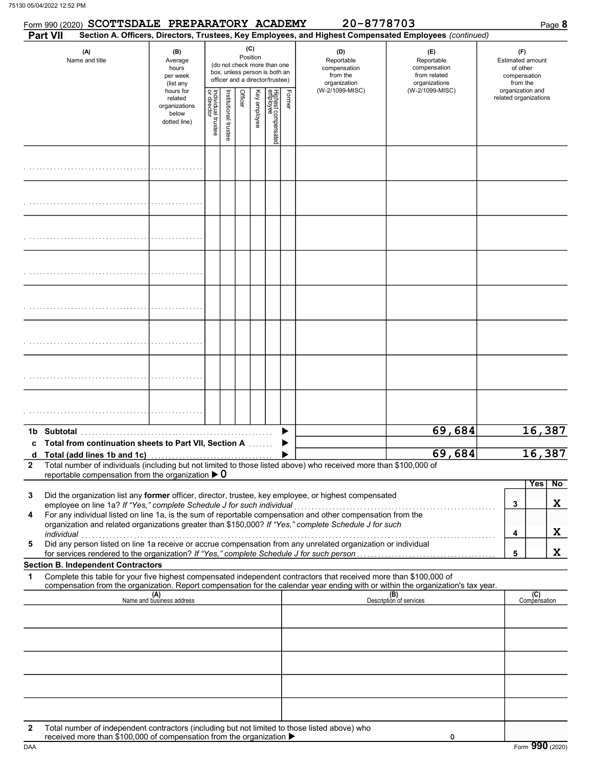Form 990 (2020) **SCOTTSDALE PREPARATORY ACADEMY** **20-8778703**

## Part VII Section A. Officers, Directors, Trustees, Key Employees, and Highest Compensated Employees *(continued)*

| (A) Name and title | (B) Average hours per week (list any hours for related organizations below dotted line) | (C) Position (do not check more than one box, unless person is both an officer and a director/trustee) Individual trustee or director | Institutional trustee | Officer | Key employee | Highest compensated employee | Former | (D) Reportable compensation from the organization (W-2/1099-MISC) | (E) Reportable compensation from related organizations (W-2/1099-MISC) | (F) Estimated amount of other compensation from the organization and related organizations |
|---|---|---|---|---|---|---|---|---|---|---|
| | | | | | | | | | | |
| | | | | | | | | | | |
| | | | | | | | | | | |
| | | | | | | | | | | |
| | | | | | | | | | | |
| | | | | | | | | | | |
| | | | | | | | | | | |
| | | | | | | | | | | |
| **1b Subtotal** | | | | | | | | | 69,684 | 16,387 |
| **c Total from continuation sheets to Part VII, Section A** | | | | | | | | | | |
| **d Total (add lines 1b and 1c)** | | | | | | | | | 69,684 | 16,387 |

**2** Total number of individuals (including but not limited to those listed above) who received more than $100,000 of reportable compensation from the organization ▶ 0

| | | | Yes | No |
|---|---|---|---|---|
| **3** | Did the organization list any **former** officer, director, trustee, key employee, or highest compensated employee on line 1a? *If "Yes," complete Schedule J for such individual* | 3 | | X |
| **4** | For any individual listed on line 1a, is the sum of reportable compensation and other compensation from the organization and related organizations greater than $150,000? *If "Yes," complete Schedule J for such individual* | 4 | | X |
| **5** | Did any person listed on line 1a receive or accrue compensation from any unrelated organization or individual for services rendered to the organization? *If "Yes," complete Schedule J for such person* | 5 | | X |

### Section B. Independent Contractors

**1** Complete this table for your five highest compensated independent contractors that received more than $100,000 of compensation from the organization. Report compensation for the calendar year ending with or within the organization's tax year.

| (A) Name and business address | (B) Description of services | (C) Compensation |
|---|---|---|
| | | |
| | | |
| | | |
| | | |
| | | |

**2** Total number of independent contractors (including but not limited to those listed above) who received more than $100,000 of compensation from the organization ▶ 0

DAA Form **990** (2020)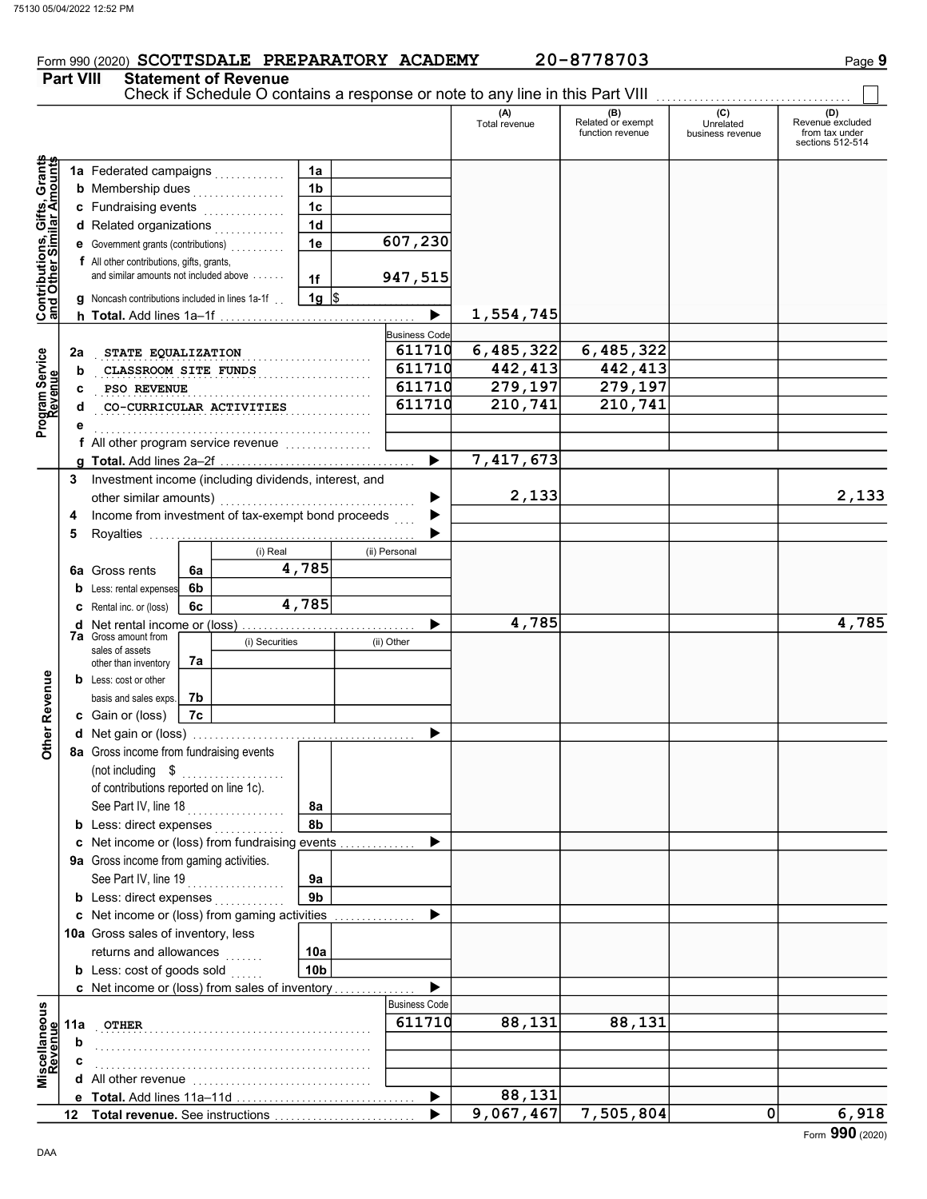Form 990 (2020) SCOTTSDALE PREPARATORY ACADEMY 20-8778703

## Part VIII Statement of Revenue

Check if Schedule O contains a response or note to any line in this Part VIII ☐

| | | | | (A) Total revenue | (B) Related or exempt function revenue | (C) Unrelated business revenue | (D) Revenue excluded from tax under sections 512-514 |
|---|---|---|---|---|---|---|---|
| **Contributions, Gifts, Grants and Other Similar Amounts** | 1a Federated campaigns | 1a | | | | | |
| | b Membership dues | 1b | | | | | |
| | c Fundraising events | 1c | | | | | |
| | d Related organizations | 1d | | | | | |
| | e Government grants (contributions) | 1e | 607,230 | | | | |
| | f All other contributions, gifts, grants, and similar amounts not included above | 1f | 947,515 | | | | |
| | g Noncash contributions included in lines 1a-1f | 1g | $ | | | | |
| | h **Total.** Add lines 1a–1f | | ▶ | 1,554,745 | | | |
| **Program Service Revenue** | | | Business Code | | | | |
| | 2a STATE EQUALIZATION | | 611710 | 6,485,322 | 6,485,322 | | |
| | b CLASSROOM SITE FUNDS | | 611710 | 442,413 | 442,413 | | |
| | c PSO REVENUE | | 611710 | 279,197 | 279,197 | | |
| | d CO-CURRICULAR ACTIVITIES | | 611710 | 210,741 | 210,741 | | |
| | e | | | | | | |
| | f All other program service revenue | | | | | | |
| | g **Total.** Add lines 2a–2f | | ▶ | 7,417,673 | | | |
| **Other Revenue** | 3 Investment income (including dividends, interest, and other similar amounts) | | ▶ | 2,133 | | | 2,133 |
| | 4 Income from investment of tax-exempt bond proceeds | | ▶ | | | | |
| | 5 Royalties | | ▶ | | | | |
| | | (i) Real | (ii) Personal | | | | |
| | 6a Gross rents (6a) | 4,785 | | | | | |
| | b Less: rental expenses (6b) | | | | | | |
| | c Rental inc. or (loss) (6c) | 4,785 | | | | | |
| | d Net rental income or (loss) | | ▶ | 4,785 | | | 4,785 |
| | | (i) Securities | (ii) Other | | | | |
| | 7a Gross amount from sales of assets other than inventory (7a) | | | | | | |
| | b Less: cost or other basis and sales exps. (7b) | | | | | | |
| | c Gain or (loss) (7c) | | | | | | |
| | d Net gain or (loss) | | ▶ | | | | |
| | 8a Gross income from fundraising events (not including $ ........ of contributions reported on line 1c). See Part IV, line 18 | 8a | | | | | |
| | b Less: direct expenses | 8b | | | | | |
| | c Net income or (loss) from fundraising events | | ▶ | | | | |
| | 9a Gross income from gaming activities. See Part IV, line 19 | 9a | | | | | |
| | b Less: direct expenses | 9b | | | | | |
| | c Net income or (loss) from gaming activities | | ▶ | | | | |
| | 10a Gross sales of inventory, less returns and allowances | 10a | | | | | |
| | b Less: cost of goods sold | 10b | | | | | |
| | c Net income or (loss) from sales of inventory | | ▶ | | | | |
| **Miscellaneous Revenue** | | | Business Code | | | | |
| | 11a OTHER | | 611710 | 88,131 | 88,131 | | |
| | b | | | | | | |
| | c | | | | | | |
| | d All other revenue | | | | | | |
| | e **Total.** Add lines 11a–11d | | ▶ | 88,131 | | | |
| | 12 **Total revenue.** See instructions | | ▶ | 9,067,467 | 7,505,804 | 0 | 6,918 |

Form **990** (2020)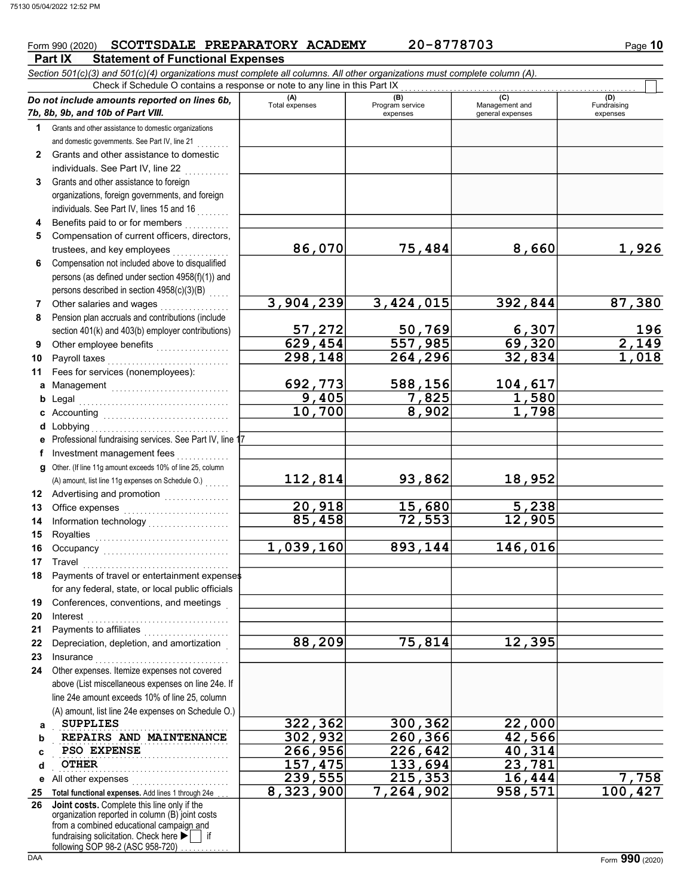Form 990 (2020) **SCOTTSDALE PREPARATORY ACADEMY** 20-8778703

## Part IX Statement of Functional Expenses

*Section 501(c)(3) and 501(c)(4) organizations must complete all columns. All other organizations must complete column (A).*

Check if Schedule O contains a response or note to any line in this Part IX ☐

| *Do not include amounts reported on lines 6b, 7b, 8b, 9b, and 10b of Part VIII.* | (A) Total expenses | (B) Program service expenses | (C) Management and general expenses | (D) Fundraising expenses |
|---|---|---|---|---|
| **1** Grants and other assistance to domestic organizations and domestic governments. See Part IV, line 21 | | | | |
| **2** Grants and other assistance to domestic individuals. See Part IV, line 22 | | | | |
| **3** Grants and other assistance to foreign organizations, foreign governments, and foreign individuals. See Part IV, lines 15 and 16 | | | | |
| **4** Benefits paid to or for members | | | | |
| **5** Compensation of current officers, directors, trustees, and key employees | 86,070 | 75,484 | 8,660 | 1,926 |
| **6** Compensation not included above to disqualified persons (as defined under section 4958(f)(1)) and persons described in section 4958(c)(3)(B) | | | | |
| **7** Other salaries and wages | 3,904,239 | 3,424,015 | 392,844 | 87,380 |
| **8** Pension plan accruals and contributions (include section 401(k) and 403(b) employer contributions) | 57,272 | 50,769 | 6,307 | 196 |
| **9** Other employee benefits | 629,454 | 557,985 | 69,320 | 2,149 |
| **10** Payroll taxes | 298,148 | 264,296 | 32,834 | 1,018 |
| **11** Fees for services (nonemployees): | | | | |
| **a** Management | 692,773 | 588,156 | 104,617 | |
| **b** Legal | 9,405 | 7,825 | 1,580 | |
| **c** Accounting | 10,700 | 8,902 | 1,798 | |
| **d** Lobbying | | | | |
| **e** Professional fundraising services. See Part IV, line 17 | | | | |
| **f** Investment management fees | | | | |
| **g** Other. (If line 11g amount exceeds 10% of line 25, column (A) amount, list line 11g expenses on Schedule O.) | 112,814 | 93,862 | 18,952 | |
| **12** Advertising and promotion | | | | |
| **13** Office expenses | 20,918 | 15,680 | 5,238 | |
| **14** Information technology | 85,458 | 72,553 | 12,905 | |
| **15** Royalties | | | | |
| **16** Occupancy | 1,039,160 | 893,144 | 146,016 | |
| **17** Travel | | | | |
| **18** Payments of travel or entertainment expenses for any federal, state, or local public officials | | | | |
| **19** Conferences, conventions, and meetings | | | | |
| **20** Interest | | | | |
| **21** Payments to affiliates | | | | |
| **22** Depreciation, depletion, and amortization | 88,209 | 75,814 | 12,395 | |
| **23** Insurance | | | | |
| **24** Other expenses. Itemize expenses not covered above (List miscellaneous expenses on line 24e. If line 24e amount exceeds 10% of line 25, column (A) amount, list line 24e expenses on Schedule O.) | | | | |
| **a** SUPPLIES | 322,362 | 300,362 | 22,000 | |
| **b** REPAIRS AND MAINTENANCE | 302,932 | 260,366 | 42,566 | |
| **c** PSO EXPENSE | 266,956 | 226,642 | 40,314 | |
| **d** OTHER | 157,475 | 133,694 | 23,781 | |
| **e** All other expenses | 239,555 | 215,353 | 16,444 | 7,758 |
| **25** **Total functional expenses.** Add lines 1 through 24e | 8,323,900 | 7,264,902 | 958,571 | 100,427 |
| **26** **Joint costs.** Complete this line only if the organization reported in column (B) joint costs from a combined educational campaign and fundraising solicitation. Check here ▶ ☐ if following SOP 98-2 (ASC 958-720) | | | | |

Form **990** (2020)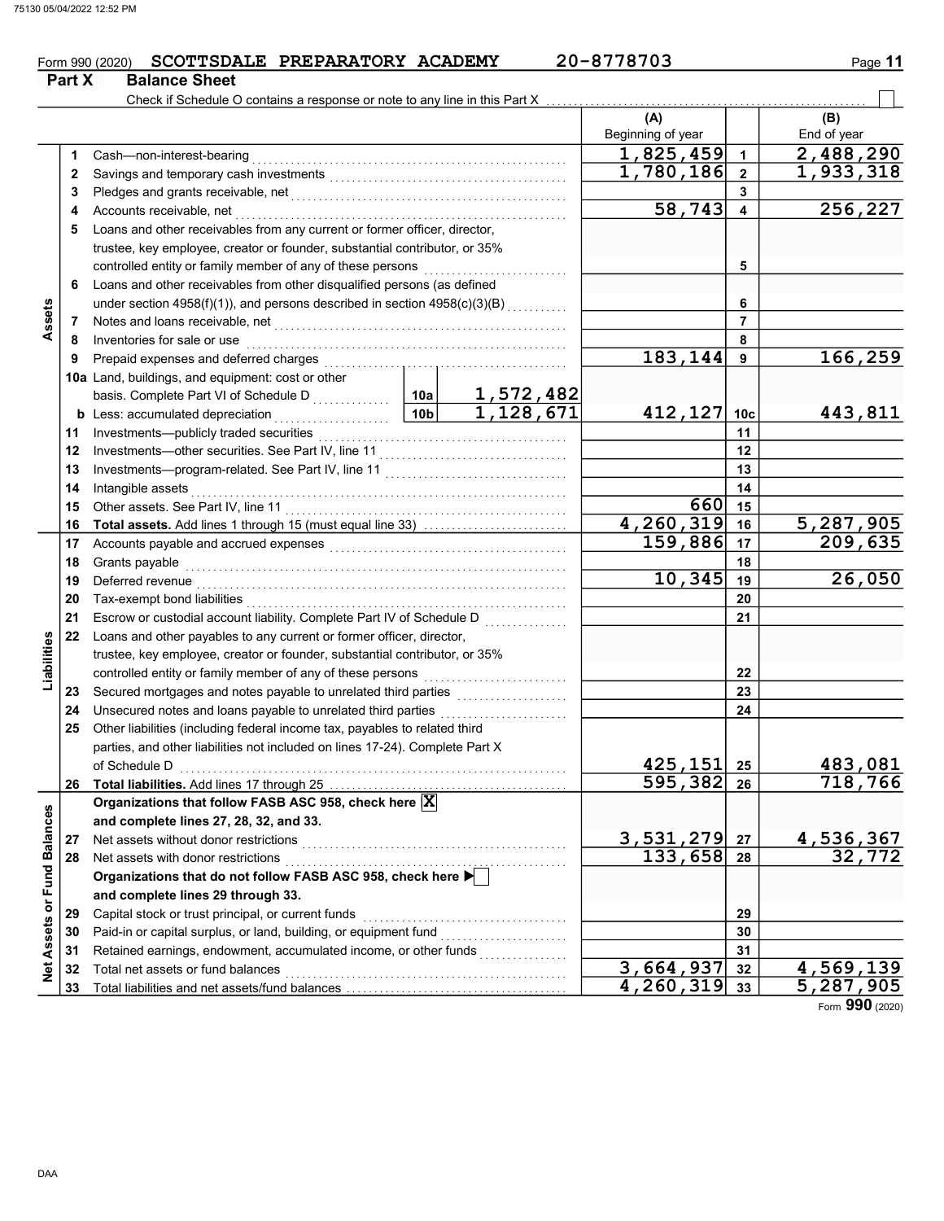Form 990 (2020) SCOTTSDALE PREPARATORY ACADEMY 20-8778703

**Part X Balance Sheet**

Check if Schedule O contains a response or note to any line in this Part X ☐

| | | | | (A) Beginning of year | | (B) End of year |
|---|---|---|---|---|---|---|
| **Assets** | 1 | Cash—non-interest-bearing | | 1,825,459 | 1 | 2,488,290 |
| | 2 | Savings and temporary cash investments | | 1,780,186 | 2 | 1,933,318 |
| | 3 | Pledges and grants receivable, net | | | 3 | |
| | 4 | Accounts receivable, net | | 58,743 | 4 | 256,227 |
| | 5 | Loans and other receivables from any current or former officer, director, trustee, key employee, creator or founder, substantial contributor, or 35% controlled entity or family member of any of these persons | | | 5 | |
| | 6 | Loans and other receivables from other disqualified persons (as defined under section 4958(f)(1)), and persons described in section 4958(c)(3)(B) | | | 6 | |
| | 7 | Notes and loans receivable, net | | | 7 | |
| | 8 | Inventories for sale or use | | | 8 | |
| | 9 | Prepaid expenses and deferred charges | | 183,144 | 9 | 166,259 |
| | 10a | Land, buildings, and equipment: cost or other basis. Complete Part VI of Schedule D | 10a 1,572,482 | | | |
| | b | Less: accumulated depreciation | 10b 1,128,671 | 412,127 | 10c | 443,811 |
| | 11 | Investments—publicly traded securities | | | 11 | |
| | 12 | Investments—other securities. See Part IV, line 11 | | | 12 | |
| | 13 | Investments—program-related. See Part IV, line 11 | | | 13 | |
| | 14 | Intangible assets | | | 14 | |
| | 15 | Other assets. See Part IV, line 11 | | 660 | 15 | |
| | 16 | **Total assets.** Add lines 1 through 15 (must equal line 33) | | 4,260,319 | 16 | 5,287,905 |
| **Liabilities** | 17 | Accounts payable and accrued expenses | | 159,886 | 17 | 209,635 |
| | 18 | Grants payable | | | 18 | |
| | 19 | Deferred revenue | | 10,345 | 19 | 26,050 |
| | 20 | Tax-exempt bond liabilities | | | 20 | |
| | 21 | Escrow or custodial account liability. Complete Part IV of Schedule D | | | 21 | |
| | 22 | Loans and other payables to any current or former officer, director, trustee, key employee, creator or founder, substantial contributor, or 35% controlled entity or family member of any of these persons | | | 22 | |
| | 23 | Secured mortgages and notes payable to unrelated third parties | | | 23 | |
| | 24 | Unsecured notes and loans payable to unrelated third parties | | | 24 | |
| | 25 | Other liabilities (including federal income tax, payables to related third parties, and other liabilities not included on lines 17-24). Complete Part X of Schedule D | | 425,151 | 25 | 483,081 |
| | 26 | **Total liabilities.** Add lines 17 through 25 | | 595,382 | 26 | 718,766 |
| **Net Assets or Fund Balances** | | **Organizations that follow FASB ASC 958, check here** ☒ **and complete lines 27, 28, 32, and 33.** | | | | |
| | 27 | Net assets without donor restrictions | | 3,531,279 | 27 | 4,536,367 |
| | 28 | Net assets with donor restrictions | | 133,658 | 28 | 32,772 |
| | | **Organizations that do not follow FASB ASC 958, check here** ▶ ☐ **and complete lines 29 through 33.** | | | | |
| | 29 | Capital stock or trust principal, or current funds | | | 29 | |
| | 30 | Paid-in or capital surplus, or land, building, or equipment fund | | | 30 | |
| | 31 | Retained earnings, endowment, accumulated income, or other funds | | | 31 | |
| | 32 | Total net assets or fund balances | | 3,664,937 | 32 | 4,569,139 |
| | 33 | Total liabilities and net assets/fund balances | | 4,260,319 | 33 | 5,287,905 |

Form **990** (2020)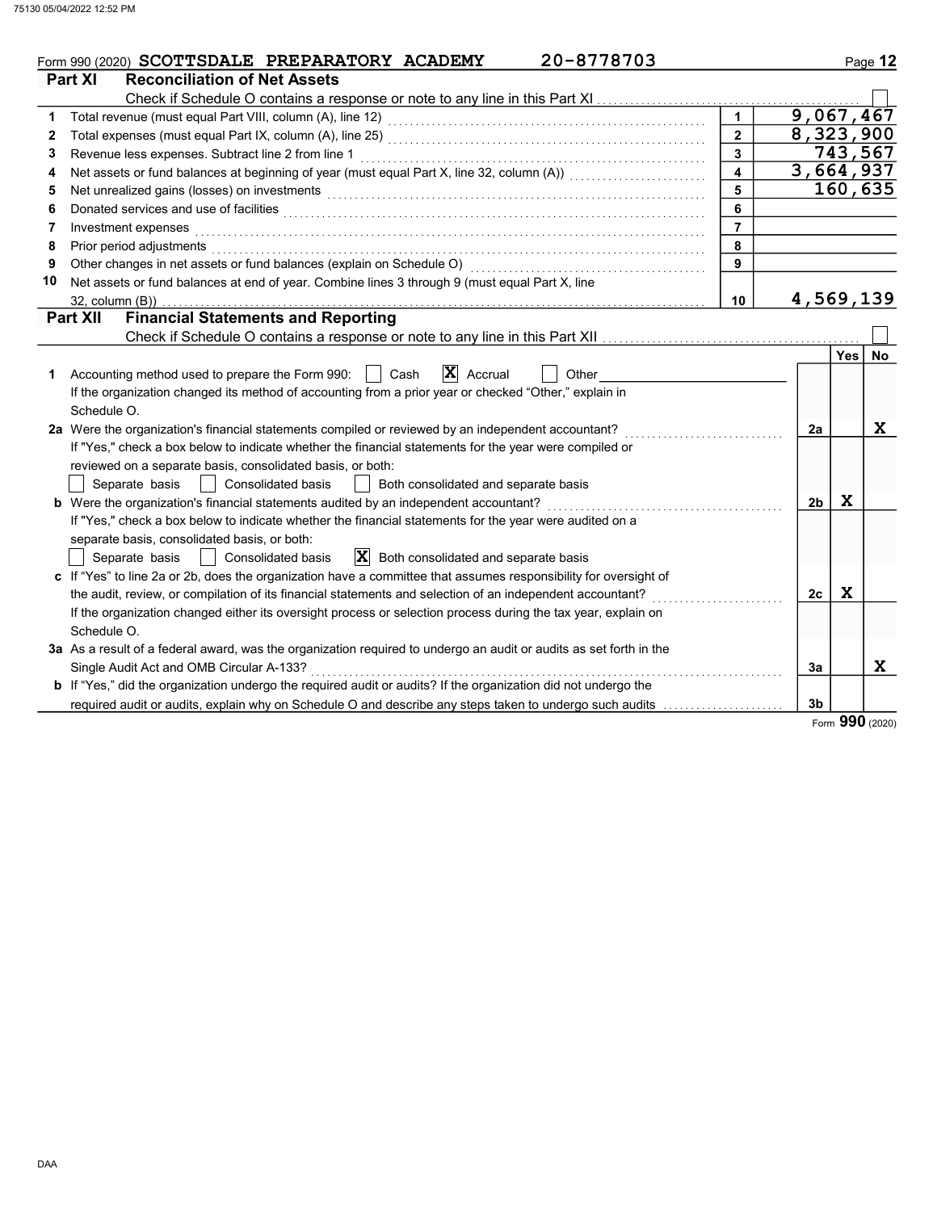Form 990 (2020) **SCOTTSDALE PREPARATORY ACADEMY** 20-8778703

## Part XI Reconciliation of Net Assets

Check if Schedule O contains a response or note to any line in this Part XI ☐

| | | | |
|---|---|---|---|
| 1 | Total revenue (must equal Part VIII, column (A), line 12) | 1 | 9,067,467 |
| 2 | Total expenses (must equal Part IX, column (A), line 25) | 2 | 8,323,900 |
| 3 | Revenue less expenses. Subtract line 2 from line 1 | 3 | 743,567 |
| 4 | Net assets or fund balances at beginning of year (must equal Part X, line 32, column (A)) | 4 | 3,664,937 |
| 5 | Net unrealized gains (losses) on investments | 5 | 160,635 |
| 6 | Donated services and use of facilities | 6 | |
| 7 | Investment expenses | 7 | |
| 8 | Prior period adjustments | 8 | |
| 9 | Other changes in net assets or fund balances (explain on Schedule O) | 9 | |
| 10 | Net assets or fund balances at end of year. Combine lines 3 through 9 (must equal Part X, line 32, column (B)) | 10 | 4,569,139 |

## Part XII Financial Statements and Reporting

Check if Schedule O contains a response or note to any line in this Part XII ☐

| | | | Yes | No |
|---|---|---|---|---|
| 1 | Accounting method used to prepare the Form 990: ☐ Cash ☒ Accrual ☐ Other<br>If the organization changed its method of accounting from a prior year or checked "Other," explain in Schedule O. | | | |
| 2a | Were the organization's financial statements compiled or reviewed by an independent accountant?<br>If "Yes," check a box below to indicate whether the financial statements for the year were compiled or reviewed on a separate basis, consolidated basis, or both:<br>☐ Separate basis ☐ Consolidated basis ☐ Both consolidated and separate basis | 2a | | X |
| b | Were the organization's financial statements audited by an independent accountant?<br>If "Yes," check a box below to indicate whether the financial statements for the year were audited on a separate basis, consolidated basis, or both:<br>☐ Separate basis ☐ Consolidated basis ☒ Both consolidated and separate basis | 2b | X | |
| c | If "Yes" to line 2a or 2b, does the organization have a committee that assumes responsibility for oversight of the audit, review, or compilation of its financial statements and selection of an independent accountant?<br>If the organization changed either its oversight process or selection process during the tax year, explain on Schedule O. | 2c | X | |
| 3a | As a result of a federal award, was the organization required to undergo an audit or audits as set forth in the Single Audit Act and OMB Circular A-133? | 3a | | X |
| b | If "Yes," did the organization undergo the required audit or audits? If the organization did not undergo the required audit or audits, explain why on Schedule O and describe any steps taken to undergo such audits | 3b | | |

Form **990** (2020)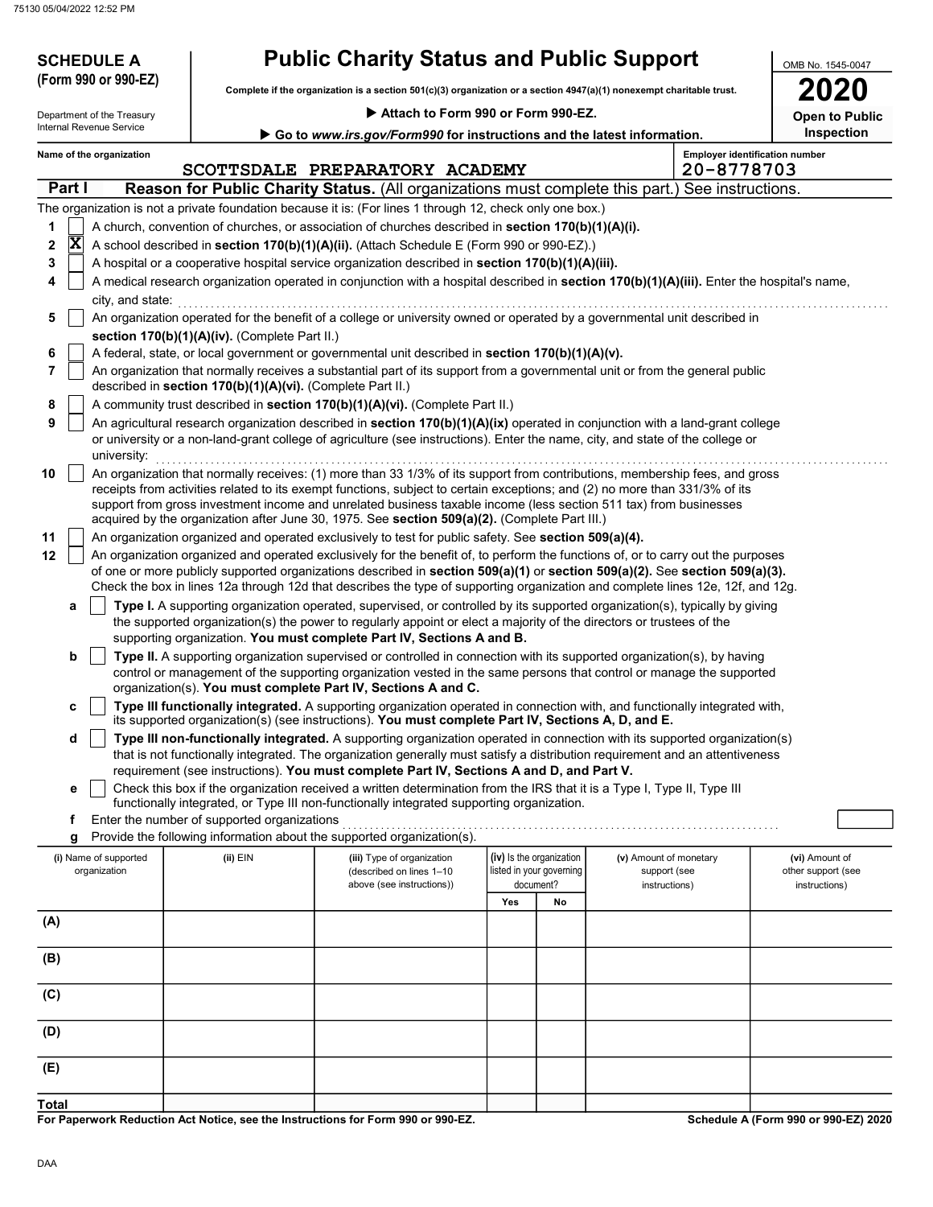**SCHEDULE A (Form 990 or 990-EZ)**

Department of the Treasury
Internal Revenue Service

# Public Charity Status and Public Support

**Complete if the organization is a section 501(c)(3) organization or a section 4947(a)(1) nonexempt charitable trust.**

▶ **Attach to Form 990 or Form 990-EZ.**

▶ **Go to www.irs.gov/Form990 for instructions and the latest information.**

OMB No. 1545-0047

**2020**

**Open to Public Inspection**

Name of the organization: SCOTTSDALE PREPARATORY ACADEMY

Employer identification number: 20-8778703

## Part I Reason for Public Charity Status. (All organizations must complete this part.) See instructions.

The organization is not a private foundation because it is: (For lines 1 through 12, check only one box.)

1 [ ] A church, convention of churches, or association of churches described in **section 170(b)(1)(A)(i).**

2 [X] A school described in **section 170(b)(1)(A)(ii).** (Attach Schedule E (Form 990 or 990-EZ).)

3 [ ] A hospital or a cooperative hospital service organization described in **section 170(b)(1)(A)(iii).**

4 [ ] A medical research organization operated in conjunction with a hospital described in **section 170(b)(1)(A)(iii).** Enter the hospital's name, city, and state:

5 [ ] An organization operated for the benefit of a college or university owned or operated by a governmental unit described in **section 170(b)(1)(A)(iv).** (Complete Part II.)

6 [ ] A federal, state, or local government or governmental unit described in **section 170(b)(1)(A)(v).**

7 [ ] An organization that normally receives a substantial part of its support from a governmental unit or from the general public described in **section 170(b)(1)(A)(vi).** (Complete Part II.)

8 [ ] A community trust described in **section 170(b)(1)(A)(vi).** (Complete Part II.)

9 [ ] An agricultural research organization described in **section 170(b)(1)(A)(ix)** operated in conjunction with a land-grant college or university or a non-land-grant college of agriculture (see instructions). Enter the name, city, and state of the college or university:

10 [ ] An organization that normally receives: (1) more than 33 1/3% of its support from contributions, membership fees, and gross receipts from activities related to its exempt functions, subject to certain exceptions; and (2) no more than 331/3% of its support from gross investment income and unrelated business taxable income (less section 511 tax) from businesses acquired by the organization after June 30, 1975. See **section 509(a)(2).** (Complete Part III.)

11 [ ] An organization organized and operated exclusively to test for public safety. See **section 509(a)(4).**

12 [ ] An organization organized and operated exclusively for the benefit of, to perform the functions of, or to carry out the purposes of one or more publicly supported organizations described in **section 509(a)(1)** or **section 509(a)(2).** See **section 509(a)(3).** Check the box in lines 12a through 12d that describes the type of supporting organization and complete lines 12e, 12f, and 12g.

a [ ] **Type I.** A supporting organization operated, supervised, or controlled by its supported organization(s), typically by giving the supported organization(s) the power to regularly appoint or elect a majority of the directors or trustees of the supporting organization. **You must complete Part IV, Sections A and B.**

b [ ] **Type II.** A supporting organization supervised or controlled in connection with its supported organization(s), by having control or management of the supporting organization vested in the same persons that control or manage the supported organization(s). **You must complete Part IV, Sections A and C.**

c [ ] **Type III functionally integrated.** A supporting organization operated in connection with, and functionally integrated with, its supported organization(s) (see instructions). **You must complete Part IV, Sections A, D, and E.**

d [ ] **Type III non-functionally integrated.** A supporting organization operated in connection with its supported organization(s) that is not functionally integrated. The organization generally must satisfy a distribution requirement and an attentiveness requirement (see instructions). **You must complete Part IV, Sections A and D, and Part V.**

e [ ] Check this box if the organization received a written determination from the IRS that it is a Type I, Type II, Type III functionally integrated, or Type III non-functionally integrated supporting organization.

f Enter the number of supported organizations

g Provide the following information about the supported organization(s).

| (i) Name of supported organization | (ii) EIN | (iii) Type of organization (described on lines 1–10 above (see instructions)) | (iv) Is the organization listed in your governing document? Yes | No | (v) Amount of monetary support (see instructions) | (vi) Amount of other support (see instructions) |
|---|---|---|---|---|---|---|
| (A) | | | | | | |
| (B) | | | | | | |
| (C) | | | | | | |
| (D) | | | | | | |
| (E) | | | | | | |
| **Total** | | | | | | |

**For Paperwork Reduction Act Notice, see the Instructions for Form 990 or 990-EZ.**

**Schedule A (Form 990 or 990-EZ) 2020**

DAA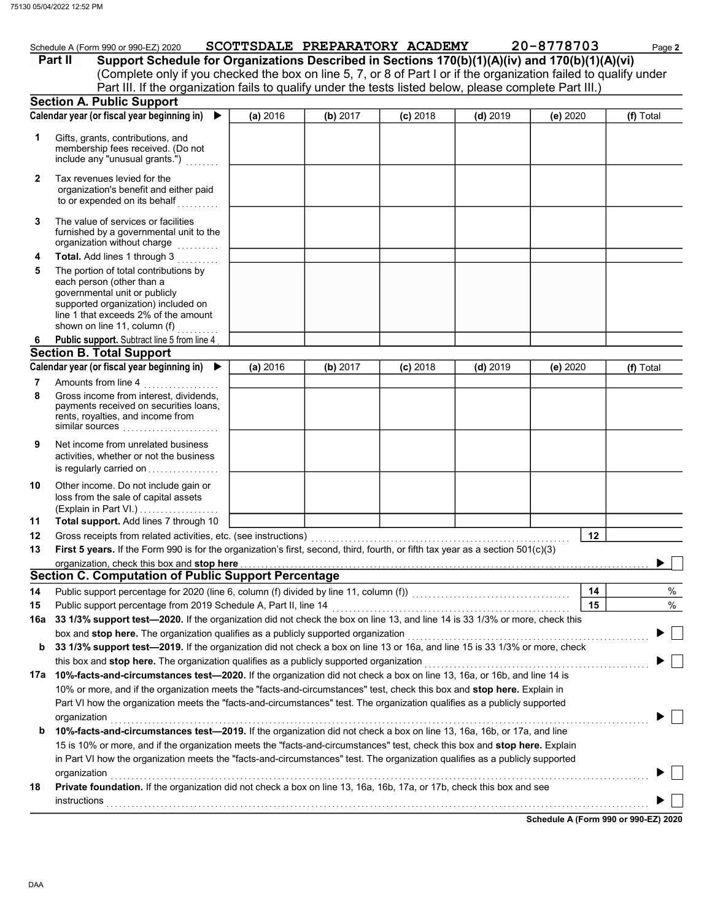Schedule A (Form 990 or 990-EZ) 2020 SCOTTSDALE PREPARATORY ACADEMY 20-8778703 Page 2

## Part II Support Schedule for Organizations Described in Sections 170(b)(1)(A)(iv) and 170(b)(1)(A)(vi)

(Complete only if you checked the box on line 5, 7, or 8 of Part I or if the organization failed to qualify under Part III. If the organization fails to qualify under the tests listed below, please complete Part III.)

### Section A. Public Support

| Calendar year (or fiscal year beginning in) ▶ | (a) 2016 | (b) 2017 | (c) 2018 | (d) 2019 | (e) 2020 | (f) Total |
|---|---|---|---|---|---|---|
| 1 Gifts, grants, contributions, and membership fees received. (Do not include any "unusual grants.") | | | | | | |
| 2 Tax revenues levied for the organization's benefit and either paid to or expended on its behalf | | | | | | |
| 3 The value of services or facilities furnished by a governmental unit to the organization without charge | | | | | | |
| 4 **Total.** Add lines 1 through 3 | | | | | | |
| 5 The portion of total contributions by each person (other than a governmental unit or publicly supported organization) included on line 1 that exceeds 2% of the amount shown on line 11, column (f) | | | | | | |
| 6 **Public support.** Subtract line 5 from line 4 | | | | | | |

### Section B. Total Support

| Calendar year (or fiscal year beginning in) ▶ | (a) 2016 | (b) 2017 | (c) 2018 | (d) 2019 | (e) 2020 | (f) Total |
|---|---|---|---|---|---|---|
| 7 Amounts from line 4 | | | | | | |
| 8 Gross income from interest, dividends, payments received on securities loans, rents, royalties, and income from similar sources | | | | | | |
| 9 Net income from unrelated business activities, whether or not the business is regularly carried on | | | | | | |
| 10 Other income. Do not include gain or loss from the sale of capital assets (Explain in Part VI.) | | | | | | |
| 11 **Total support.** Add lines 7 through 10 | | | | | | |

12 Gross receipts from related activities, etc. (see instructions) ..... 12

13 **First 5 years.** If the Form 990 is for the organization's first, second, third, fourth, or fifth tax year as a section 501(c)(3) organization, check this box and **stop here** ▶ ☐

### Section C. Computation of Public Support Percentage

14 Public support percentage for 2020 (line 6, column (f) divided by line 11, column (f)) ..... 14 %

15 Public support percentage from 2019 Schedule A, Part II, line 14 ..... 15 %

16a **33 1/3% support test—2020.** If the organization did not check the box on line 13, and line 14 is 33 1/3% or more, check this box and **stop here.** The organization qualifies as a publicly supported organization ▶ ☐

b **33 1/3% support test—2019.** If the organization did not check a box on line 13 or 16a, and line 15 is 33 1/3% or more, check this box and **stop here.** The organization qualifies as a publicly supported organization ▶ ☐

17a **10%-facts-and-circumstances test—2020.** If the organization did not check a box on line 13, 16a, or 16b, and line 14 is 10% or more, and if the organization meets the "facts-and-circumstances" test, check this box and **stop here.** Explain in Part VI how the organization meets the "facts-and-circumstances" test. The organization qualifies as a publicly supported organization ▶ ☐

b **10%-facts-and-circumstances test—2019.** If the organization did not check a box on line 13, 16a, 16b, or 17a, and line 15 is 10% or more, and if the organization meets the "facts-and-circumstances" test, check this box and **stop here.** Explain in Part VI how the organization meets the "facts-and-circumstances" test. The organization qualifies as a publicly supported organization ▶ ☐

18 **Private foundation.** If the organization did not check a box on line 13, 16a, 16b, 17a, or 17b, check this box and see instructions ▶ ☐

**Schedule A (Form 990 or 990-EZ) 2020**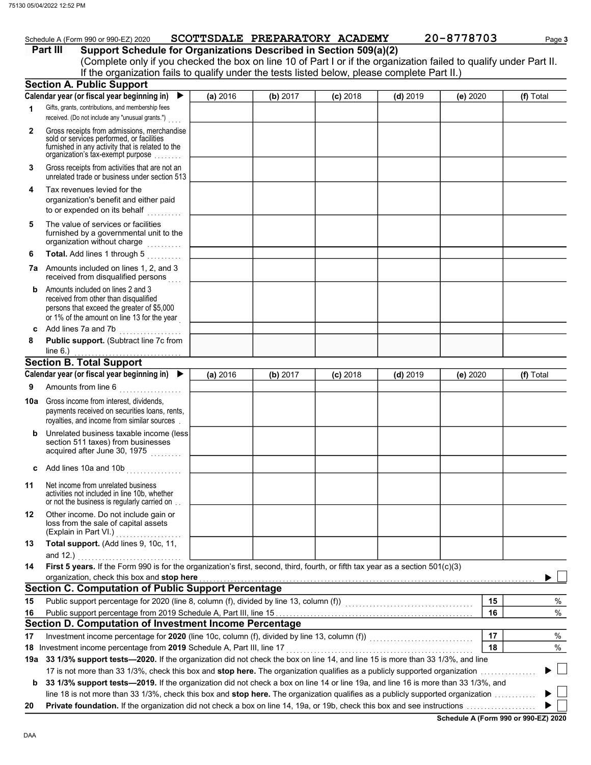Schedule A (Form 990 or 990-EZ) 2020 **SCOTTSDALE PREPARATORY ACADEMY** **20-8778703**

## Part III Support Schedule for Organizations Described in Section 509(a)(2)

(Complete only if you checked the box on line 10 of Part I or if the organization failed to qualify under Part II. If the organization fails to qualify under the tests listed below, please complete Part II.)

### Section A. Public Support

| Calendar year (or fiscal year beginning in) ▶ | (a) 2016 | (b) 2017 | (c) 2018 | (d) 2019 | (e) 2020 | (f) Total |
|---|---|---|---|---|---|---|
| **1** Gifts, grants, contributions, and membership fees received. (Do not include any "unusual grants.") | | | | | | |
| **2** Gross receipts from admissions, merchandise sold or services performed, or facilities furnished in any activity that is related to the organization's tax-exempt purpose | | | | | | |
| **3** Gross receipts from activities that are not an unrelated trade or business under section 513 | | | | | | |
| **4** Tax revenues levied for the organization's benefit and either paid to or expended on its behalf | | | | | | |
| **5** The value of services or facilities furnished by a governmental unit to the organization without charge | | | | | | |
| **6** **Total.** Add lines 1 through 5 | | | | | | |
| **7a** Amounts included on lines 1, 2, and 3 received from disqualified persons | | | | | | |
| **b** Amounts included on lines 2 and 3 received from other than disqualified persons that exceed the greater of $5,000 or 1% of the amount on line 13 for the year | | | | | | |
| **c** Add lines 7a and 7b | | | | | | |
| **8** **Public support.** (Subtract line 7c from line 6.) | | | | | | |

### Section B. Total Support

| Calendar year (or fiscal year beginning in) ▶ | (a) 2016 | (b) 2017 | (c) 2018 | (d) 2019 | (e) 2020 | (f) Total |
|---|---|---|---|---|---|---|
| **9** Amounts from line 6 | | | | | | |
| **10a** Gross income from interest, dividends, payments received on securities loans, rents, royalties, and income from similar sources | | | | | | |
| **b** Unrelated business taxable income (less section 511 taxes) from businesses acquired after June 30, 1975 | | | | | | |
| **c** Add lines 10a and 10b | | | | | | |
| **11** Net income from unrelated business activities not included in line 10b, whether or not the business is regularly carried on | | | | | | |
| **12** Other income. Do not include gain or loss from the sale of capital assets (Explain in Part VI.) | | | | | | |
| **13** **Total support.** (Add lines 9, 10c, 11, and 12.) | | | | | | |

**14** **First 5 years.** If the Form 990 is for the organization's first, second, third, fourth, or fifth tax year as a section 501(c)(3) organization, check this box and **stop here** ▶ ☐

### Section C. Computation of Public Support Percentage

| | | | |
|---|---|---|---|
| **15** | Public support percentage for 2020 (line 8, column (f), divided by line 13, column (f)) | 15 | % |
| **16** | Public support percentage from 2019 Schedule A, Part III, line 15 | 16 | % |

### Section D. Computation of Investment Income Percentage

| | | | |
|---|---|---|---|
| **17** | Investment income percentage for **2020** (line 10c, column (f), divided by line 13, column (f)) | 17 | % |
| **18** | Investment income percentage from **2019** Schedule A, Part III, line 17 | 18 | % |

**19a** **33 1/3% support tests—2020.** If the organization did not check the box on line 14, and line 15 is more than 33 1/3%, and line 17 is not more than 33 1/3%, check this box and **stop here.** The organization qualifies as a publicly supported organization ▶ ☐

**b** **33 1/3% support tests—2019.** If the organization did not check a box on line 14 or line 19a, and line 16 is more than 33 1/3%, and line 18 is not more than 33 1/3%, check this box and **stop here.** The organization qualifies as a publicly supported organization ▶ ☐

**20** **Private foundation.** If the organization did not check a box on line 14, 19a, or 19b, check this box and see instructions ▶ ☐

**Schedule A (Form 990 or 990-EZ) 2020**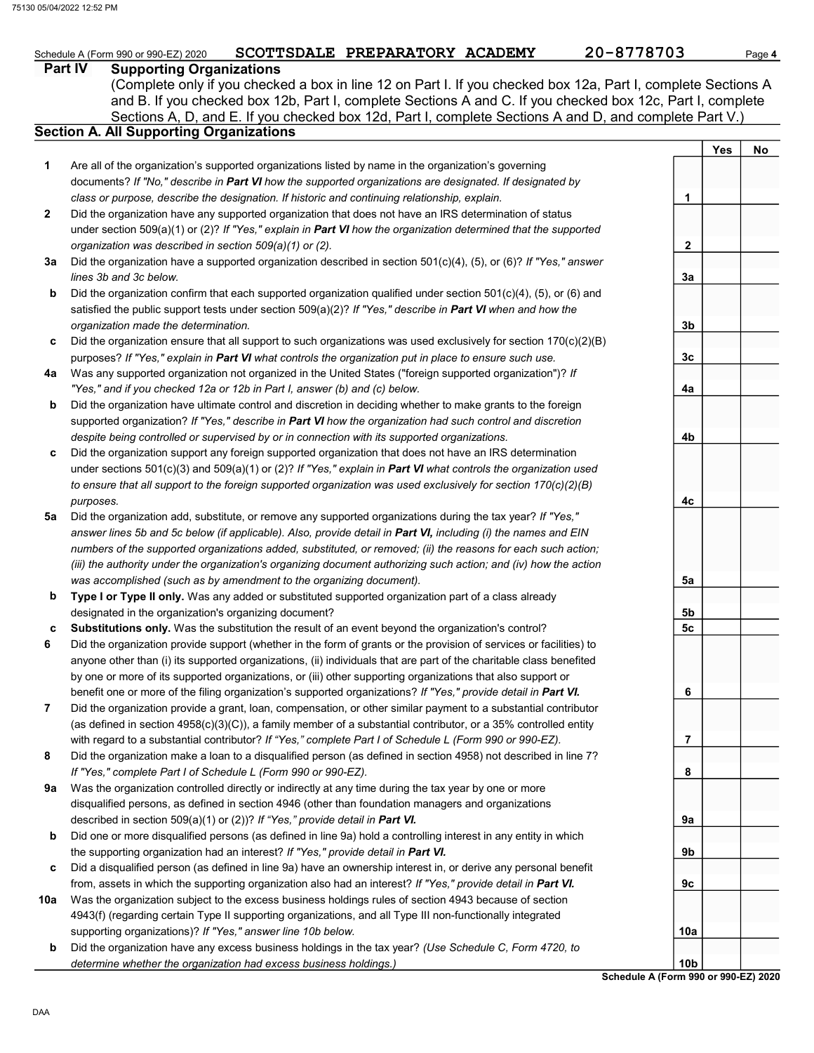Schedule A (Form 990 or 990-EZ) 2020 SCOTTSDALE PREPARATORY ACADEMY 20-8778703 Page **4**

## Part IV Supporting Organizations

(Complete only if you checked a box in line 12 on Part I. If you checked box 12a, Part I, complete Sections A and B. If you checked box 12b, Part I, complete Sections A and C. If you checked box 12c, Part I, complete Sections A, D, and E. If you checked box 12d, Part I, complete Sections A and D, and complete Part V.)

### Section A. All Supporting Organizations

| | | | Yes | No |
|---|---|---|---|---|
| **1** | Are all of the organization's supported organizations listed by name in the organization's governing documents? *If "No," describe in **Part VI** how the supported organizations are designated. If designated by class or purpose, describe the designation. If historic and continuing relationship, explain.* | 1 | | |
| **2** | Did the organization have any supported organization that does not have an IRS determination of status under section 509(a)(1) or (2)? *If "Yes," explain in **Part VI** how the organization determined that the supported organization was described in section 509(a)(1) or (2).* | 2 | | |
| **3a** | Did the organization have a supported organization described in section 501(c)(4), (5), or (6)? *If "Yes," answer lines 3b and 3c below.* | 3a | | |
| **b** | Did the organization confirm that each supported organization qualified under section 501(c)(4), (5), or (6) and satisfied the public support tests under section 509(a)(2)? *If "Yes," describe in **Part VI** when and how the organization made the determination.* | 3b | | |
| **c** | Did the organization ensure that all support to such organizations was used exclusively for section 170(c)(2)(B) purposes? *If "Yes," explain in **Part VI** what controls the organization put in place to ensure such use.* | 3c | | |
| **4a** | Was any supported organization not organized in the United States ("foreign supported organization")? *If "Yes," and if you checked 12a or 12b in Part I, answer (b) and (c) below.* | 4a | | |
| **b** | Did the organization have ultimate control and discretion in deciding whether to make grants to the foreign supported organization? *If "Yes," describe in **Part VI** how the organization had such control and discretion despite being controlled or supervised by or in connection with its supported organizations.* | 4b | | |
| **c** | Did the organization support any foreign supported organization that does not have an IRS determination under sections 501(c)(3) and 509(a)(1) or (2)? *If "Yes," explain in **Part VI** what controls the organization used to ensure that all support to the foreign supported organization was used exclusively for section 170(c)(2)(B) purposes.* | 4c | | |
| **5a** | Did the organization add, substitute, or remove any supported organizations during the tax year? *If "Yes," answer lines 5b and 5c below (if applicable). Also, provide detail in **Part VI,** including (i) the names and EIN numbers of the supported organizations added, substituted, or removed; (ii) the reasons for each such action; (iii) the authority under the organization's organizing document authorizing such action; and (iv) how the action was accomplished (such as by amendment to the organizing document).* | 5a | | |
| **b** | **Type I or Type II only.** Was any added or substituted supported organization part of a class already designated in the organization's organizing document? | 5b | | |
| **c** | **Substitutions only.** Was the substitution the result of an event beyond the organization's control? | 5c | | |
| **6** | Did the organization provide support (whether in the form of grants or the provision of services or facilities) to anyone other than (i) its supported organizations, (ii) individuals that are part of the charitable class benefited by one or more of its supported organizations, or (iii) other supporting organizations that also support or benefit one or more of the filing organization's supported organizations? ***If "Yes," provide detail in Part VI.*** | 6 | | |
| **7** | Did the organization provide a grant, loan, compensation, or other similar payment to a substantial contributor (as defined in section 4958(c)(3)(C)), a family member of a substantial contributor, or a 35% controlled entity with regard to a substantial contributor? *If "Yes," complete Part I of Schedule L (Form 990 or 990-EZ).* | 7 | | |
| **8** | Did the organization make a loan to a disqualified person (as defined in section 4958) not described in line 7? *If "Yes," complete Part I of Schedule L (Form 990 or 990-EZ).* | 8 | | |
| **9a** | Was the organization controlled directly or indirectly at any time during the tax year by one or more disqualified persons, as defined in section 4946 (other than foundation managers and organizations described in section 509(a)(1) or (2))? *If "Yes," provide detail in **Part VI.*** | 9a | | |
| **b** | Did one or more disqualified persons (as defined in line 9a) hold a controlling interest in any entity in which the supporting organization had an interest? *If "Yes," provide detail in **Part VI.*** | 9b | | |
| **c** | Did a disqualified person (as defined in line 9a) have an ownership interest in, or derive any personal benefit from, assets in which the supporting organization also had an interest? *If "Yes," provide detail in **Part VI.*** | 9c | | |
| **10a** | Was the organization subject to the excess business holdings rules of section 4943 because of section 4943(f) (regarding certain Type II supporting organizations, and all Type III non-functionally integrated supporting organizations)? *If "Yes," answer line 10b below.* | 10a | | |
| **b** | Did the organization have any excess business holdings in the tax year? *(Use Schedule C, Form 4720, to determine whether the organization had excess business holdings.)* | 10b | | |

**Schedule A (Form 990 or 990-EZ) 2020**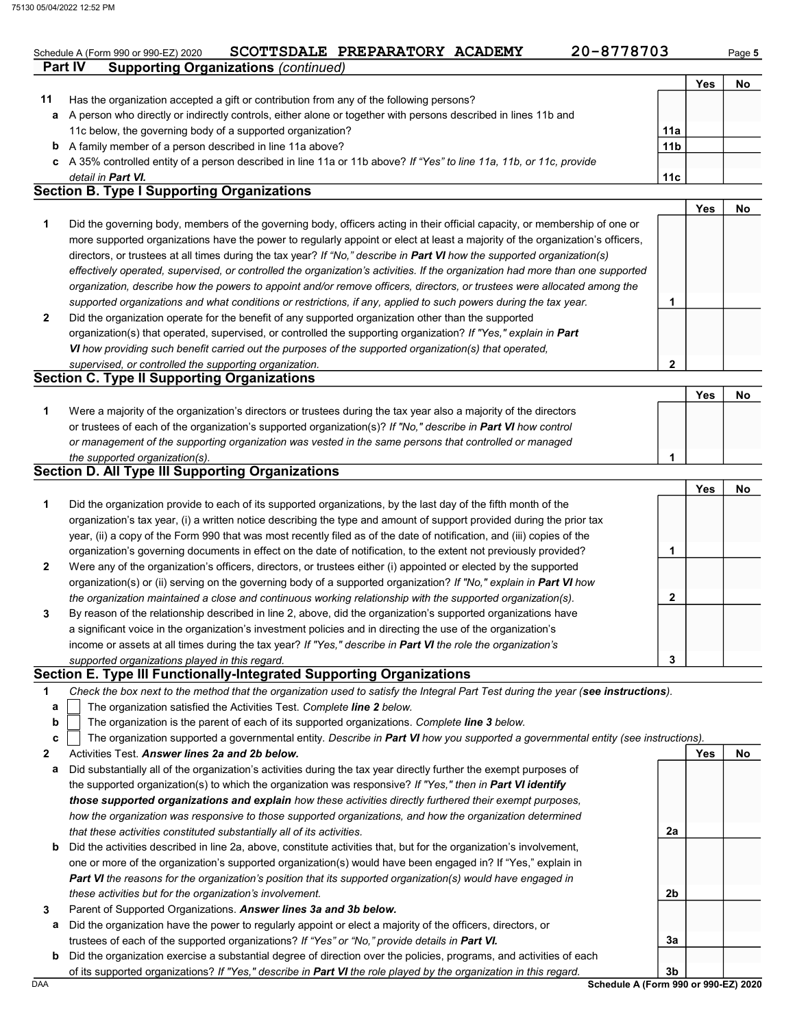Schedule A (Form 990 or 990-EZ) 2020 SCOTTSDALE PREPARATORY ACADEMY 20-8778703 Page 5

## Part IV Supporting Organizations *(continued)*

| | | | Yes | No |
|---|---|---|---|---|
| **11** | Has the organization accepted a gift or contribution from any of the following persons? | | | |
| **a** | A person who directly or indirectly controls, either alone or together with persons described in lines 11b and 11c below, the governing body of a supported organization? | **11a** | | |
| **b** | A family member of a person described in line 11a above? | **11b** | | |
| **c** | A 35% controlled entity of a person described in line 11a or 11b above? *If "Yes" to line 11a, 11b, or 11c, provide detail in* ***Part VI.*** | **11c** | | |

### Section B. Type I Supporting Organizations

| | | | Yes | No |
|---|---|---|---|---|
| **1** | Did the governing body, members of the governing body, officers acting in their official capacity, or membership of one or more supported organizations have the power to regularly appoint or elect at least a majority of the organization's officers, directors, or trustees at all times during the tax year? *If "No," describe in* ***Part VI*** *how the supported organization(s) effectively operated, supervised, or controlled the organization's activities. If the organization had more than one supported organization, describe how the powers to appoint and/or remove officers, directors, or trustees were allocated among the supported organizations and what conditions or restrictions, if any, applied to such powers during the tax year.* | **1** | | |
| **2** | Did the organization operate for the benefit of any supported organization other than the supported organization(s) that operated, supervised, or controlled the supporting organization? *If "Yes," explain in* ***Part VI*** *how providing such benefit carried out the purposes of the supported organization(s) that operated, supervised, or controlled the supporting organization.* | **2** | | |

### Section C. Type II Supporting Organizations

| | | | Yes | No |
|---|---|---|---|---|
| **1** | Were a majority of the organization's directors or trustees during the tax year also a majority of the directors or trustees of each of the organization's supported organization(s)? *If "No," describe in* ***Part VI*** *how control or management of the supporting organization was vested in the same persons that controlled or managed the supported organization(s).* | **1** | | |

### Section D. All Type III Supporting Organizations

| | | | Yes | No |
|---|---|---|---|---|
| **1** | Did the organization provide to each of its supported organizations, by the last day of the fifth month of the organization's tax year, (i) a written notice describing the type and amount of support provided during the prior tax year, (ii) a copy of the Form 990 that was most recently filed as of the date of notification, and (iii) copies of the organization's governing documents in effect on the date of notification, to the extent not previously provided? | **1** | | |
| **2** | Were any of the organization's officers, directors, or trustees either (i) appointed or elected by the supported organization(s) or (ii) serving on the governing body of a supported organization? *If "No," explain in* ***Part VI*** *how the organization maintained a close and continuous working relationship with the supported organization(s).* | **2** | | |
| **3** | By reason of the relationship described in line 2, above, did the organization's supported organizations have a significant voice in the organization's investment policies and in directing the use of the organization's income or assets at all times during the tax year? *If "Yes," describe in* ***Part VI*** *the role the organization's supported organizations played in this regard.* | **3** | | |

### Section E. Type III Functionally-Integrated Supporting Organizations

**1** *Check the box next to the method that the organization used to satisfy the Integral Part Test during the year (**see instructions**).*

- **a** ☐ The organization satisfied the Activities Test. *Complete **line 2** below.*
- **b** ☐ The organization is the parent of each of its supported organizations. *Complete **line 3** below.*
- **c** ☐ The organization supported a governmental entity. *Describe in **Part VI** how you supported a governmental entity (see instructions).*

| | | | Yes | No |
|---|---|---|---|---|
| **2** | Activities Test. ***Answer lines 2a and 2b below.*** | | | |
| **a** | Did substantially all of the organization's activities during the tax year directly further the exempt purposes of the supported organization(s) to which the organization was responsive? *If "Yes," then in* ***Part VI identify those supported organizations and explain*** *how these activities directly furthered their exempt purposes, how the organization was responsive to those supported organizations, and how the organization determined that these activities constituted substantially all of its activities.* | **2a** | | |
| **b** | Did the activities described in line 2a, above, constitute activities that, but for the organization's involvement, one or more of the organization's supported organization(s) would have been engaged in? If "Yes," explain in ***Part VI*** *the reasons for the organization's position that its supported organization(s) would have engaged in these activities but for the organization's involvement.* | **2b** | | |
| **3** | Parent of Supported Organizations. ***Answer lines 3a and 3b below.*** | | | |
| **a** | Did the organization have the power to regularly appoint or elect a majority of the officers, directors, or trustees of each of the supported organizations? *If "Yes" or "No," provide details in* ***Part VI.*** | **3a** | | |
| **b** | Did the organization exercise a substantial degree of direction over the policies, programs, and activities of each of its supported organizations? *If "Yes," describe in* ***Part VI*** *the role played by the organization in this regard.* | **3b** | | |

Schedule A (Form 990 or 990-EZ) 2020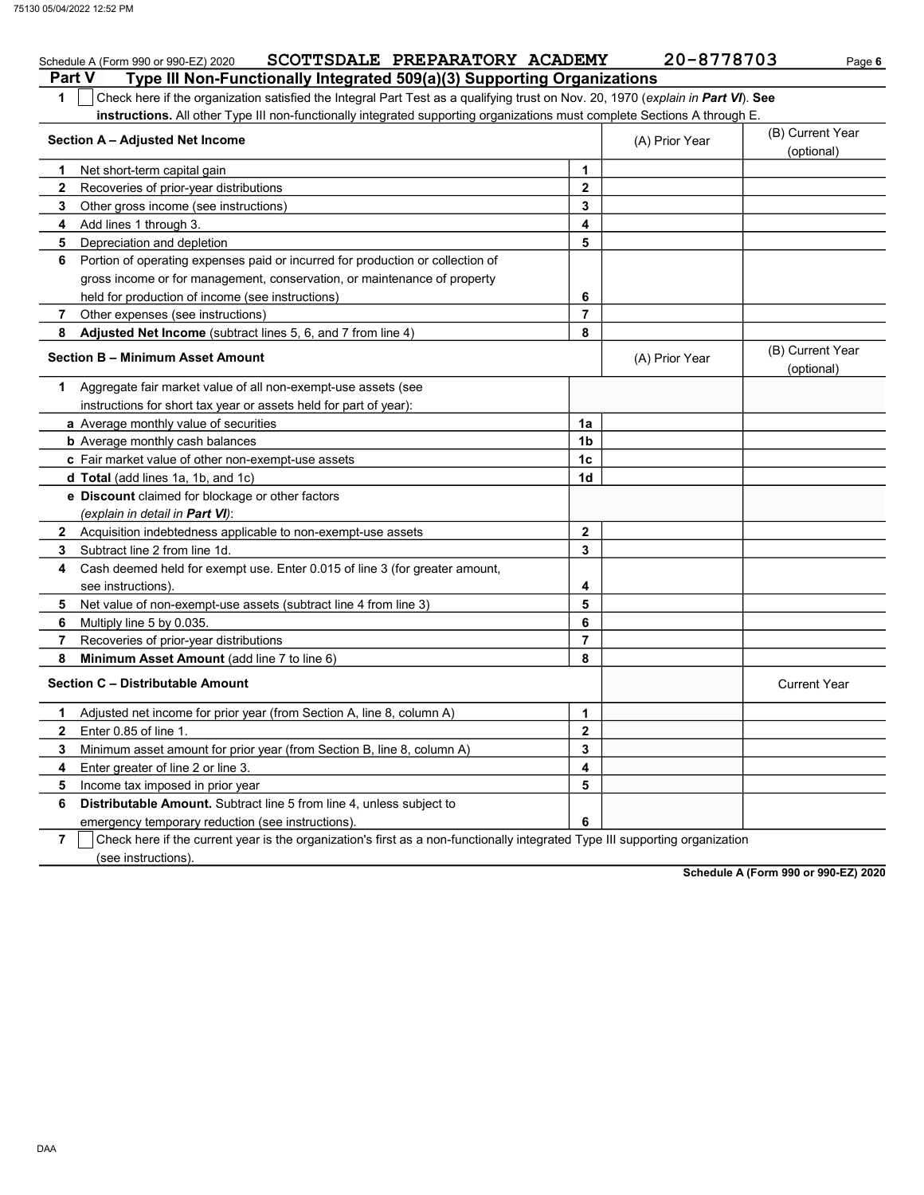Schedule A (Form 990 or 990-EZ) 2020 SCOTTSDALE PREPARATORY ACADEMY 20-8778703 Page **6**

## Part V Type III Non-Functionally Integrated 509(a)(3) Supporting Organizations

**1** ☐ Check here if the organization satisfied the Integral Part Test as a qualifying trust on Nov. 20, 1970 (*explain in **Part VI***). **See instructions.** All other Type III non-functionally integrated supporting organizations must complete Sections A through E.

| **Section A – Adjusted Net Income** | | (A) Prior Year | (B) Current Year (optional) |
|---|---|---|---|
| **1** Net short-term capital gain | **1** | | |
| **2** Recoveries of prior-year distributions | **2** | | |
| **3** Other gross income (see instructions) | **3** | | |
| **4** Add lines 1 through 3. | **4** | | |
| **5** Depreciation and depletion | **5** | | |
| **6** Portion of operating expenses paid or incurred for production or collection of gross income or for management, conservation, or maintenance of property held for production of income (see instructions) | **6** | | |
| **7** Other expenses (see instructions) | **7** | | |
| **8** **Adjusted Net Income** (subtract lines 5, 6, and 7 from line 4) | **8** | | |

| **Section B – Minimum Asset Amount** | | (A) Prior Year | (B) Current Year (optional) |
|---|---|---|---|
| **1** Aggregate fair market value of all non-exempt-use assets (see instructions for short tax year or assets held for part of year): | | | |
| **a** Average monthly value of securities | **1a** | | |
| **b** Average monthly cash balances | **1b** | | |
| **c** Fair market value of other non-exempt-use assets | **1c** | | |
| **d** **Total** (add lines 1a, 1b, and 1c) | **1d** | | |
| **e** **Discount** claimed for blockage or other factors (*explain in detail in **Part VI***): | | | |
| **2** Acquisition indebtedness applicable to non-exempt-use assets | **2** | | |
| **3** Subtract line 2 from line 1d. | **3** | | |
| **4** Cash deemed held for exempt use. Enter 0.015 of line 3 (for greater amount, see instructions). | **4** | | |
| **5** Net value of non-exempt-use assets (subtract line 4 from line 3) | **5** | | |
| **6** Multiply line 5 by 0.035. | **6** | | |
| **7** Recoveries of prior-year distributions | **7** | | |
| **8** **Minimum Asset Amount** (add line 7 to line 6) | **8** | | |

| **Section C – Distributable Amount** | | | Current Year |
|---|---|---|---|
| **1** Adjusted net income for prior year (from Section A, line 8, column A) | **1** | | |
| **2** Enter 0.85 of line 1. | **2** | | |
| **3** Minimum asset amount for prior year (from Section B, line 8, column A) | **3** | | |
| **4** Enter greater of line 2 or line 3. | **4** | | |
| **5** Income tax imposed in prior year | **5** | | |
| **6** **Distributable Amount.** Subtract line 5 from line 4, unless subject to emergency temporary reduction (see instructions). | **6** | | |

**7** ☐ Check here if the current year is the organization's first as a non-functionally integrated Type III supporting organization (see instructions).

**Schedule A (Form 990 or 990-EZ) 2020**

DAA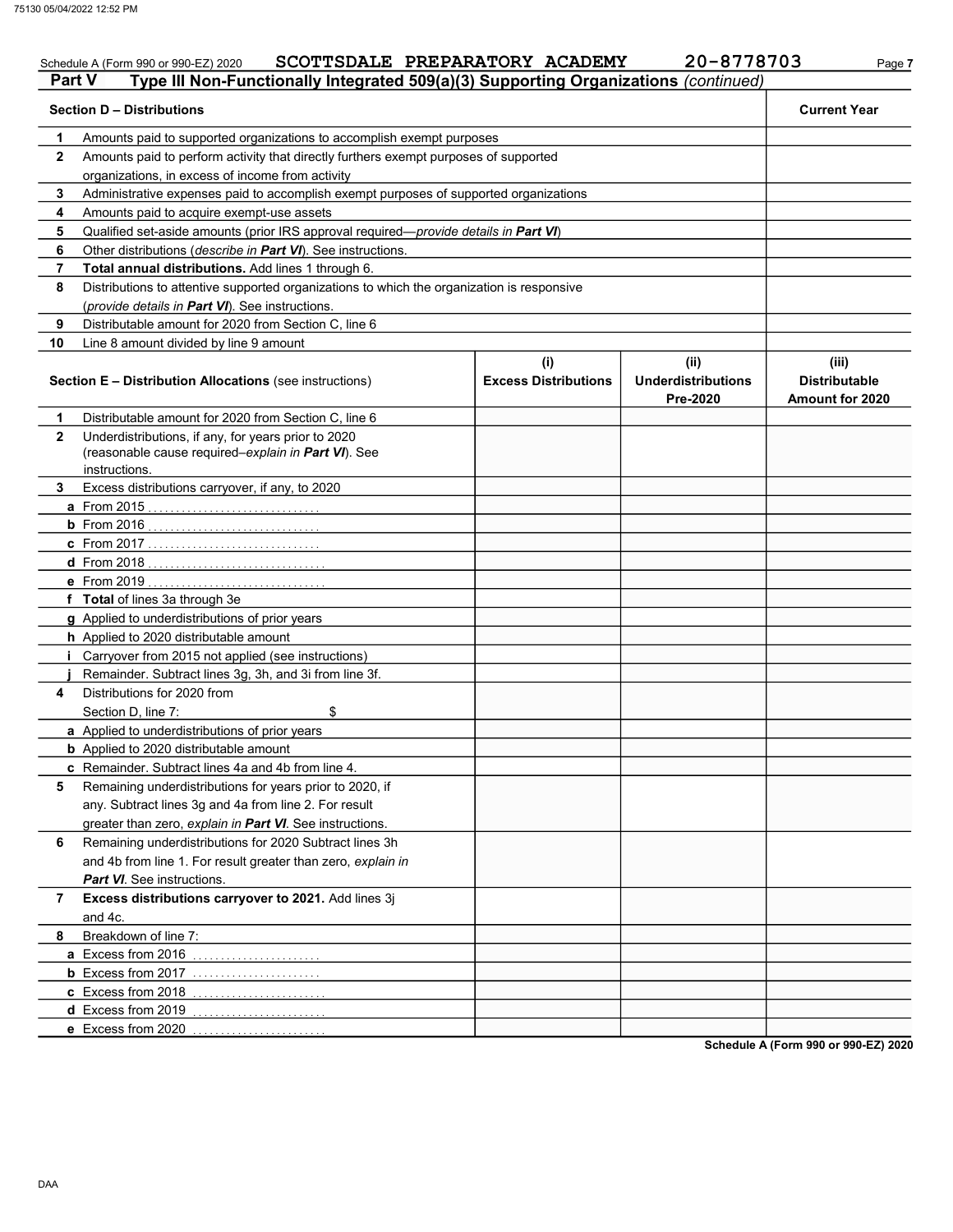Schedule A (Form 990 or 990-EZ) 2020 SCOTTSDALE PREPARATORY ACADEMY 20-8778703

## Part V Type III Non-Functionally Integrated 509(a)(3) Supporting Organizations *(continued)*

| **Section D – Distributions** | | **Current Year** |
|---|---|---|
| **1** | Amounts paid to supported organizations to accomplish exempt purposes | |
| **2** | Amounts paid to perform activity that directly furthers exempt purposes of supported organizations, in excess of income from activity | |
| **3** | Administrative expenses paid to accomplish exempt purposes of supported organizations | |
| **4** | Amounts paid to acquire exempt-use assets | |
| **5** | Qualified set-aside amounts (prior IRS approval required—*provide details in **Part VI***) | |
| **6** | Other distributions (*describe in **Part VI***). See instructions. | |
| **7** | **Total annual distributions.** Add lines 1 through 6. | |
| **8** | Distributions to attentive supported organizations to which the organization is responsive (*provide details in **Part VI***). See instructions. | |
| **9** | Distributable amount for 2020 from Section C, line 6 | |
| **10** | Line 8 amount divided by line 9 amount | |

| **Section E – Distribution Allocations** (see instructions) | | **(i) Excess Distributions** | **(ii) Underdistributions Pre-2020** | **(iii) Distributable Amount for 2020** |
|---|---|---|---|---|
| **1** | Distributable amount for 2020 from Section C, line 6 | | | |
| **2** | Underdistributions, if any, for years prior to 2020 (reasonable cause required–*explain in **Part VI***). See instructions. | | | |
| **3** | Excess distributions carryover, if any, to 2020 | | | |
| **a** | From 2015 | | | |
| **b** | From 2016 | | | |
| **c** | From 2017 | | | |
| **d** | From 2018 | | | |
| **e** | From 2019 | | | |
| **f** | **Total** of lines 3a through 3e | | | |
| **g** | Applied to underdistributions of prior years | | | |
| **h** | Applied to 2020 distributable amount | | | |
| **i** | Carryover from 2015 not applied (see instructions) | | | |
| **j** | Remainder. Subtract lines 3g, 3h, and 3i from line 3f. | | | |
| **4** | Distributions for 2020 from Section D, line 7: $ | | | |
| **a** | Applied to underdistributions of prior years | | | |
| **b** | Applied to 2020 distributable amount | | | |
| **c** | Remainder. Subtract lines 4a and 4b from line 4. | | | |
| **5** | Remaining underdistributions for years prior to 2020, if any. Subtract lines 3g and 4a from line 2. For result greater than zero, *explain in **Part VI***. See instructions. | | | |
| **6** | Remaining underdistributions for 2020 Subtract lines 3h and 4b from line 1. For result greater than zero, *explain in **Part VI***. See instructions. | | | |
| **7** | **Excess distributions carryover to 2021.** Add lines 3j and 4c. | | | |
| **8** | Breakdown of line 7: | | | |
| **a** | Excess from 2016 | | | |
| **b** | Excess from 2017 | | | |
| **c** | Excess from 2018 | | | |
| **d** | Excess from 2019 | | | |
| **e** | Excess from 2020 | | | |

**Schedule A (Form 990 or 990-EZ) 2020**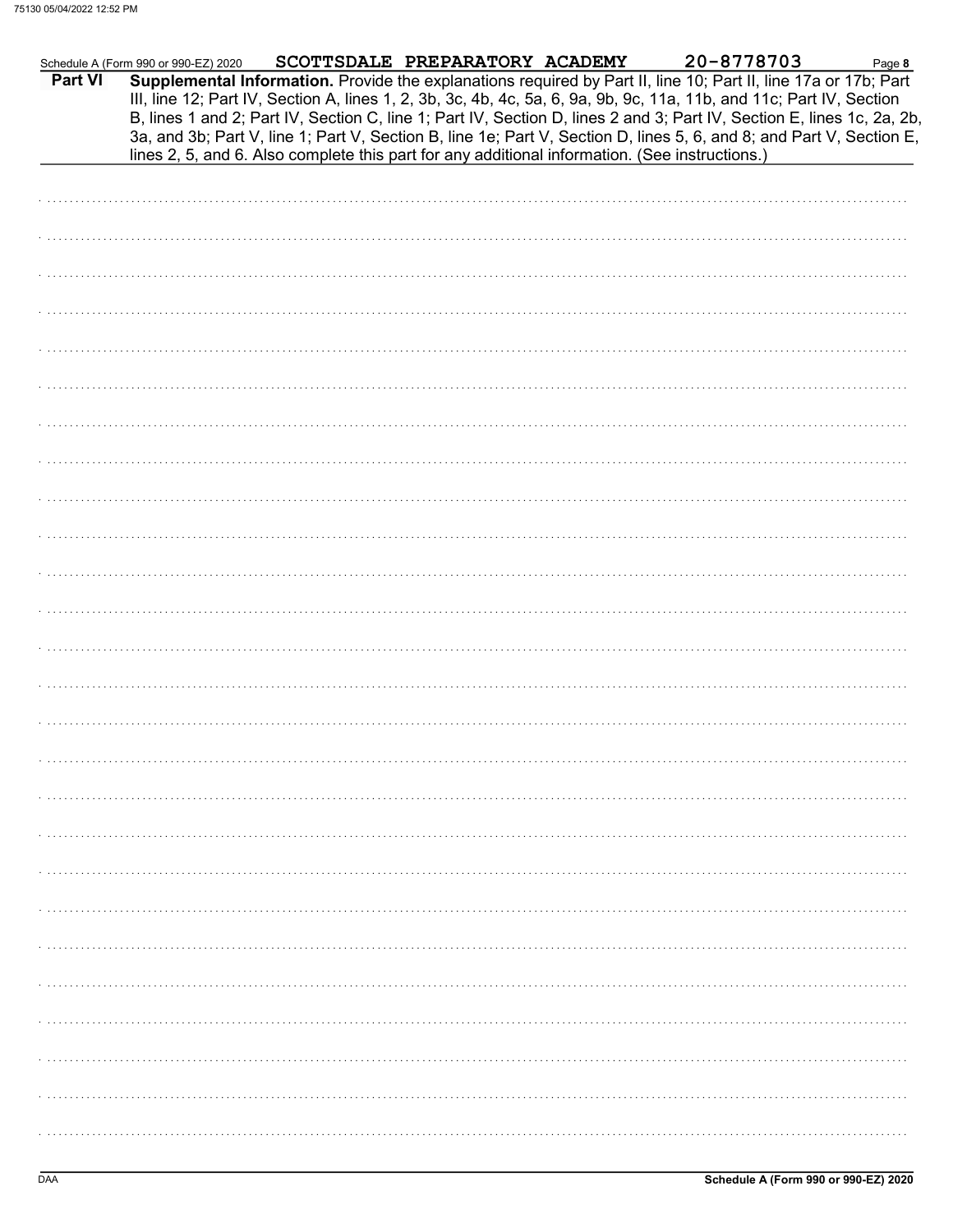Schedule A (Form 990 or 990-EZ) 2020 SCOTTSDALE PREPARATORY ACADEMY 20-8778703 Page **8**

**Part VI** **Supplemental Information.** Provide the explanations required by Part II, line 10; Part II, line 17a or 17b; Part III, line 12; Part IV, Section A, lines 1, 2, 3b, 3c, 4b, 4c, 5a, 6, 9a, 9b, 9c, 11a, 11b, and 11c; Part IV, Section B, lines 1 and 2; Part IV, Section C, line 1; Part IV, Section D, lines 2 and 3; Part IV, Section E, lines 1c, 2a, 2b, 3a, and 3b; Part V, line 1; Part V, Section B, line 1e; Part V, Section D, lines 5, 6, and 8; and Part V, Section E, lines 2, 5, and 6. Also complete this part for any additional information. (See instructions.)

DAA **Schedule A (Form 990 or 990-EZ) 2020**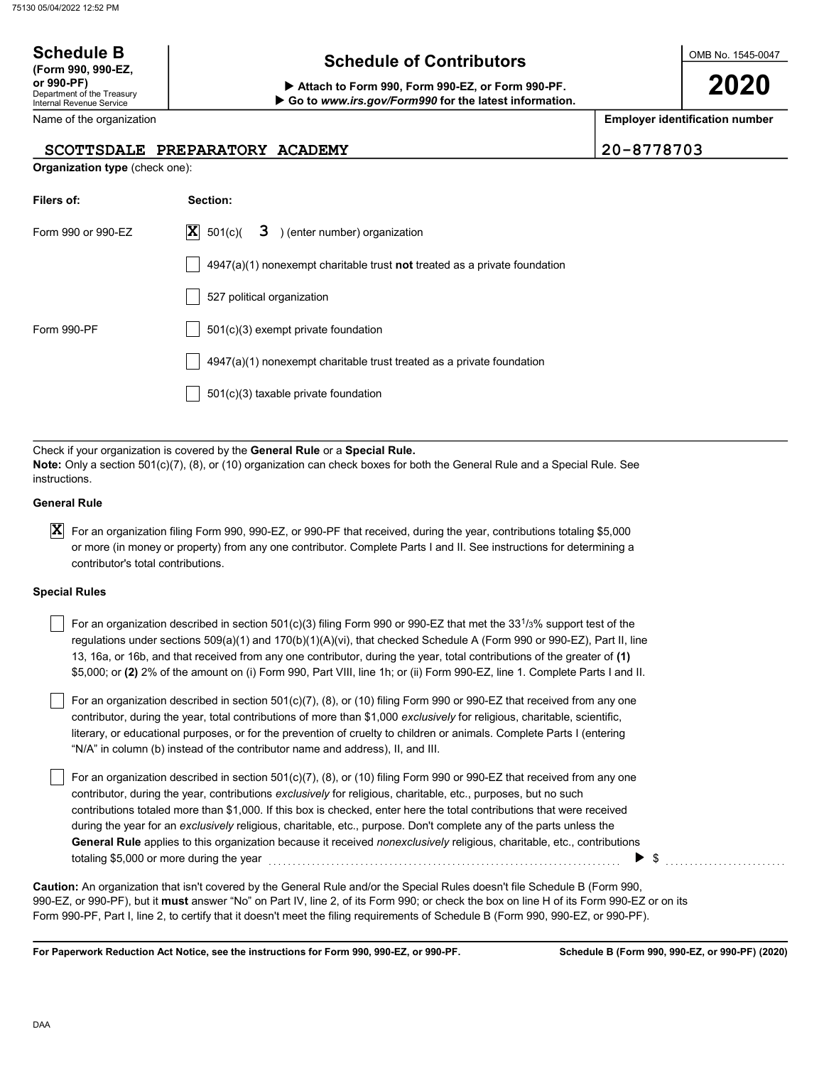# Schedule B (Form 990, 990-EZ, or 990-PF)

Department of the Treasury
Internal Revenue Service

## Schedule of Contributors

▶ Attach to Form 990, Form 990-EZ, or Form 990-PF.
▶ Go to *www.irs.gov/Form990* for the latest information.

OMB No. 1545-0047

**2020**

| Name of the organization | Employer identification number |
| --- | --- |
| SCOTTSDALE PREPARATORY ACADEMY | 20-8778703 |

**Organization type** (check one):

| Filers of: | Section: |
| --- | --- |
| Form 990 or 990-EZ | [X] 501(c)( 3 ) (enter number) organization |
| | [ ] 4947(a)(1) nonexempt charitable trust **not** treated as a private foundation |
| | [ ] 527 political organization |
| Form 990-PF | [ ] 501(c)(3) exempt private foundation |
| | [ ] 4947(a)(1) nonexempt charitable trust treated as a private foundation |
| | [ ] 501(c)(3) taxable private foundation |

Check if your organization is covered by the **General Rule** or a **Special Rule.**
**Note:** Only a section 501(c)(7), (8), or (10) organization can check boxes for both the General Rule and a Special Rule. See instructions.

### General Rule

[X] For an organization filing Form 990, 990-EZ, or 990-PF that received, during the year, contributions totaling $5,000 or more (in money or property) from any one contributor. Complete Parts I and II. See instructions for determining a contributor's total contributions.

### Special Rules

[ ] For an organization described in section 501(c)(3) filing Form 990 or 990-EZ that met the 33 1/3% support test of the regulations under sections 509(a)(1) and 170(b)(1)(A)(vi), that checked Schedule A (Form 990 or 990-EZ), Part II, line 13, 16a, or 16b, and that received from any one contributor, during the year, total contributions of the greater of **(1)** $5,000; or **(2)** 2% of the amount on (i) Form 990, Part VIII, line 1h; or (ii) Form 990-EZ, line 1. Complete Parts I and II.

[ ] For an organization described in section 501(c)(7), (8), or (10) filing Form 990 or 990-EZ that received from any one contributor, during the year, total contributions of more than $1,000 *exclusively* for religious, charitable, scientific, literary, or educational purposes, or for the prevention of cruelty to children or animals. Complete Parts I (entering "N/A" in column (b) instead of the contributor name and address), II, and III.

[ ] For an organization described in section 501(c)(7), (8), or (10) filing Form 990 or 990-EZ that received from any one contributor, during the year, contributions *exclusively* for religious, charitable, etc., purposes, but no such contributions totaled more than $1,000. If this box is checked, enter here the total contributions that were received during the year for an *exclusively* religious, charitable, etc., purpose. Don't complete any of the parts unless the **General Rule** applies to this organization because it received *nonexclusively* religious, charitable, etc., contributions totaling $5,000 or more during the year . . . . . . . . ▶ $ ..........

**Caution:** An organization that isn't covered by the General Rule and/or the Special Rules doesn't file Schedule B (Form 990, 990-EZ, or 990-PF), but it **must** answer "No" on Part IV, line 2, of its Form 990; or check the box on line H of its Form 990-EZ or on its Form 990-PF, Part I, line 2, to certify that it doesn't meet the filing requirements of Schedule B (Form 990, 990-EZ, or 990-PF).

**For Paperwork Reduction Act Notice, see the instructions for Form 990, 990-EZ, or 990-PF.** **Schedule B (Form 990, 990-EZ, or 990-PF) (2020)**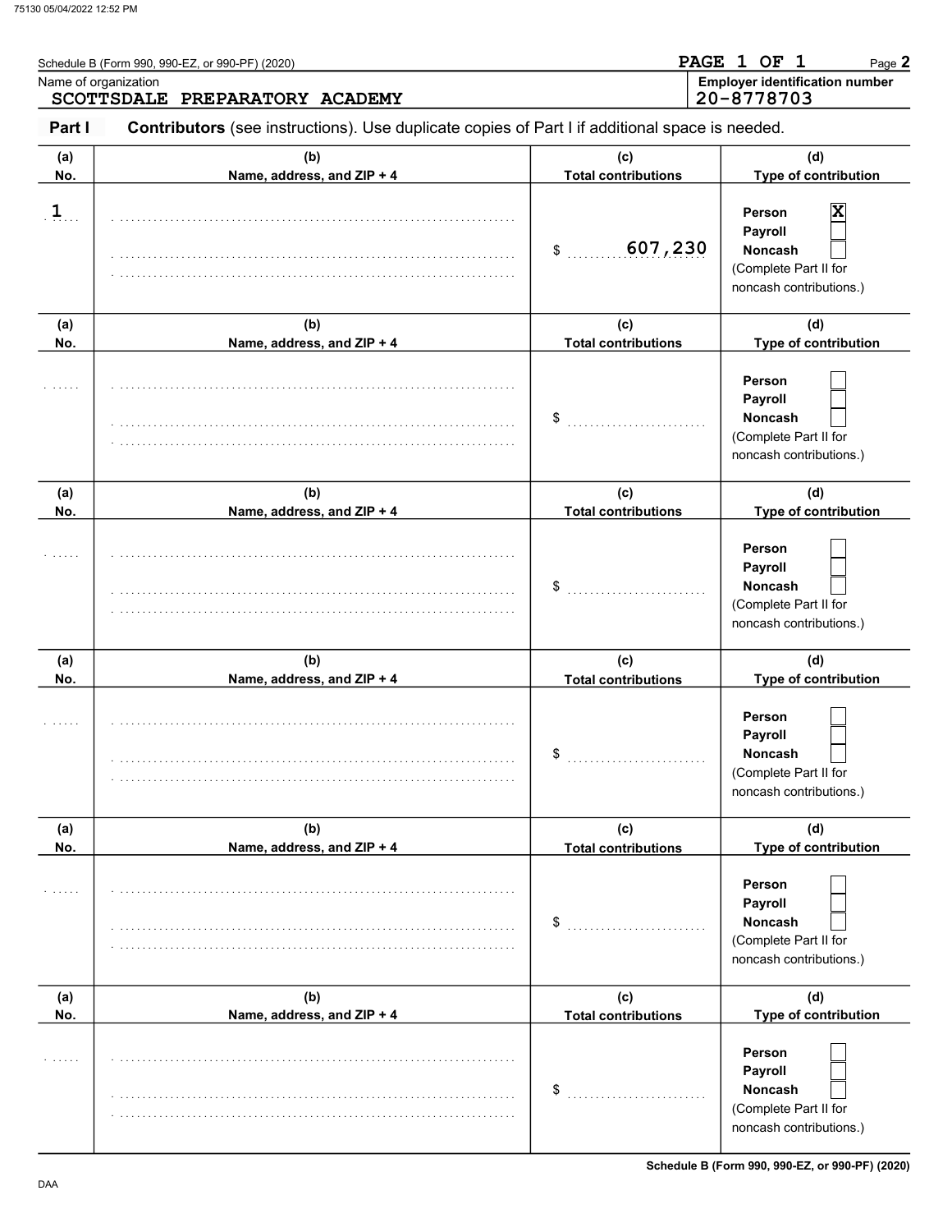Schedule B (Form 990, 990-EZ, or 990-PF) (2020)

PAGE 1 OF 1

Name of organization
SCOTTSDALE PREPARATORY ACADEMY

Employer identification number
20-8778703

**Part I** **Contributors** (see instructions). Use duplicate copies of Part I if additional space is needed.

| (a) No. | (b) Name, address, and ZIP + 4 | (c) Total contributions | (d) Type of contribution |
|---|---|---|---|
| 1 | | $ 607,230 | Person [X] Payroll [ ] Noncash [ ] (Complete Part II for noncash contributions.) |
| | | $ | Person [ ] Payroll [ ] Noncash [ ] (Complete Part II for noncash contributions.) |
| | | $ | Person [ ] Payroll [ ] Noncash [ ] (Complete Part II for noncash contributions.) |
| | | $ | Person [ ] Payroll [ ] Noncash [ ] (Complete Part II for noncash contributions.) |
| | | $ | Person [ ] Payroll [ ] Noncash [ ] (Complete Part II for noncash contributions.) |
| | | $ | Person [ ] Payroll [ ] Noncash [ ] (Complete Part II for noncash contributions.) |

Schedule B (Form 990, 990-EZ, or 990-PF) (2020)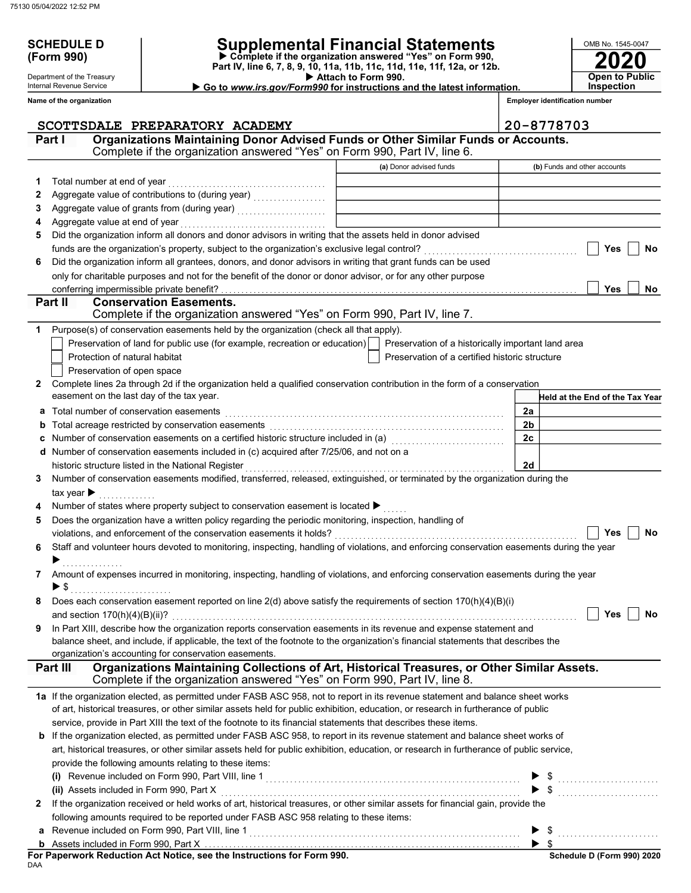# SCHEDULE D (Form 990)

Department of the Treasury
Internal Revenue Service

## Supplemental Financial Statements

▶ Complete if the organization answered "Yes" on Form 990, Part IV, line 6, 7, 8, 9, 10, 11a, 11b, 11c, 11d, 11e, 11f, 12a, or 12b.
▶ Attach to Form 990.
▶ Go to *www.irs.gov/Form990* for instructions and the latest information.

OMB No. 1545-0047

**2020**

**Open to Public Inspection**

**Name of the organization:** SCOTTSDALE PREPARATORY ACADEMY

**Employer identification number:** 20-8778703

### Part I — Organizations Maintaining Donor Advised Funds or Other Similar Funds or Accounts.
Complete if the organization answered "Yes" on Form 990, Part IV, line 6.

| | | (a) Donor advised funds | (b) Funds and other accounts |
|---|---|---|---|
| 1 | Total number at end of year | | |
| 2 | Aggregate value of contributions to (during year) | | |
| 3 | Aggregate value of grants from (during year) | | |
| 4 | Aggregate value at end of year | | |

5 Did the organization inform all donors and donor advisors in writing that the assets held in donor advised funds are the organization's property, subject to the organization's exclusive legal control? ☐ Yes ☐ No

6 Did the organization inform all grantees, donors, and donor advisors in writing that grant funds can be used only for charitable purposes and not for the benefit of the donor or donor advisor, or for any other purpose conferring impermissible private benefit? ☐ Yes ☐ No

### Part II — Conservation Easements.
Complete if the organization answered "Yes" on Form 990, Part IV, line 7.

1 Purpose(s) of conservation easements held by the organization (check all that apply).

- ☐ Preservation of land for public use (for example, recreation or education)
- ☐ Preservation of a historically important land area
- ☐ Protection of natural habitat
- ☐ Preservation of a certified historic structure
- ☐ Preservation of open space

2 Complete lines 2a through 2d if the organization held a qualified conservation contribution in the form of a conservation easement on the last day of the tax year.

| | | | Held at the End of the Tax Year |
|---|---|---|---|
| a | Total number of conservation easements | 2a | |
| b | Total acreage restricted by conservation easements | 2b | |
| c | Number of conservation easements on a certified historic structure included in (a) | 2c | |
| d | Number of conservation easements included in (c) acquired after 7/25/06, and not on a historic structure listed in the National Register | 2d | |

3 Number of conservation easements modified, transferred, released, extinguished, or terminated by the organization during the tax year ▶

4 Number of states where property subject to conservation easement is located ▶

5 Does the organization have a written policy regarding the periodic monitoring, inspection, handling of violations, and enforcement of the conservation easements it holds? ☐ Yes ☐ No

6 Staff and volunteer hours devoted to monitoring, inspecting, handling of violations, and enforcing conservation easements during the year ▶

7 Amount of expenses incurred in monitoring, inspecting, handling of violations, and enforcing conservation easements during the year ▶ $

8 Does each conservation easement reported on line 2(d) above satisfy the requirements of section 170(h)(4)(B)(i) and section 170(h)(4)(B)(ii)? ☐ Yes ☐ No

9 In Part XIII, describe how the organization reports conservation easements in its revenue and expense statement and balance sheet, and include, if applicable, the text of the footnote to the organization's financial statements that describes the organization's accounting for conservation easements.

### Part III — Organizations Maintaining Collections of Art, Historical Treasures, or Other Similar Assets.
Complete if the organization answered "Yes" on Form 990, Part IV, line 8.

1a If the organization elected, as permitted under FASB ASC 958, not to report in its revenue statement and balance sheet works of art, historical treasures, or other similar assets held for public exhibition, education, or research in furtherance of public service, provide in Part XIII the text of the footnote to its financial statements that describes these items.

b If the organization elected, as permitted under FASB ASC 958, to report in its revenue statement and balance sheet works of art, historical treasures, or other similar assets held for public exhibition, education, or research in furtherance of public service, provide the following amounts relating to these items:

(i) Revenue included on Form 990, Part VIII, line 1 ▶ $

(ii) Assets included in Form 990, Part X ▶ $

2 If the organization received or held works of art, historical treasures, or other similar assets for financial gain, provide the following amounts required to be reported under FASB ASC 958 relating to these items:

a Revenue included on Form 990, Part VIII, line 1 ▶ $

b Assets included in Form 990, Part X ▶ $

**For Paperwork Reduction Act Notice, see the Instructions for Form 990.**

Schedule D (Form 990) 2020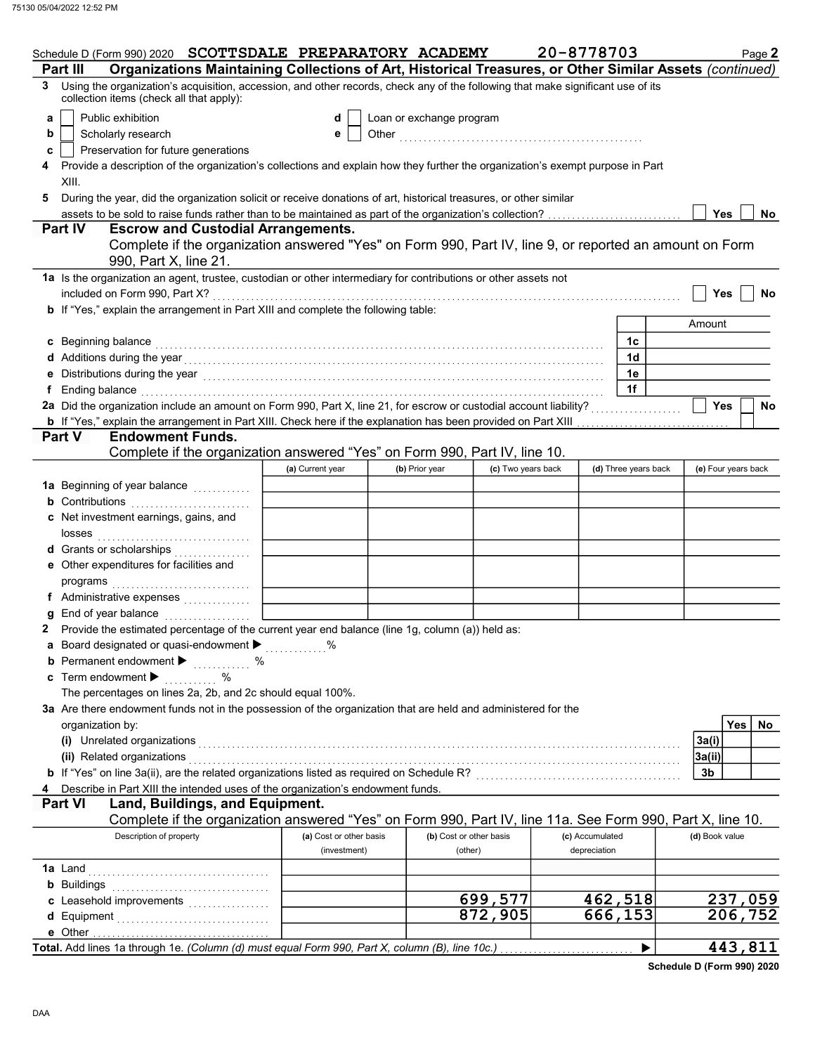Schedule D (Form 990) 2020 SCOTTSDALE PREPARATORY ACADEMY 20-8778703 Page 2

## Part III Organizations Maintaining Collections of Art, Historical Treasures, or Other Similar Assets (continued)

**3** Using the organization's acquisition, accession, and other records, check any of the following that make significant use of its collection items (check all that apply):

- **a** ☐ Public exhibition
- **b** ☐ Scholarly research
- **c** ☐ Preservation for future generations
- **d** ☐ Loan or exchange program
- **e** ☐ Other ..........

**4** Provide a description of the organization's collections and explain how they further the organization's exempt purpose in Part XIII.

**5** During the year, did the organization solicit or receive donations of art, historical treasures, or other similar assets to be sold to raise funds rather than to be maintained as part of the organization's collection? ☐ Yes ☐ No

## Part IV Escrow and Custodial Arrangements.

Complete if the organization answered "Yes" on Form 990, Part IV, line 9, or reported an amount on Form 990, Part X, line 21.

**1a** Is the organization an agent, trustee, custodian or other intermediary for contributions or other assets not included on Form 990, Part X? ☐ Yes ☐ No

**b** If "Yes," explain the arrangement in Part XIII and complete the following table:

| | | Amount |
|---|---|---|
| **c** Beginning balance | 1c | |
| **d** Additions during the year | 1d | |
| **e** Distributions during the year | 1e | |
| **f** Ending balance | 1f | |

**2a** Did the organization include an amount on Form 990, Part X, line 21, for escrow or custodial account liability? ☐ Yes ☐ No

**b** If "Yes," explain the arrangement in Part XIII. Check here if the explanation has been provided on Part XIII ☐

## Part V Endowment Funds.

Complete if the organization answered "Yes" on Form 990, Part IV, line 10.

| | (a) Current year | (b) Prior year | (c) Two years back | (d) Three years back | (e) Four years back |
|---|---|---|---|---|---|
| **1a** Beginning of year balance | | | | | |
| **b** Contributions | | | | | |
| **c** Net investment earnings, gains, and losses | | | | | |
| **d** Grants or scholarships | | | | | |
| **e** Other expenditures for facilities and programs | | | | | |
| **f** Administrative expenses | | | | | |
| **g** End of year balance | | | | | |

**2** Provide the estimated percentage of the current year end balance (line 1g, column (a)) held as:

- **a** Board designated or quasi-endowment ▶ ........%
- **b** Permanent endowment ▶ ........%
- **c** Term endowment ▶ ........%

The percentages on lines 2a, 2b, and 2c should equal 100%.

**3a** Are there endowment funds not in the possession of the organization that are held and administered for the organization by:

| | | Yes | No |
|---|---|---|---|
| (i) Unrelated organizations | 3a(i) | | |
| (ii) Related organizations | 3a(ii) | | |
| **b** If "Yes" on line 3a(ii), are the related organizations listed as required on Schedule R? | 3b | | |

**4** Describe in Part XIII the intended uses of the organization's endowment funds.

## Part VI Land, Buildings, and Equipment.

Complete if the organization answered "Yes" on Form 990, Part IV, line 11a. See Form 990, Part X, line 10.

| Description of property | (a) Cost or other basis (investment) | (b) Cost or other basis (other) | (c) Accumulated depreciation | (d) Book value |
|---|---|---|---|---|
| **1a** Land | | | | |
| **b** Buildings | | | | |
| **c** Leasehold improvements | | 699,577 | 462,518 | 237,059 |
| **d** Equipment | | 872,905 | 666,153 | 206,752 |
| **e** Other | | | | |
| **Total.** Add lines 1a through 1e. *(Column (d) must equal Form 990, Part X, column (B), line 10c.)* ▶ | | | | 443,811 |

Schedule D (Form 990) 2020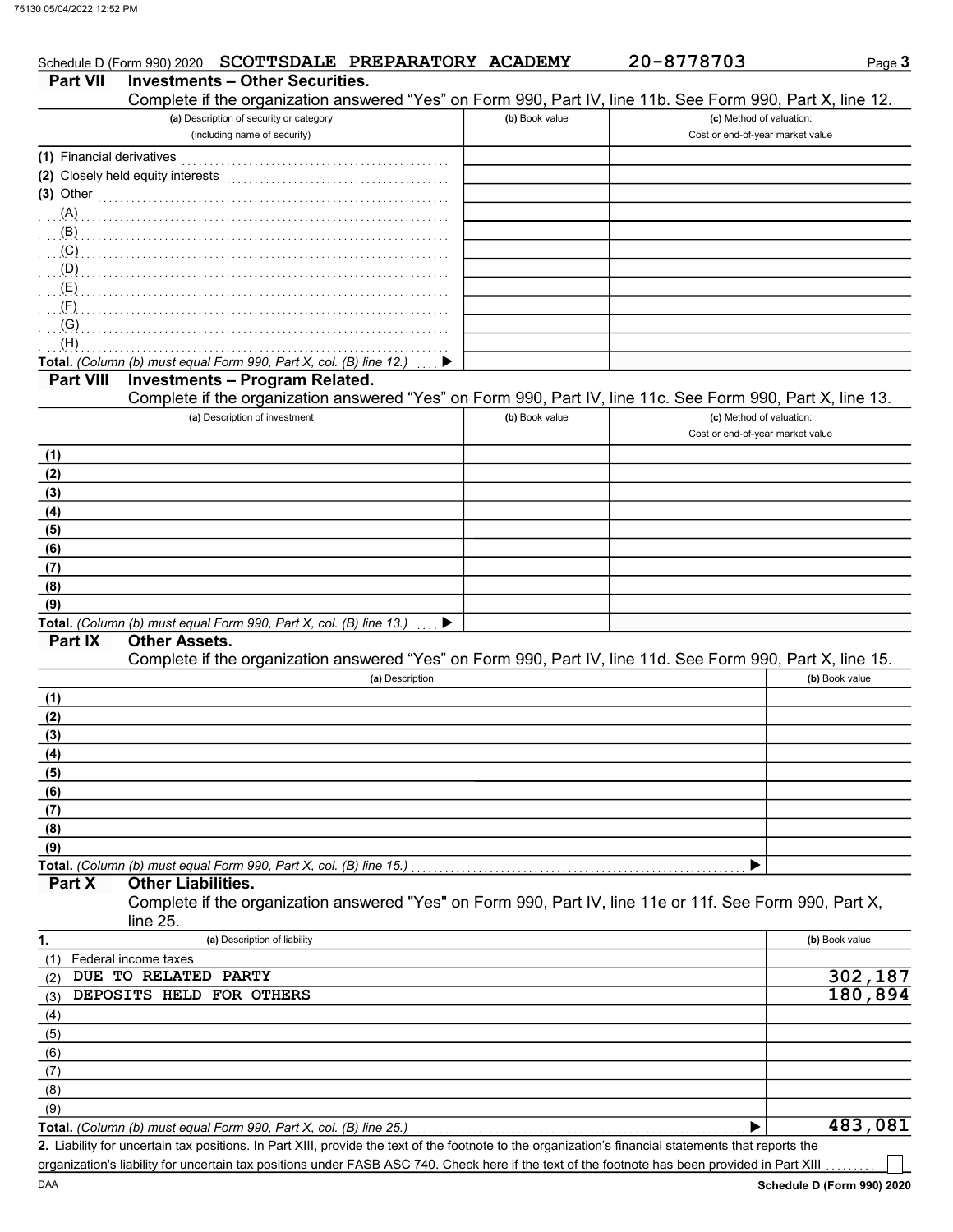Schedule D (Form 990) 2020 SCOTTSDALE PREPARATORY ACADEMY 20-8778703 Page 3

## Part VII Investments – Other Securities.

Complete if the organization answered "Yes" on Form 990, Part IV, line 11b. See Form 990, Part X, line 12.

| (a) Description of security or category (including name of security) | (b) Book value | (c) Method of valuation: Cost or end-of-year market value |
|---|---|---|
| (1) Financial derivatives | | |
| (2) Closely held equity interests | | |
| (3) Other | | |
| (A) | | |
| (B) | | |
| (C) | | |
| (D) | | |
| (E) | | |
| (F) | | |
| (G) | | |
| (H) | | |
| **Total.** *(Column (b) must equal Form 990, Part X, col. (B) line 12.)* ▶ | | |

## Part VIII Investments – Program Related.

Complete if the organization answered "Yes" on Form 990, Part IV, line 11c. See Form 990, Part X, line 13.

| (a) Description of investment | (b) Book value | (c) Method of valuation: Cost or end-of-year market value |
|---|---|---|
| (1) | | |
| (2) | | |
| (3) | | |
| (4) | | |
| (5) | | |
| (6) | | |
| (7) | | |
| (8) | | |
| (9) | | |
| **Total.** *(Column (b) must equal Form 990, Part X, col. (B) line 13.)* ▶ | | |

## Part IX Other Assets.

Complete if the organization answered "Yes" on Form 990, Part IV, line 11d. See Form 990, Part X, line 15.

| (a) Description | (b) Book value |
|---|---|
| (1) | |
| (2) | |
| (3) | |
| (4) | |
| (5) | |
| (6) | |
| (7) | |
| (8) | |
| (9) | |
| **Total.** *(Column (b) must equal Form 990, Part X, col. (B) line 15.)* ▶ | |

## Part X Other Liabilities.

Complete if the organization answered "Yes" on Form 990, Part IV, line 11e or 11f. See Form 990, Part X, line 25.

| 1. (a) Description of liability | (b) Book value |
|---|---|
| (1) Federal income taxes | |
| (2) DUE TO RELATED PARTY | 302,187 |
| (3) DEPOSITS HELD FOR OTHERS | 180,894 |
| (4) | |
| (5) | |
| (6) | |
| (7) | |
| (8) | |
| (9) | |
| **Total.** *(Column (b) must equal Form 990, Part X, col. (B) line 25.)* ▶ | 483,081 |

**2.** Liability for uncertain tax positions. In Part XIII, provide the text of the footnote to the organization's financial statements that reports the organization's liability for uncertain tax positions under FASB ASC 740. Check here if the text of the footnote has been provided in Part XIII ☐

Schedule D (Form 990) 2020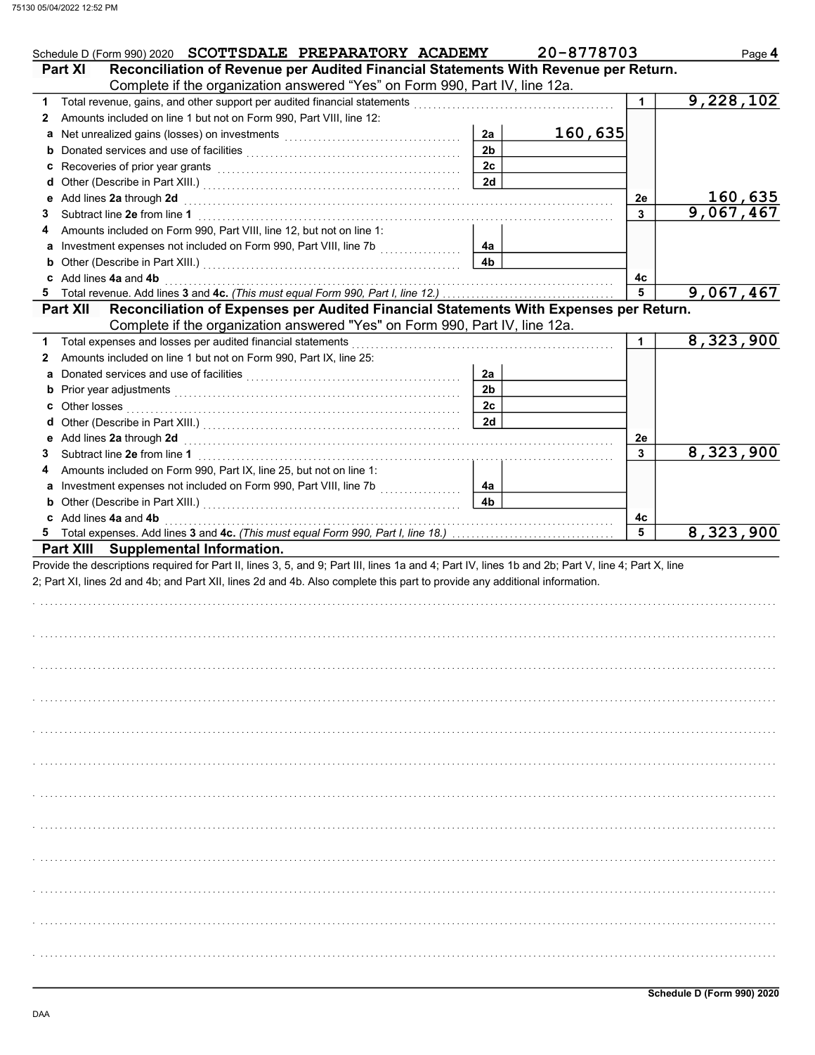Schedule D (Form 990) 2020 **SCOTTSDALE PREPARATORY ACADEMY** 20-8778703 Page **4**

## Part XI Reconciliation of Revenue per Audited Financial Statements With Revenue per Return.

Complete if the organization answered "Yes" on Form 990, Part IV, line 12a.

| | | | | | |
|---|---|---|---|---|---|
| **1** | Total revenue, gains, and other support per audited financial statements | | | 1 | 9,228,102 |
| **2** | Amounts included on line 1 but not on Form 990, Part VIII, line 12: | | | | |
| **a** | Net unrealized gains (losses) on investments | 2a | 160,635 | | |
| **b** | Donated services and use of facilities | 2b | | | |
| **c** | Recoveries of prior year grants | 2c | | | |
| **d** | Other (Describe in Part XIII.) | 2d | | | |
| **e** | Add lines **2a** through **2d** | | | 2e | 160,635 |
| **3** | Subtract line **2e** from line **1** | | | 3 | 9,067,467 |
| **4** | Amounts included on Form 990, Part VIII, line 12, but not on line 1: | | | | |
| **a** | Investment expenses not included on Form 990, Part VIII, line 7b | 4a | | | |
| **b** | Other (Describe in Part XIII.) | 4b | | | |
| **c** | Add lines **4a** and **4b** | | | 4c | |
| **5** | Total revenue. Add lines **3** and **4c.** *(This must equal Form 990, Part I, line 12.)* | | | 5 | 9,067,467 |

## Part XII Reconciliation of Expenses per Audited Financial Statements With Expenses per Return.

Complete if the organization answered "Yes" on Form 990, Part IV, line 12a.

| | | | | | |
|---|---|---|---|---|---|
| **1** | Total expenses and losses per audited financial statements | | | 1 | 8,323,900 |
| **2** | Amounts included on line 1 but not on Form 990, Part IX, line 25: | | | | |
| **a** | Donated services and use of facilities | 2a | | | |
| **b** | Prior year adjustments | 2b | | | |
| **c** | Other losses | 2c | | | |
| **d** | Other (Describe in Part XIII.) | 2d | | | |
| **e** | Add lines **2a** through **2d** | | | 2e | |
| **3** | Subtract line **2e** from line **1** | | | 3 | 8,323,900 |
| **4** | Amounts included on Form 990, Part IX, line 25, but not on line 1: | | | | |
| **a** | Investment expenses not included on Form 990, Part VIII, line 7b | 4a | | | |
| **b** | Other (Describe in Part XIII.) | 4b | | | |
| **c** | Add lines **4a** and **4b** | | | 4c | |
| **5** | Total expenses. Add lines **3** and **4c.** *(This must equal Form 990, Part I, line 18.)* | | | 5 | 8,323,900 |

## Part XIII Supplemental Information.

Provide the descriptions required for Part II, lines 3, 5, and 9; Part III, lines 1a and 4; Part IV, lines 1b and 2b; Part V, line 4; Part X, line 2; Part XI, lines 2d and 4b; and Part XII, lines 2d and 4b. Also complete this part to provide any additional information.

Schedule D (Form 990) 2020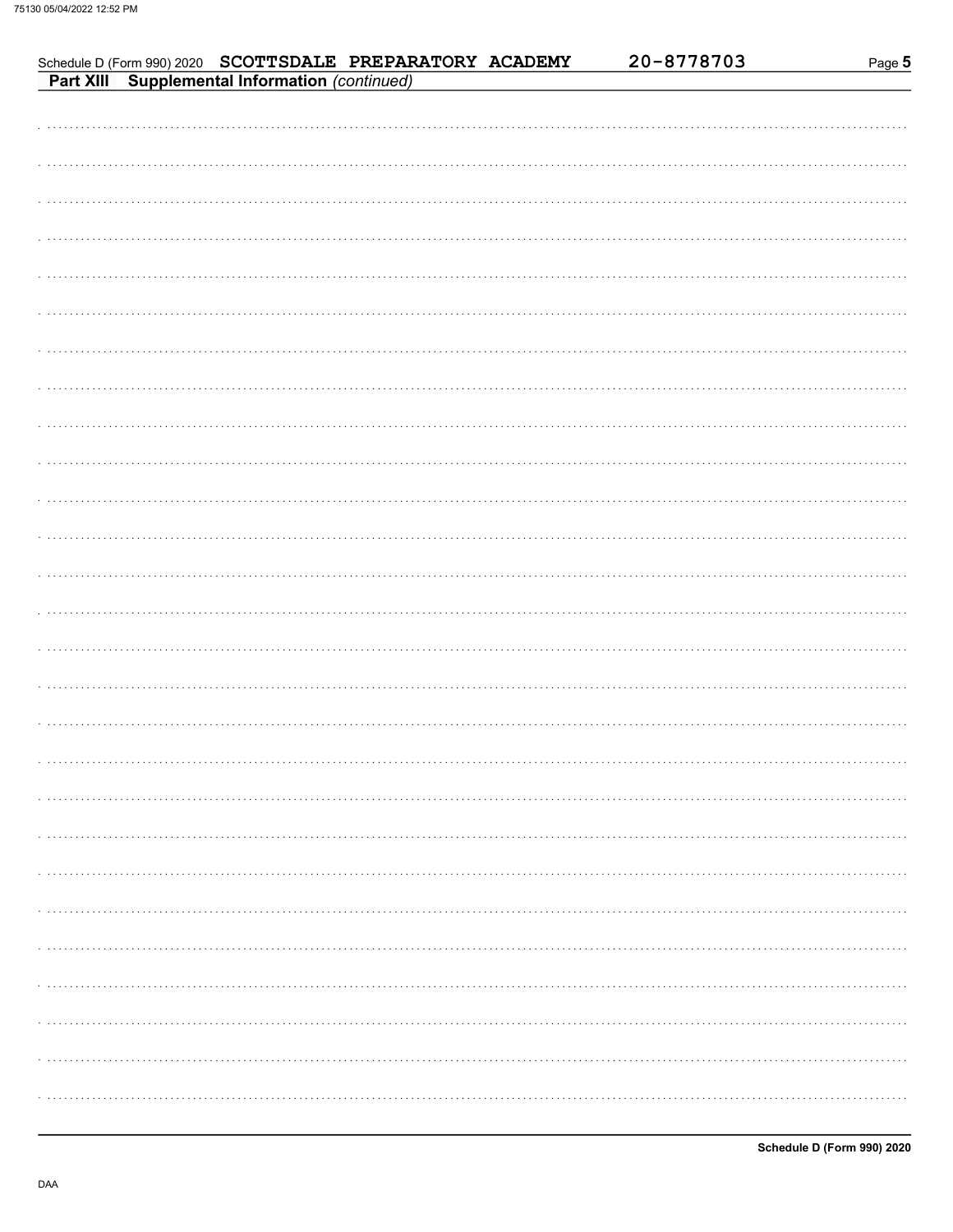Schedule D (Form 990) 2020 SCOTTSDALE PREPARATORY ACADEMY 20-8778703

**Part XIII Supplemental Information** *(continued)*

**Schedule D (Form 990) 2020**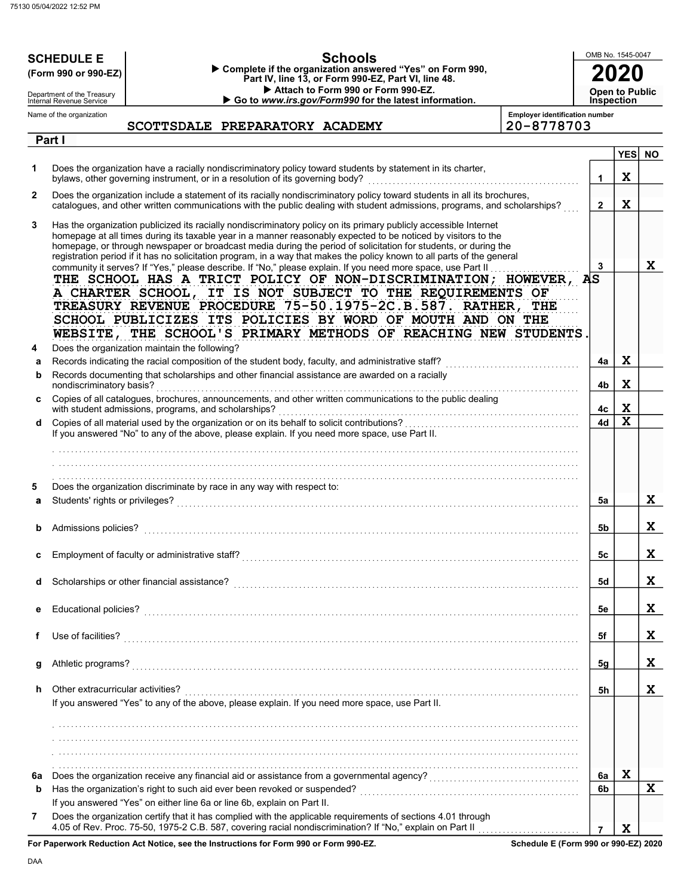# SCHEDULE E (Form 990 or 990-EZ)

Department of the Treasury
Internal Revenue Service

## Schools

▶ Complete if the organization answered "Yes" on Form 990, Part IV, line 13, or Form 990-EZ, Part VI, line 48.
▶ Attach to Form 990 or Form 990-EZ.
▶ Go to *www.irs.gov/Form990* for the latest information.

OMB No. 1545-0047

**2020**

**Open to Public Inspection**

Name of the organization: SCOTTSDALE PREPARATORY ACADEMY

Employer identification number: 20-8778703

### Part I

| | | | YES | NO |
|---|---|---|---|---|
| 1 | Does the organization have a racially nondiscriminatory policy toward students by statement in its charter, bylaws, other governing instrument, or in a resolution of its governing body? | 1 | X | |
| 2 | Does the organization include a statement of its racially nondiscriminatory policy toward students in all its brochures, catalogues, and other written communications with the public dealing with student admissions, programs, and scholarships? | 2 | X | |
| 3 | Has the organization publicized its racially nondiscriminatory policy on its primary publicly accessible Internet homepage at all times during its taxable year in a manner reasonably expected to be noticed by visitors to the homepage, or through newspaper or broadcast media during the period of solicitation for students, or during the registration period if it has no solicitation program, in a way that makes the policy known to all parts of the general community it serves? If "Yes," please describe. If "No," please explain. If you need more space, use Part II | 3 | | X |

THE SCHOOL HAS A TRICT POLICY OF NON-DISCRIMINATION; HOWEVER, AS A CHARTER SCHOOL, IT IS NOT SUBJECT TO THE REQUIREMENTS OF TREASURY REVENUE PROCEDURE 75-50.1975-2C.B.587. RATHER, THE SCHOOL PUBLICIZES ITS POLICIES BY WORD OF MOUTH AND ON THE WEBSITE, THE SCHOOL'S PRIMARY METHODS OF REACHING NEW STUDENTS.

| | | | YES | NO |
|---|---|---|---|---|
| 4 | Does the organization maintain the following? | | | |
| a | Records indicating the racial composition of the student body, faculty, and administrative staff? | 4a | X | |
| b | Records documenting that scholarships and other financial assistance are awarded on a racially nondiscriminatory basis? | 4b | X | |
| c | Copies of all catalogues, brochures, announcements, and other written communications to the public dealing with student admissions, programs, and scholarships? | 4c | X | |
| d | Copies of all material used by the organization or on its behalf to solicit contributions? | 4d | X | |

If you answered "No" to any of the above, please explain. If you need more space, use Part II.

| | | | YES | NO |
|---|---|---|---|---|
| 5 | Does the organization discriminate by race in any way with respect to: | | | |
| a | Students' rights or privileges? | 5a | | X |
| b | Admissions policies? | 5b | | X |
| c | Employment of faculty or administrative staff? | 5c | | X |
| d | Scholarships or other financial assistance? | 5d | | X |
| e | Educational policies? | 5e | | X |
| f | Use of facilities? | 5f | | X |
| g | Athletic programs? | 5g | | X |
| h | Other extracurricular activities? | 5h | | X |

If you answered "Yes" to any of the above, please explain. If you need more space, use Part II.

| | | | YES | NO |
|---|---|---|---|---|
| 6a | Does the organization receive any financial aid or assistance from a governmental agency? | 6a | X | |
| b | Has the organization's right to such aid ever been revoked or suspended? | 6b | | X |
| | If you answered "Yes" on either line 6a or line 6b, explain on Part II. | | | |
| 7 | Does the organization certify that it has complied with the applicable requirements of sections 4.01 through 4.05 of Rev. Proc. 75-50, 1975-2 C.B. 587, covering racial nondiscrimination? If "No," explain on Part II | 7 | X | |

**For Paperwork Reduction Act Notice, see the Instructions for Form 990 or Form 990-EZ.**

**Schedule E (Form 990 or 990-EZ) 2020**

DAA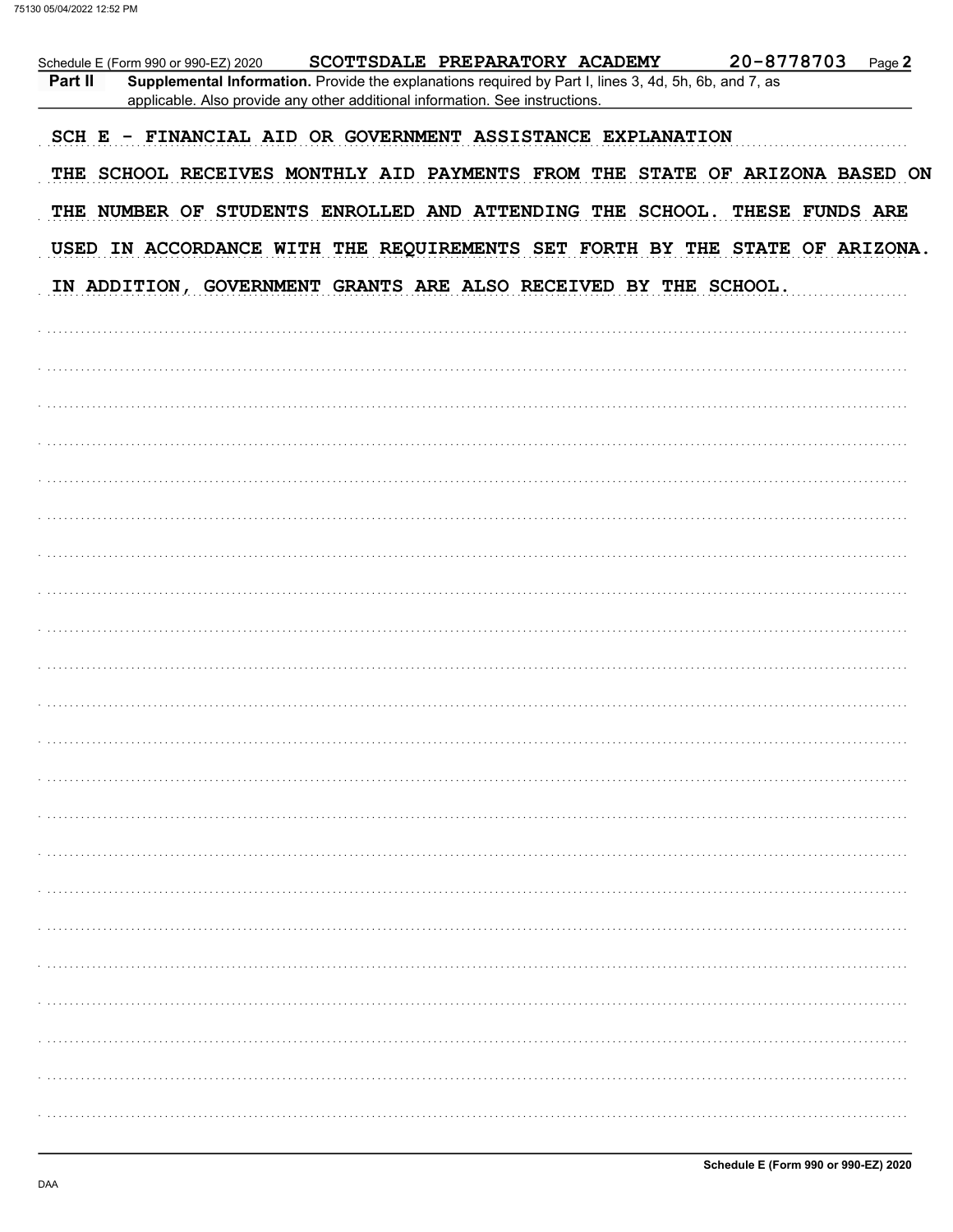Schedule E (Form 990 or 990-EZ) 2020 SCOTTSDALE PREPARATORY ACADEMY 20-8778703 Page **2**

**Part II** **Supplemental Information.** Provide the explanations required by Part I, lines 3, 4d, 5h, 6b, and 7, as applicable. Also provide any other additional information. See instructions.

SCH E - FINANCIAL AID OR GOVERNMENT ASSISTANCE EXPLANATION

THE SCHOOL RECEIVES MONTHLY AID PAYMENTS FROM THE STATE OF ARIZONA BASED ON THE NUMBER OF STUDENTS ENROLLED AND ATTENDING THE SCHOOL. THESE FUNDS ARE USED IN ACCORDANCE WITH THE REQUIREMENTS SET FORTH BY THE STATE OF ARIZONA. IN ADDITION, GOVERNMENT GRANTS ARE ALSO RECEIVED BY THE SCHOOL.

**Schedule E (Form 990 or 990-EZ) 2020**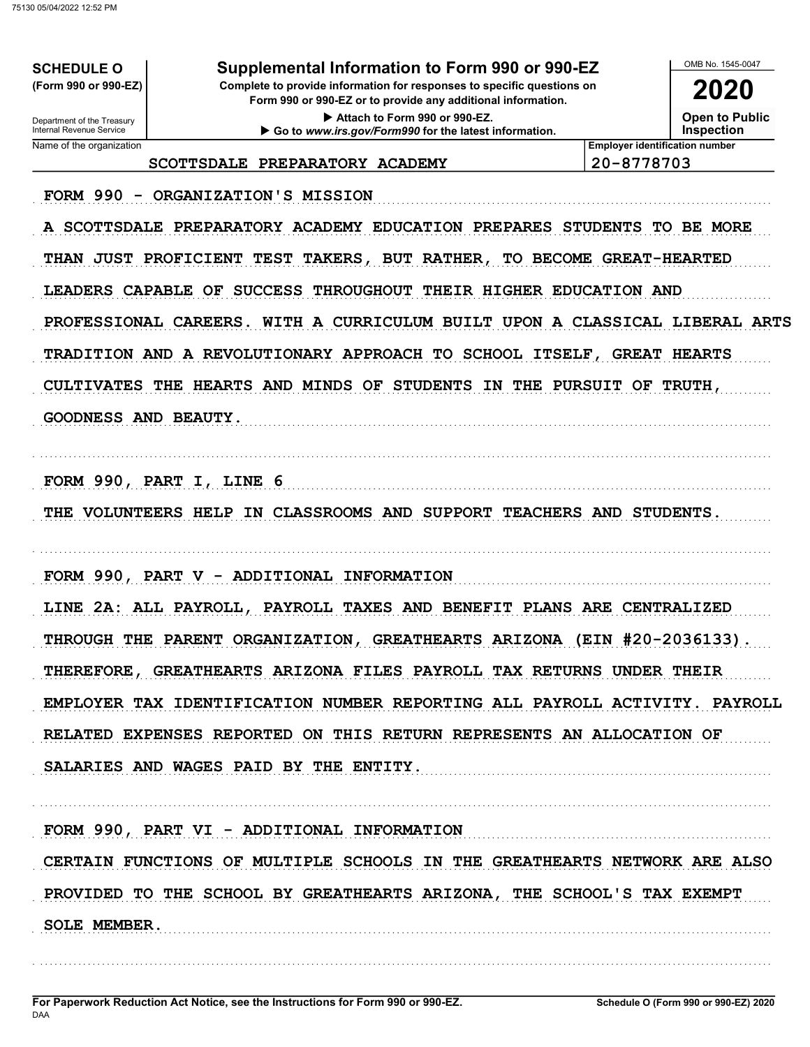**SCHEDULE O**
**(Form 990 or 990-EZ)**

Department of the Treasury
Internal Revenue Service

# Supplemental Information to Form 990 or 990-EZ

**Complete to provide information for responses to specific questions on Form 990 or 990-EZ or to provide any additional information.**

▶ Attach to Form 990 or 990-EZ.
▶ Go to *www.irs.gov/Form990* for the latest information.

OMB No. 1545-0047

**2020**

**Open to Public Inspection**

| Name of the organization | Employer identification number |
|---|---|
| SCOTTSDALE PREPARATORY ACADEMY | 20-8778703 |

FORM 990 - ORGANIZATION'S MISSION

A SCOTTSDALE PREPARATORY ACADEMY EDUCATION PREPARES STUDENTS TO BE MORE THAN JUST PROFICIENT TEST TAKERS, BUT RATHER, TO BECOME GREAT-HEARTED LEADERS CAPABLE OF SUCCESS THROUGHOUT THEIR HIGHER EDUCATION AND PROFESSIONAL CAREERS. WITH A CURRICULUM BUILT UPON A CLASSICAL LIBERAL ARTS TRADITION AND A REVOLUTIONARY APPROACH TO SCHOOL ITSELF, GREAT HEARTS CULTIVATES THE HEARTS AND MINDS OF STUDENTS IN THE PURSUIT OF TRUTH, GOODNESS AND BEAUTY.

FORM 990, PART I, LINE 6

THE VOLUNTEERS HELP IN CLASSROOMS AND SUPPORT TEACHERS AND STUDENTS.

FORM 990, PART V - ADDITIONAL INFORMATION

LINE 2A: ALL PAYROLL, PAYROLL TAXES AND BENEFIT PLANS ARE CENTRALIZED THROUGH THE PARENT ORGANIZATION, GREATHEARTS ARIZONA (EIN #20-2036133). THEREFORE, GREATHEARTS ARIZONA FILES PAYROLL TAX RETURNS UNDER THEIR EMPLOYER TAX IDENTIFICATION NUMBER REPORTING ALL PAYROLL ACTIVITY. PAYROLL RELATED EXPENSES REPORTED ON THIS RETURN REPRESENTS AN ALLOCATION OF SALARIES AND WAGES PAID BY THE ENTITY.

FORM 990, PART VI - ADDITIONAL INFORMATION

CERTAIN FUNCTIONS OF MULTIPLE SCHOOLS IN THE GREATHEARTS NETWORK ARE ALSO PROVIDED TO THE SCHOOL BY GREATHEARTS ARIZONA, THE SCHOOL'S TAX EXEMPT SOLE MEMBER.

**For Paperwork Reduction Act Notice, see the Instructions for Form 990 or 990-EZ.**
DAA

**Schedule O (Form 990 or 990-EZ) 2020**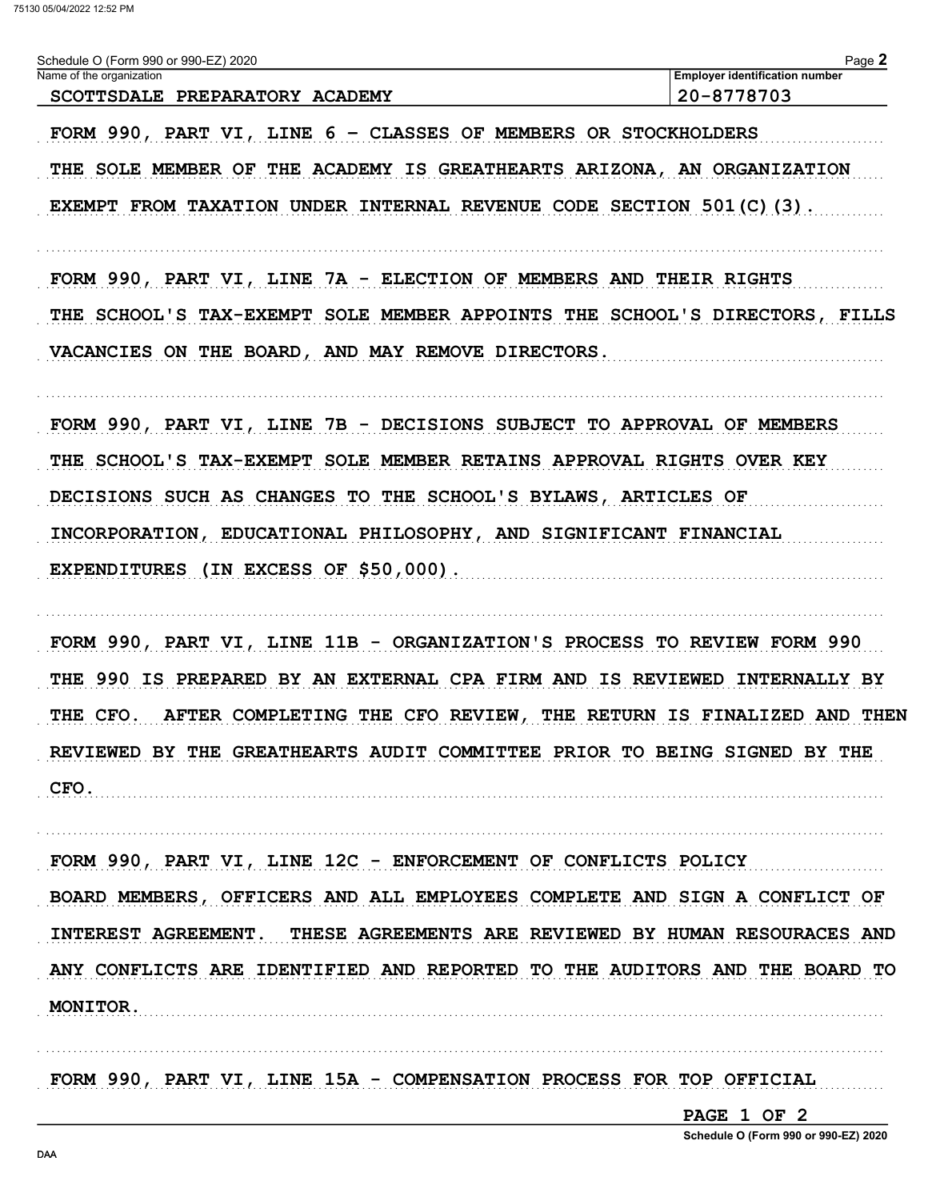Schedule O (Form 990 or 990-EZ) 2020

| Name of the organization | Employer identification number |
|---|---|
| SCOTTSDALE PREPARATORY ACADEMY | 20-8778703 |

FORM 990, PART VI, LINE 6 - CLASSES OF MEMBERS OR STOCKHOLDERS

THE SOLE MEMBER OF THE ACADEMY IS GREATHEARTS ARIZONA, AN ORGANIZATION EXEMPT FROM TAXATION UNDER INTERNAL REVENUE CODE SECTION 501(C)(3).

FORM 990, PART VI, LINE 7A - ELECTION OF MEMBERS AND THEIR RIGHTS

THE SCHOOL'S TAX-EXEMPT SOLE MEMBER APPOINTS THE SCHOOL'S DIRECTORS, FILLS VACANCIES ON THE BOARD, AND MAY REMOVE DIRECTORS.

FORM 990, PART VI, LINE 7B - DECISIONS SUBJECT TO APPROVAL OF MEMBERS

THE SCHOOL'S TAX-EXEMPT SOLE MEMBER RETAINS APPROVAL RIGHTS OVER KEY DECISIONS SUCH AS CHANGES TO THE SCHOOL'S BYLAWS, ARTICLES OF INCORPORATION, EDUCATIONAL PHILOSOPHY, AND SIGNIFICANT FINANCIAL EXPENDITURES (IN EXCESS OF $50,000).

FORM 990, PART VI, LINE 11B - ORGANIZATION'S PROCESS TO REVIEW FORM 990

THE 990 IS PREPARED BY AN EXTERNAL CPA FIRM AND IS REVIEWED INTERNALLY BY THE CFO. AFTER COMPLETING THE CFO REVIEW, THE RETURN IS FINALIZED AND THEN REVIEWED BY THE GREATHEARTS AUDIT COMMITTEE PRIOR TO BEING SIGNED BY THE CFO.

FORM 990, PART VI, LINE 12C - ENFORCEMENT OF CONFLICTS POLICY

BOARD MEMBERS, OFFICERS AND ALL EMPLOYEES COMPLETE AND SIGN A CONFLICT OF INTEREST AGREEMENT. THESE AGREEMENTS ARE REVIEWED BY HUMAN RESOURACES AND ANY CONFLICTS ARE IDENTIFIED AND REPORTED TO THE AUDITORS AND THE BOARD TO MONITOR.

FORM 990, PART VI, LINE 15A - COMPENSATION PROCESS FOR TOP OFFICIAL

PAGE 1 OF 2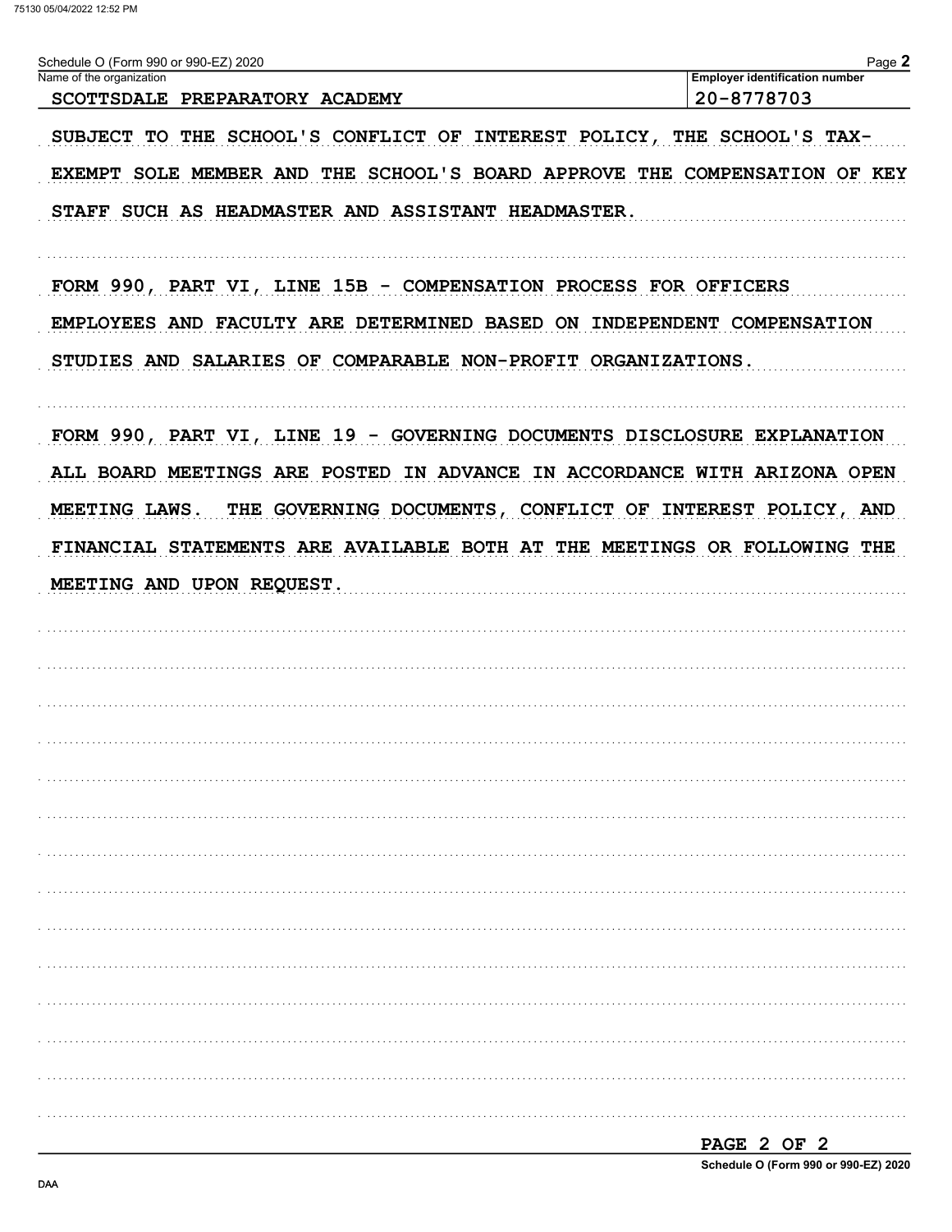Schedule O (Form 990 or 990-EZ) 2020 Page **2**

| Name of the organization | Employer identification number |
| --- | --- |
| SCOTTSDALE PREPARATORY ACADEMY | 20-8778703 |

SUBJECT TO THE SCHOOL'S CONFLICT OF INTEREST POLICY, THE SCHOOL'S TAX-EXEMPT SOLE MEMBER AND THE SCHOOL'S BOARD APPROVE THE COMPENSATION OF KEY STAFF SUCH AS HEADMASTER AND ASSISTANT HEADMASTER.

FORM 990, PART VI, LINE 15B - COMPENSATION PROCESS FOR OFFICERS
EMPLOYEES AND FACULTY ARE DETERMINED BASED ON INDEPENDENT COMPENSATION STUDIES AND SALARIES OF COMPARABLE NON-PROFIT ORGANIZATIONS.

FORM 990, PART VI, LINE 19 - GOVERNING DOCUMENTS DISCLOSURE EXPLANATION
ALL BOARD MEETINGS ARE POSTED IN ADVANCE IN ACCORDANCE WITH ARIZONA OPEN MEETING LAWS. THE GOVERNING DOCUMENTS, CONFLICT OF INTEREST POLICY, AND FINANCIAL STATEMENTS ARE AVAILABLE BOTH AT THE MEETINGS OR FOLLOWING THE MEETING AND UPON REQUEST.

**Schedule O (Form 990 or 990-EZ) 2020**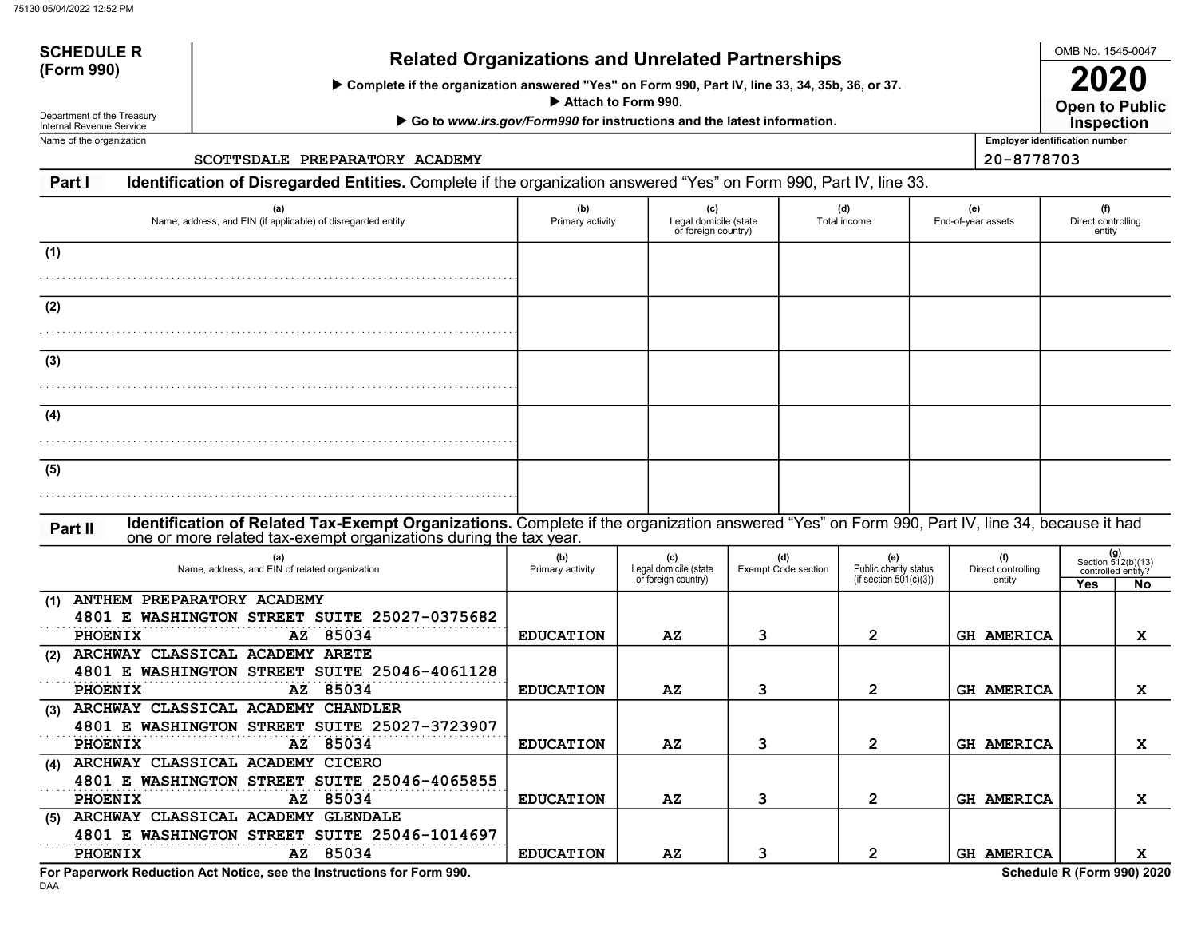# SCHEDULE R (Form 990)

Department of the Treasury
Internal Revenue Service

## Related Organizations and Unrelated Partnerships

▶ Complete if the organization answered "Yes" on Form 990, Part IV, line 33, 34, 35b, 36, or 37.
▶ Attach to Form 990.
▶ Go to *www.irs.gov/Form990* for instructions and the latest information.

OMB No. 1545-0047

**2020**

**Open to Public Inspection**

Name of the organization: SCOTTSDALE PREPARATORY ACADEMY

Employer identification number: 20-8778703

### Part I Identification of Disregarded Entities. Complete if the organization answered "Yes" on Form 990, Part IV, line 33.

| | (a) Name, address, and EIN (if applicable) of disregarded entity | (b) Primary activity | (c) Legal domicile (state or foreign country) | (d) Total income | (e) End-of-year assets | (f) Direct controlling entity |
|---|---|---|---|---|---|---|
| (1) | | | | | | |
| (2) | | | | | | |
| (3) | | | | | | |
| (4) | | | | | | |
| (5) | | | | | | |

### Part II Identification of Related Tax-Exempt Organizations. Complete if the organization answered "Yes" on Form 990, Part IV, line 34, because it had one or more related tax-exempt organizations during the tax year.

| | (a) Name, address, and EIN of related organization | (b) Primary activity | (c) Legal domicile (state or foreign country) | (d) Exempt Code section | (e) Public charity status (if section 501(c)(3)) | (f) Direct controlling entity | (g) Section 512(b)(13) controlled entity? Yes | No |
|---|---|---|---|---|---|---|---|---|
| (1) | ANTHEM PREPARATORY ACADEMY 4801 E WASHINGTON STREET SUITE 25027-0375682 PHOENIX AZ 85034 | EDUCATION | AZ | 3 | 2 | GH AMERICA | | X |
| (2) | ARCHWAY CLASSICAL ACADEMY ARETE 4801 E WASHINGTON STREET SUITE 25046-4061128 PHOENIX AZ 85034 | EDUCATION | AZ | 3 | 2 | GH AMERICA | | X |
| (3) | ARCHWAY CLASSICAL ACADEMY CHANDLER 4801 E WASHINGTON STREET SUITE 25027-3723907 PHOENIX AZ 85034 | EDUCATION | AZ | 3 | 2 | GH AMERICA | | X |
| (4) | ARCHWAY CLASSICAL ACADEMY CICERO 4801 E WASHINGTON STREET SUITE 25046-4065855 PHOENIX AZ 85034 | EDUCATION | AZ | 3 | 2 | GH AMERICA | | X |
| (5) | ARCHWAY CLASSICAL ACADEMY GLENDALE 4801 E WASHINGTON STREET SUITE 25046-1014697 PHOENIX AZ 85034 | EDUCATION | AZ | 3 | 2 | GH AMERICA | | X |

For Paperwork Reduction Act Notice, see the Instructions for Form 990.

DAA

Schedule R (Form 990) 2020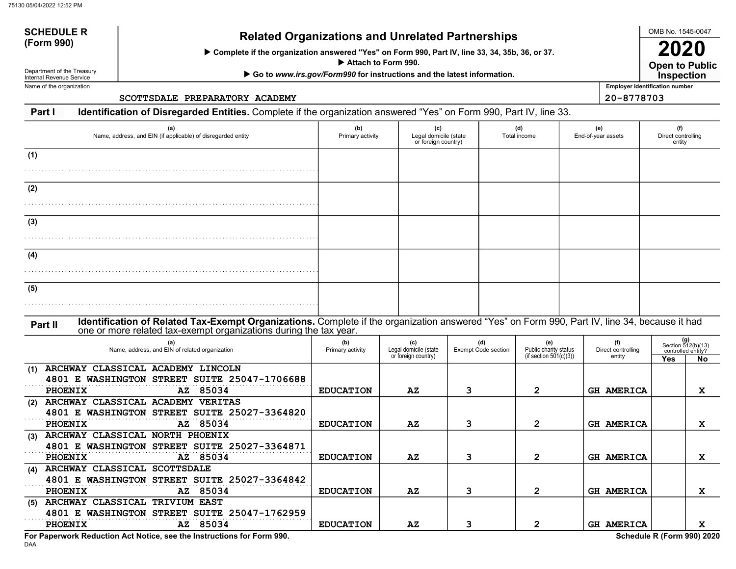75130 05/04/2022 12:52 PM

# SCHEDULE R (Form 990)

Department of the Treasury
Internal Revenue Service

## Related Organizations and Unrelated Partnerships

▶ Complete if the organization answered "Yes" on Form 990, Part IV, line 33, 34, 35b, 36, or 37.
▶ Attach to Form 990.
▶ Go to *www.irs.gov/Form990* for instructions and the latest information.

OMB No. 1545-0047

**2020**

**Open to Public Inspection**

Name of the organization: SCOTTSDALE PREPARATORY ACADEMY

Employer identification number: 20-8778703

**Part I** **Identification of Disregarded Entities.** Complete if the organization answered "Yes" on Form 990, Part IV, line 33.

| | (a) Name, address, and EIN (if applicable) of disregarded entity | (b) Primary activity | (c) Legal domicile (state or foreign country) | (d) Total income | (e) End-of-year assets | (f) Direct controlling entity |
|---|---|---|---|---|---|---|
| (1) | | | | | | |
| (2) | | | | | | |
| (3) | | | | | | |
| (4) | | | | | | |
| (5) | | | | | | |

**Part II** **Identification of Related Tax-Exempt Organizations.** Complete if the organization answered "Yes" on Form 990, Part IV, line 34, because it had one or more related tax-exempt organizations during the tax year.

| | (a) Name, address, and EIN of related organization | (b) Primary activity | (c) Legal domicile (state or foreign country) | (d) Exempt Code section | (e) Public charity status (if section 501(c)(3)) | (f) Direct controlling entity | (g) Section 512(b)(13) controlled entity? Yes | No |
|---|---|---|---|---|---|---|---|---|
| (1) | ARCHWAY CLASSICAL ACADEMY LINCOLN 4801 E WASHINGTON STREET SUITE 25047-1706688 PHOENIX AZ 85034 | EDUCATION | AZ | 3 | 2 | GH AMERICA | | X |
| (2) | ARCHWAY CLASSICAL ACADEMY VERITAS 4801 E WASHINGTON STREET SUITE 25027-3364820 PHOENIX AZ 85034 | EDUCATION | AZ | 3 | 2 | GH AMERICA | | X |
| (3) | ARCHWAY CLASSICAL NORTH PHOENIX 4801 E WASHINGTON STREET SUITE 25027-3364871 PHOENIX AZ 85034 | EDUCATION | AZ | 3 | 2 | GH AMERICA | | X |
| (4) | ARCHWAY CLASSICAL SCOTTSDALE 4801 E WASHINGTON STREET SUITE 25027-3364842 PHOENIX AZ 85034 | EDUCATION | AZ | 3 | 2 | GH AMERICA | | X |
| (5) | ARCHWAY CLASSICAL TRIVIUM EAST 4801 E WASHINGTON STREET SUITE 25047-1762959 PHOENIX AZ 85034 | EDUCATION | AZ | 3 | 2 | GH AMERICA | | X |

**For Paperwork Reduction Act Notice, see the Instructions for Form 990.**

DAA

**Schedule R (Form 990) 2020**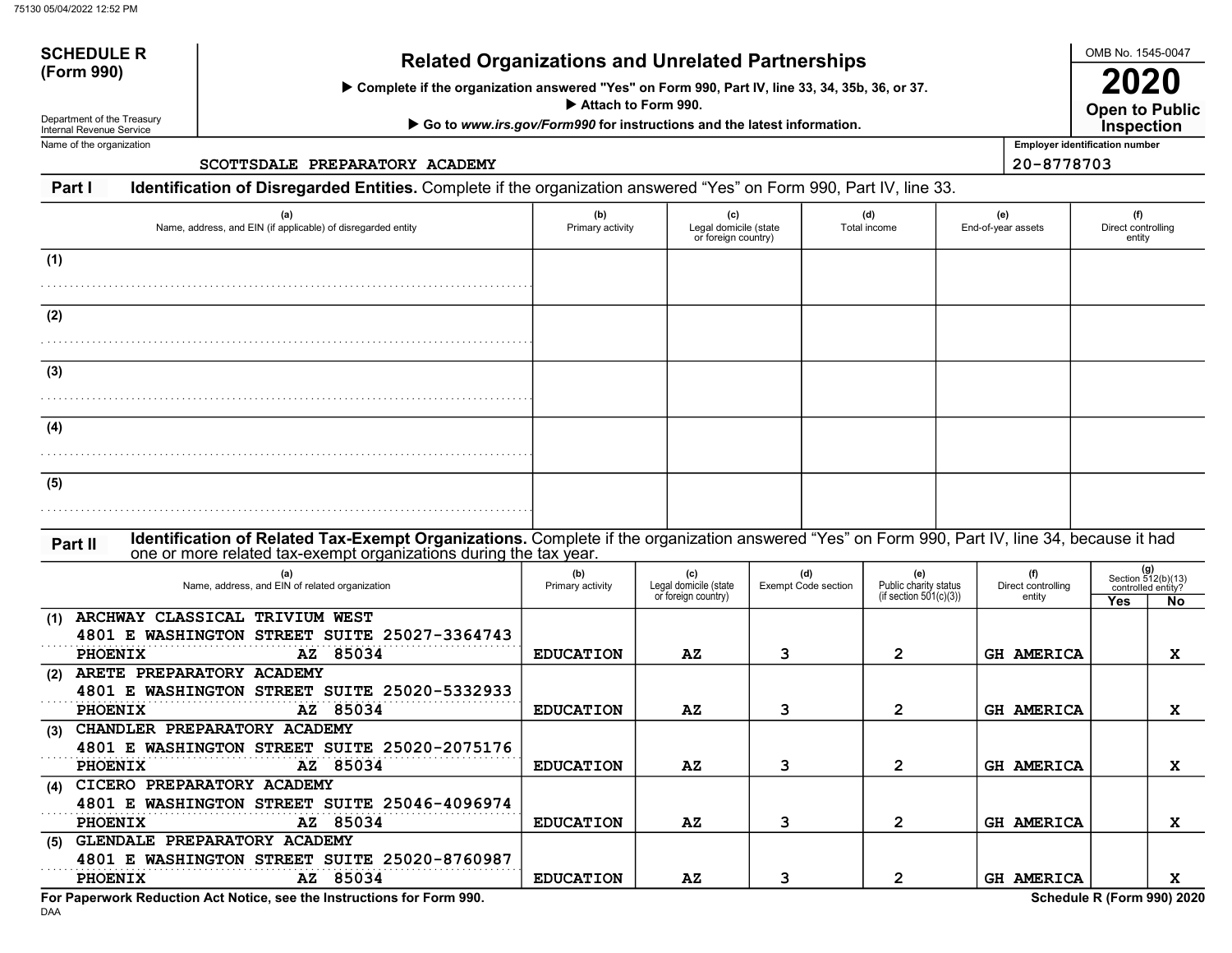**SCHEDULE R (Form 990)**

Department of the Treasury
Internal Revenue Service

# Related Organizations and Unrelated Partnerships

▶ Complete if the organization answered "Yes" on Form 990, Part IV, line 33, 34, 35b, 36, or 37.
▶ Attach to Form 990.
▶ Go to *www.irs.gov/Form990* for instructions and the latest information.

OMB No. 1545-0047

**2020**

**Open to Public Inspection**

Name of the organization: SCOTTSDALE PREPARATORY ACADEMY

Employer identification number: 20-8778703

## Part I Identification of Disregarded Entities. 

Complete if the organization answered "Yes" on Form 990, Part IV, line 33.

| | (a) Name, address, and EIN (if applicable) of disregarded entity | (b) Primary activity | (c) Legal domicile (state or foreign country) | (d) Total income | (e) End-of-year assets | (f) Direct controlling entity |
|---|---|---|---|---|---|---|
| (1) | | | | | | |
| (2) | | | | | | |
| (3) | | | | | | |
| (4) | | | | | | |
| (5) | | | | | | |

## Part II Identification of Related Tax-Exempt Organizations. 

Complete if the organization answered "Yes" on Form 990, Part IV, line 34, because it had one or more related tax-exempt organizations during the tax year.

| | (a) Name, address, and EIN of related organization | (b) Primary activity | (c) Legal domicile (state or foreign country) | (d) Exempt Code section | (e) Public charity status (if section 501(c)(3)) | (f) Direct controlling entity | (g) Section 512(b)(13) controlled entity? Yes | No |
|---|---|---|---|---|---|---|---|---|
| (1) | ARCHWAY CLASSICAL TRIVIUM WEST<br>4801 E WASHINGTON STREET SUITE 25027-3364743<br>PHOENIX AZ 85034 | EDUCATION | AZ | 3 | 2 | GH AMERICA | | X |
| (2) | ARETE PREPARATORY ACADEMY<br>4801 E WASHINGTON STREET SUITE 25020-5332933<br>PHOENIX AZ 85034 | EDUCATION | AZ | 3 | 2 | GH AMERICA | | X |
| (3) | CHANDLER PREPARATORY ACADEMY<br>4801 E WASHINGTON STREET SUITE 25020-2075176<br>PHOENIX AZ 85034 | EDUCATION | AZ | 3 | 2 | GH AMERICA | | X |
| (4) | CICERO PREPARATORY ACADEMY<br>4801 E WASHINGTON STREET SUITE 25046-4096974<br>PHOENIX AZ 85034 | EDUCATION | AZ | 3 | 2 | GH AMERICA | | X |
| (5) | GLENDALE PREPARATORY ACADEMY<br>4801 E WASHINGTON STREET SUITE 25020-8760987<br>PHOENIX AZ 85034 | EDUCATION | AZ | 3 | 2 | GH AMERICA | | X |

**For Paperwork Reduction Act Notice, see the Instructions for Form 990.**

**Schedule R (Form 990) 2020**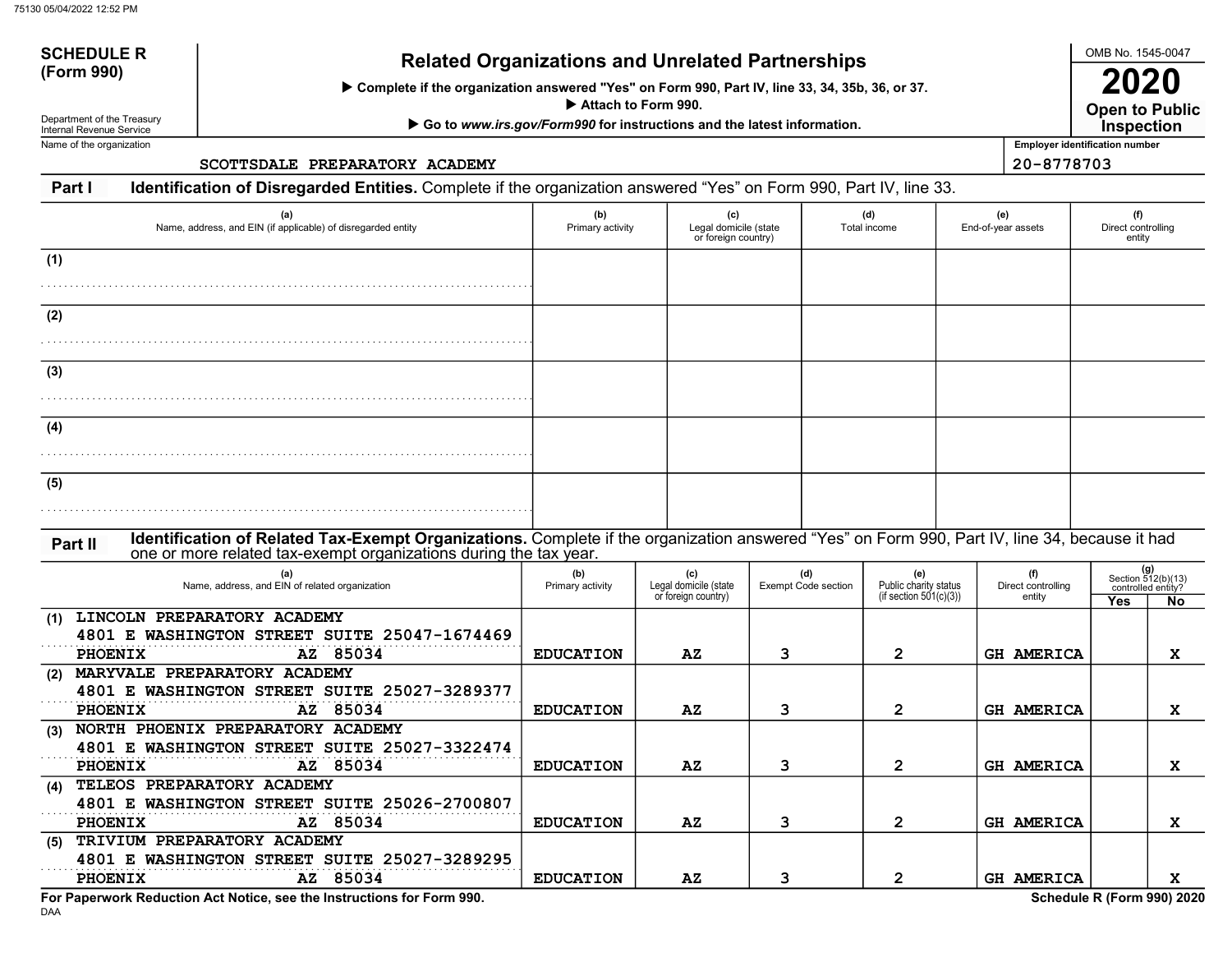**SCHEDULE R (Form 990)**

Department of the Treasury
Internal Revenue Service

# Related Organizations and Unrelated Partnerships

▶ Complete if the organization answered "Yes" on Form 990, Part IV, line 33, 34, 35b, 36, or 37.
▶ Attach to Form 990.
▶ Go to *www.irs.gov/Form990* for instructions and the latest information.

OMB No. 1545-0047

**2020**

**Open to Public Inspection**

Name of the organization: SCOTTSDALE PREPARATORY ACADEMY

Employer identification number: 20-8778703

**Part I — Identification of Disregarded Entities.** Complete if the organization answered "Yes" on Form 990, Part IV, line 33.

| | (a) Name, address, and EIN (if applicable) of disregarded entity | (b) Primary activity | (c) Legal domicile (state or foreign country) | (d) Total income | (e) End-of-year assets | (f) Direct controlling entity |
|---|---|---|---|---|---|---|
| (1) | | | | | | |
| (2) | | | | | | |
| (3) | | | | | | |
| (4) | | | | | | |
| (5) | | | | | | |

**Part II — Identification of Related Tax-Exempt Organizations.** Complete if the organization answered "Yes" on Form 990, Part IV, line 34, because it had one or more related tax-exempt organizations during the tax year.

| | (a) Name, address, and EIN of related organization | (b) Primary activity | (c) Legal domicile (state or foreign country) | (d) Exempt Code section | (e) Public charity status (if section 501(c)(3)) | (f) Direct controlling entity | (g) Section 512(b)(13) controlled entity? Yes | (g) No |
|---|---|---|---|---|---|---|---|---|
| (1) | LINCOLN PREPARATORY ACADEMY 4801 E WASHINGTON STREET SUITE 25047-1674469 PHOENIX AZ 85034 | EDUCATION | AZ | 3 | 2 | GH AMERICA | | X |
| (2) | MARYVALE PREPARATORY ACADEMY 4801 E WASHINGTON STREET SUITE 25027-3289377 PHOENIX AZ 85034 | EDUCATION | AZ | 3 | 2 | GH AMERICA | | X |
| (3) | NORTH PHOENIX PREPARATORY ACADEMY 4801 E WASHINGTON STREET SUITE 25027-3322474 PHOENIX AZ 85034 | EDUCATION | AZ | 3 | 2 | GH AMERICA | | X |
| (4) | TELEOS PREPARATORY ACADEMY 4801 E WASHINGTON STREET SUITE 25026-2700807 PHOENIX AZ 85034 | EDUCATION | AZ | 3 | 2 | GH AMERICA | | X |
| (5) | TRIVIUM PREPARATORY ACADEMY 4801 E WASHINGTON STREET SUITE 25027-3289295 PHOENIX AZ 85034 | EDUCATION | AZ | 3 | 2 | GH AMERICA | | X |

For Paperwork Reduction Act Notice, see the Instructions for Form 990.

Schedule R (Form 990) 2020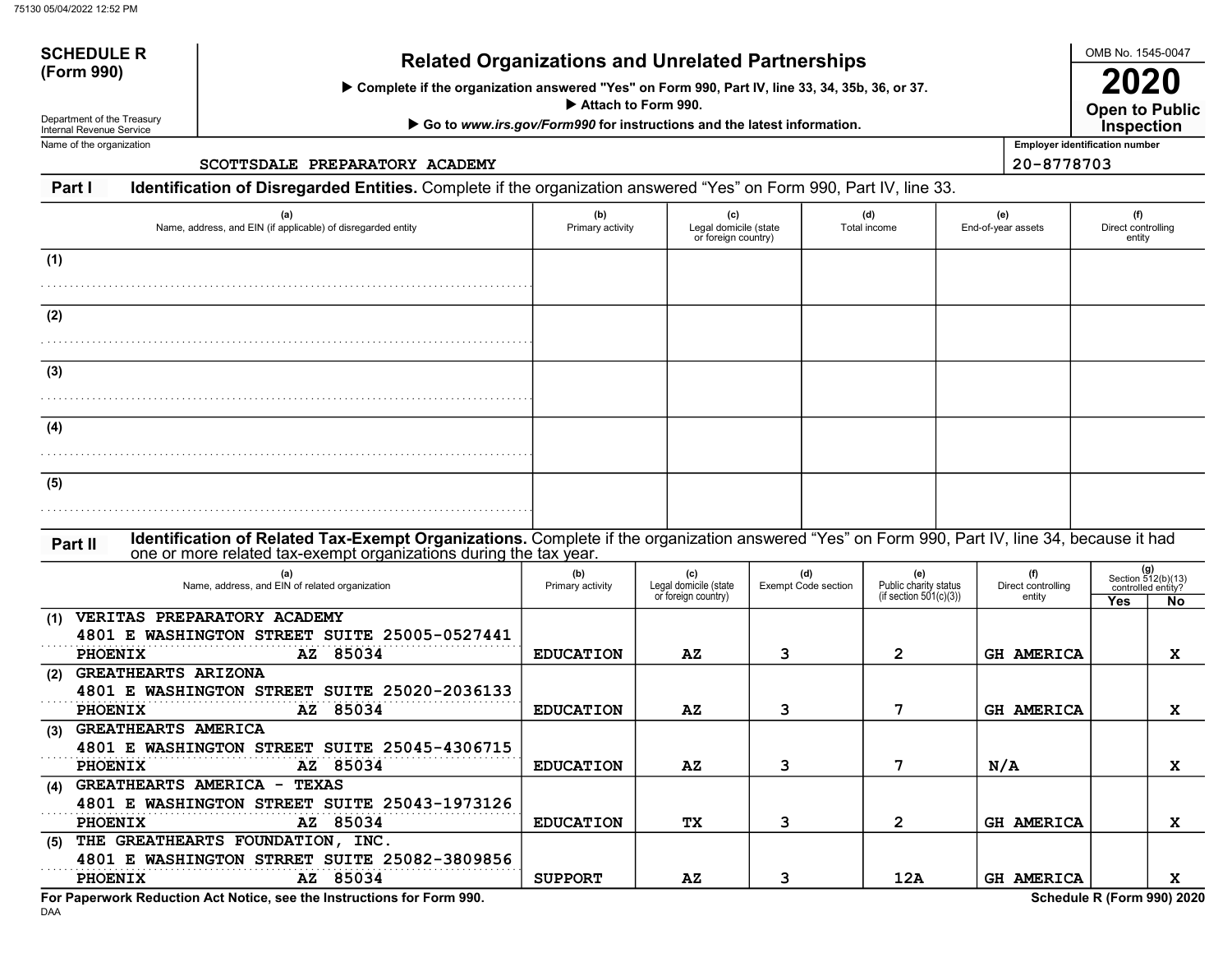**SCHEDULE R (Form 990)**

Department of the Treasury
Internal Revenue Service

# Related Organizations and Unrelated Partnerships

▶ Complete if the organization answered "Yes" on Form 990, Part IV, line 33, 34, 35b, 36, or 37.

▶ Attach to Form 990.

▶ Go to *www.irs.gov/Form990* for instructions and the latest information.

OMB No. 1545-0047

**2020**

**Open to Public Inspection**

Name of the organization: SCOTTSDALE PREPARATORY ACADEMY

Employer identification number: 20-8778703

## Part I Identification of Disregarded Entities. Complete if the organization answered "Yes" on Form 990, Part IV, line 33.

| (a) Name, address, and EIN (if applicable) of disregarded entity | (b) Primary activity | (c) Legal domicile (state or foreign country) | (d) Total income | (e) End-of-year assets | (f) Direct controlling entity |
|---|---|---|---|---|---|
| (1) | | | | | |
| (2) | | | | | |
| (3) | | | | | |
| (4) | | | | | |
| (5) | | | | | |

## Part II Identification of Related Tax-Exempt Organizations. Complete if the organization answered "Yes" on Form 990, Part IV, line 34, because it had one or more related tax-exempt organizations during the tax year.

| (a) Name, address, and EIN of related organization | (b) Primary activity | (c) Legal domicile (state or foreign country) | (d) Exempt Code section | (e) Public charity status (if section 501(c)(3)) | (f) Direct controlling entity | (g) Section 512(b)(13) controlled entity? Yes | No |
|---|---|---|---|---|---|---|---|
| (1) VERITAS PREPARATORY ACADEMY 4801 E WASHINGTON STREET SUITE 25005-0527441 PHOENIX AZ 85034 | EDUCATION | AZ | 3 | 2 | GH AMERICA | | X |
| (2) GREATHEARTS ARIZONA 4801 E WASHINGTON STREET SUITE 25020-2036133 PHOENIX AZ 85034 | EDUCATION | AZ | 3 | 7 | GH AMERICA | | X |
| (3) GREATHEARTS AMERICA 4801 E WASHINGTON STREET SUITE 25045-4306715 PHOENIX AZ 85034 | EDUCATION | AZ | 3 | 7 | N/A | | X |
| (4) GREATHEARTS AMERICA - TEXAS 4801 E WASHINGTON STREET SUITE 25043-1973126 PHOENIX AZ 85034 | EDUCATION | TX | 3 | 2 | GH AMERICA | | X |
| (5) THE GREATHEARTS FOUNDATION, INC. 4801 E WASHINGTON STRRET SUITE 25082-3809856 PHOENIX AZ 85034 | SUPPORT | AZ | 3 | 12A | GH AMERICA | | X |

**For Paperwork Reduction Act Notice, see the Instructions for Form 990.**

**Schedule R (Form 990) 2020**

DAA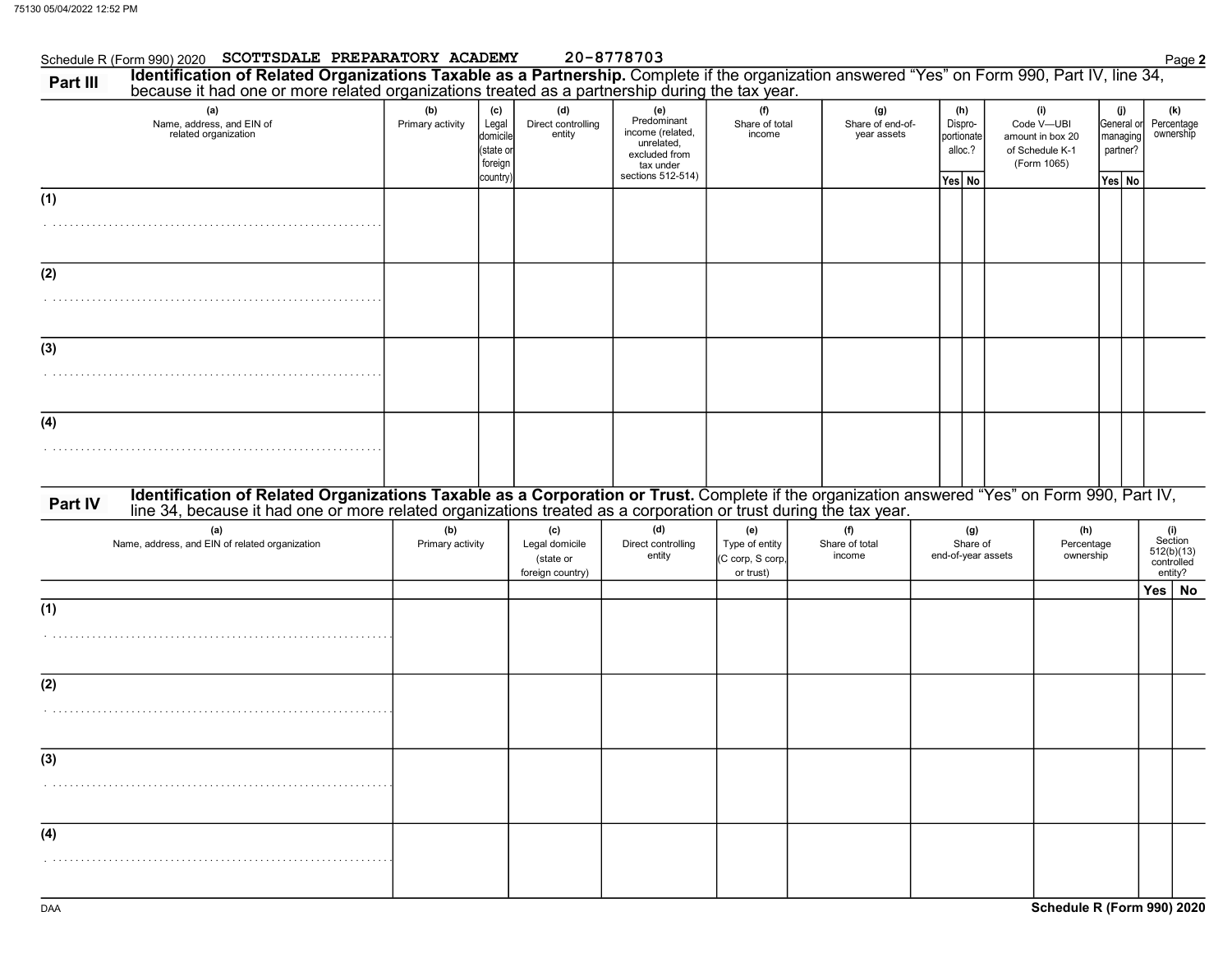Schedule R (Form 990) 2020 SCOTTSDALE PREPARATORY ACADEMY 20-8778703

## Part III Identification of Related Organizations Taxable as a Partnership.

Complete if the organization answered "Yes" on Form 990, Part IV, line 34, because it had one or more related organizations treated as a partnership during the tax year.

| (a) Name, address, and EIN of related organization | (b) Primary activity | (c) Legal domicile (state or foreign country) | (d) Direct controlling entity | (e) Predominant income (related, unrelated, excluded from tax under sections 512-514) | (f) Share of total income | (g) Share of end-of-year assets | (h) Dispro-portionate alloc.? Yes | (h) No | (i) Code V—UBI amount in box 20 of Schedule K-1 (Form 1065) | (j) General or managing partner? Yes | (j) No | (k) Percentage ownership |
|---|---|---|---|---|---|---|---|---|---|---|---|---|
| (1) | | | | | | | | | | | | |
| (2) | | | | | | | | | | | | |
| (3) | | | | | | | | | | | | |
| (4) | | | | | | | | | | | | |

## Part IV Identification of Related Organizations Taxable as a Corporation or Trust.

Complete if the organization answered "Yes" on Form 990, Part IV, line 34, because it had one or more related organizations treated as a corporation or trust during the tax year.

| (a) Name, address, and EIN of related organization | (b) Primary activity | (c) Legal domicile (state or foreign country) | (d) Direct controlling entity | (e) Type of entity (C corp, S corp, or trust) | (f) Share of total income | (g) Share of end-of-year assets | (h) Percentage ownership | (i) Section 512(b)(13) controlled entity? Yes | (i) No |
|---|---|---|---|---|---|---|---|---|---|
| (1) | | | | | | | | | |
| (2) | | | | | | | | | |
| (3) | | | | | | | | | |
| (4) | | | | | | | | | |

Schedule R (Form 990) 2020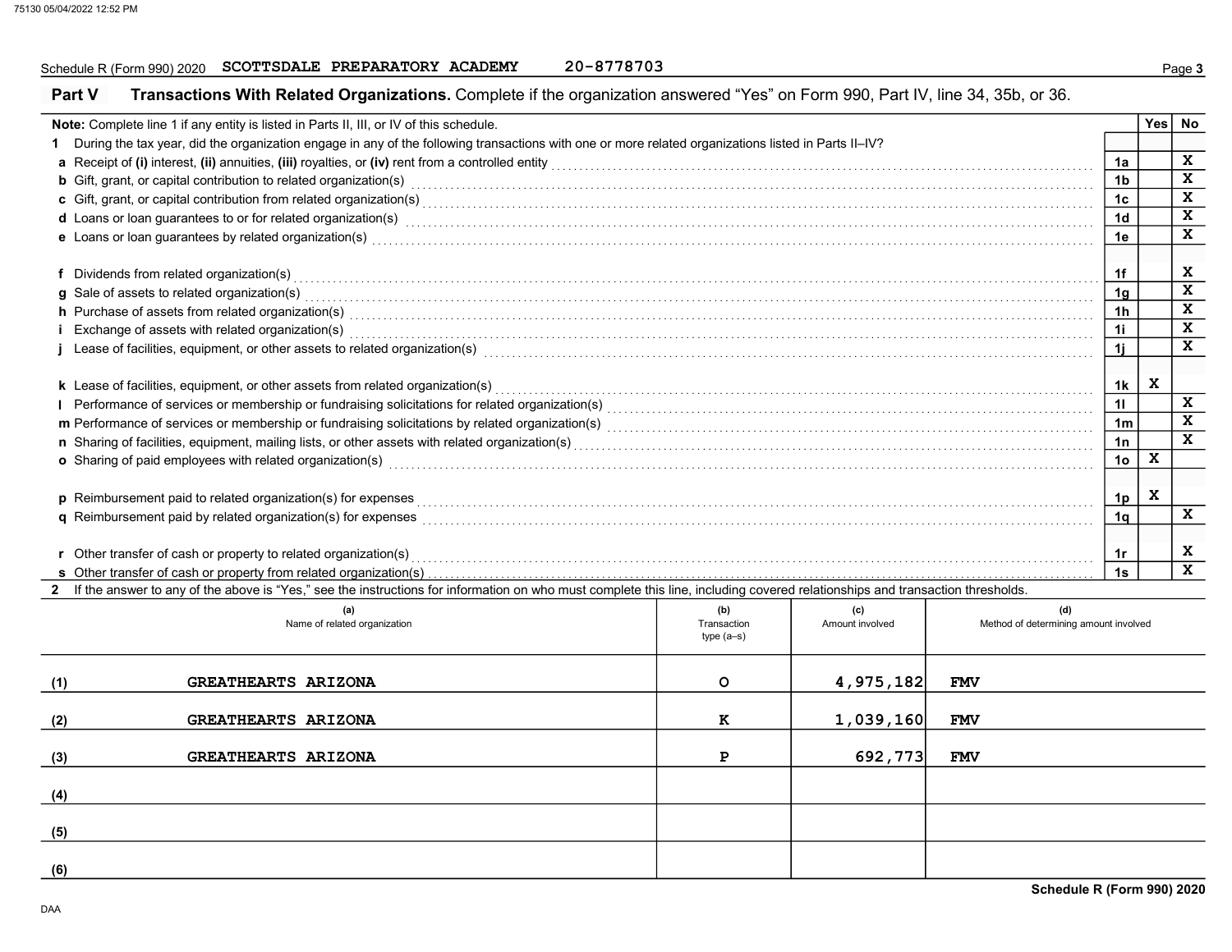Schedule R (Form 990) 2020 SCOTTSDALE PREPARATORY ACADEMY 20-8778703

## Part V Transactions With Related Organizations.

Complete if the organization answered "Yes" on Form 990, Part IV, line 34, 35b, or 36.

**Note:** Complete line 1 if any entity is listed in Parts II, III, or IV of this schedule.

| | | Yes | No |
|---|---|---|---|
| **1** During the tax year, did the organization engage in any of the following transactions with one or more related organizations listed in Parts II–IV? | | | |
| **a** Receipt of **(i)** interest, **(ii)** annuities, **(iii)** royalties, or **(iv)** rent from a controlled entity | 1a | | X |
| **b** Gift, grant, or capital contribution to related organization(s) | 1b | | X |
| **c** Gift, grant, or capital contribution from related organization(s) | 1c | | X |
| **d** Loans or loan guarantees to or for related organization(s) | 1d | | X |
| **e** Loans or loan guarantees by related organization(s) | 1e | | X |
| **f** Dividends from related organization(s) | 1f | | X |
| **g** Sale of assets to related organization(s) | 1g | | X |
| **h** Purchase of assets from related organization(s) | 1h | | X |
| **i** Exchange of assets with related organization(s) | 1i | | X |
| **j** Lease of facilities, equipment, or other assets to related organization(s) | 1j | | X |
| **k** Lease of facilities, equipment, or other assets from related organization(s) | 1k | X | |
| **l** Performance of services or membership or fundraising solicitations for related organization(s) | 1l | | X |
| **m** Performance of services or membership or fundraising solicitations by related organization(s) | 1m | | X |
| **n** Sharing of facilities, equipment, mailing lists, or other assets with related organization(s) | 1n | | X |
| **o** Sharing of paid employees with related organization(s) | 1o | X | |
| **p** Reimbursement paid to related organization(s) for expenses | 1p | X | |
| **q** Reimbursement paid by related organization(s) for expenses | 1q | | X |
| **r** Other transfer of cash or property to related organization(s) | 1r | | X |
| **s** Other transfer of cash or property from related organization(s) | 1s | | X |

**2** If the answer to any of the above is "Yes," see the instructions for information on who must complete this line, including covered relationships and transaction thresholds.

| | (a) Name of related organization | (b) Transaction type (a–s) | (c) Amount involved | (d) Method of determining amount involved |
|---|---|---|---|---|
| (1) | GREATHEARTS ARIZONA | O | 4,975,182 | FMV |
| (2) | GREATHEARTS ARIZONA | K | 1,039,160 | FMV |
| (3) | GREATHEARTS ARIZONA | P | 692,773 | FMV |
| (4) | | | | |
| (5) | | | | |
| (6) | | | | |

Schedule R (Form 990) 2020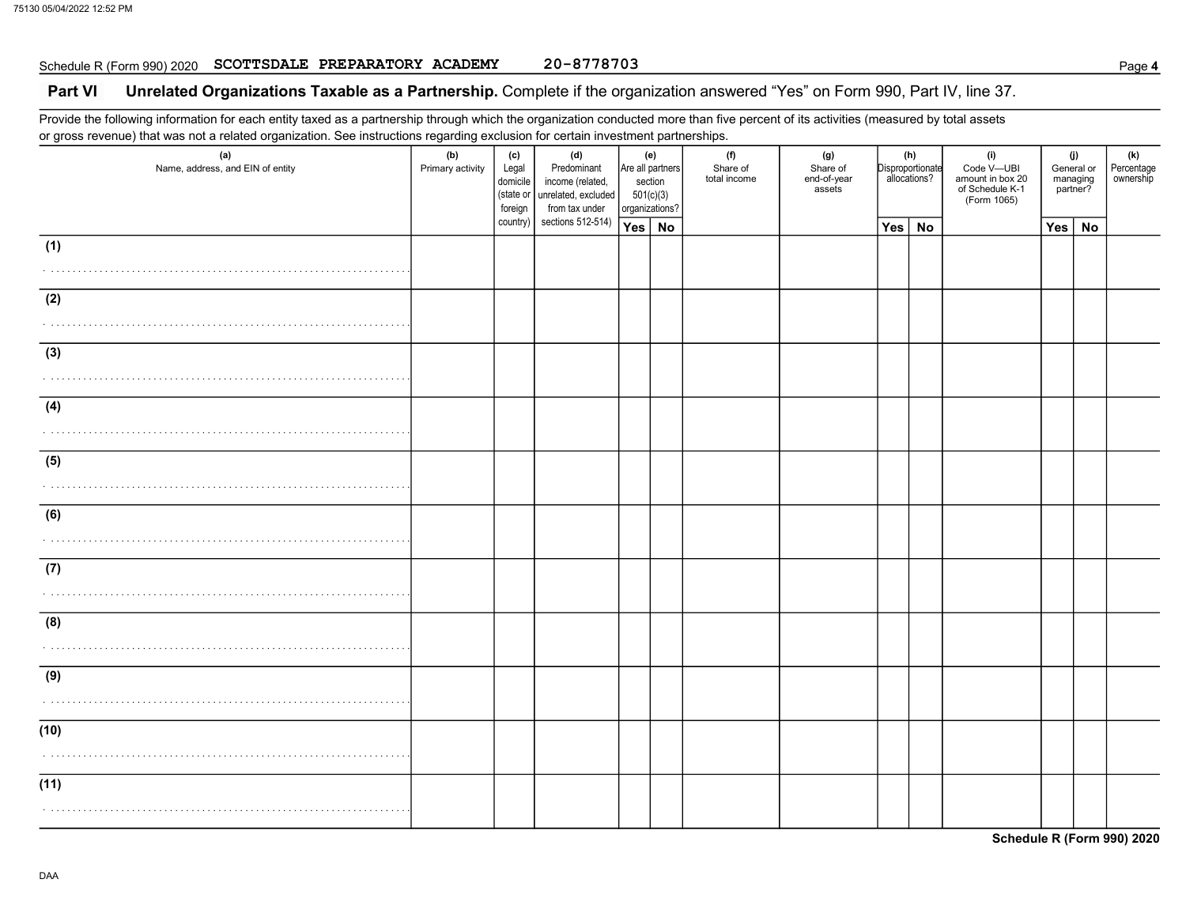Schedule R (Form 990) 2020 SCOTTSDALE PREPARATORY ACADEMY 20-8778703

## Part VI Unrelated Organizations Taxable as a Partnership. Complete if the organization answered "Yes" on Form 990, Part IV, line 37.

Provide the following information for each entity taxed as a partnership through which the organization conducted more than five percent of its activities (measured by total assets or gross revenue) that was not a related organization. See instructions regarding exclusion for certain investment partnerships.

| (a) Name, address, and EIN of entity | (b) Primary activity | (c) Legal domicile (state or foreign country) | (d) Predominant income (related, unrelated, excluded from tax under sections 512-514) | (e) Are all partners section 501(c)(3) organizations? | | (f) Share of total income | (g) Share of end-of-year assets | (h) Disproportionate allocations? | | (i) Code V—UBI amount in box 20 of Schedule K-1 (Form 1065) | (j) General or managing partner? | | (k) Percentage ownership |
|---|---|---|---|---|---|---|---|---|---|---|---|---|---|
| | | | | Yes | No | | | Yes | No | | Yes | No | |
| (1) | | | | | | | | | | | | | |
| (2) | | | | | | | | | | | | | |
| (3) | | | | | | | | | | | | | |
| (4) | | | | | | | | | | | | | |
| (5) | | | | | | | | | | | | | |
| (6) | | | | | | | | | | | | | |
| (7) | | | | | | | | | | | | | |
| (8) | | | | | | | | | | | | | |
| (9) | | | | | | | | | | | | | |
| (10) | | | | | | | | | | | | | |
| (11) | | | | | | | | | | | | | |

Schedule R (Form 990) 2020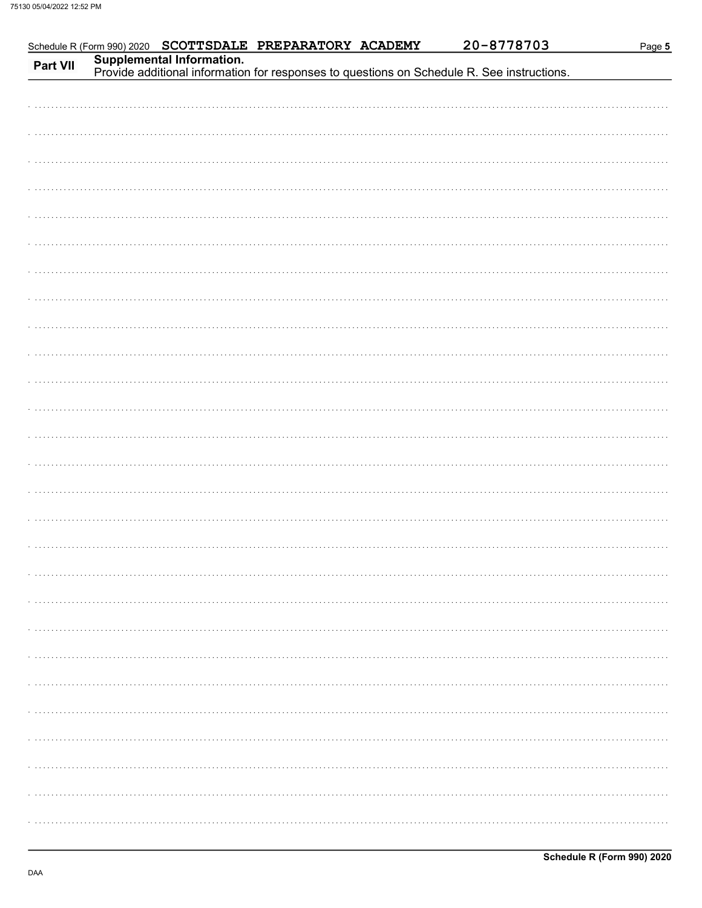Schedule R (Form 990) 2020 SCOTTSDALE PREPARATORY ACADEMY 20-8778703

## Part VII Supplemental Information.

Provide additional information for responses to questions on Schedule R. See instructions.

**Schedule R (Form 990) 2020**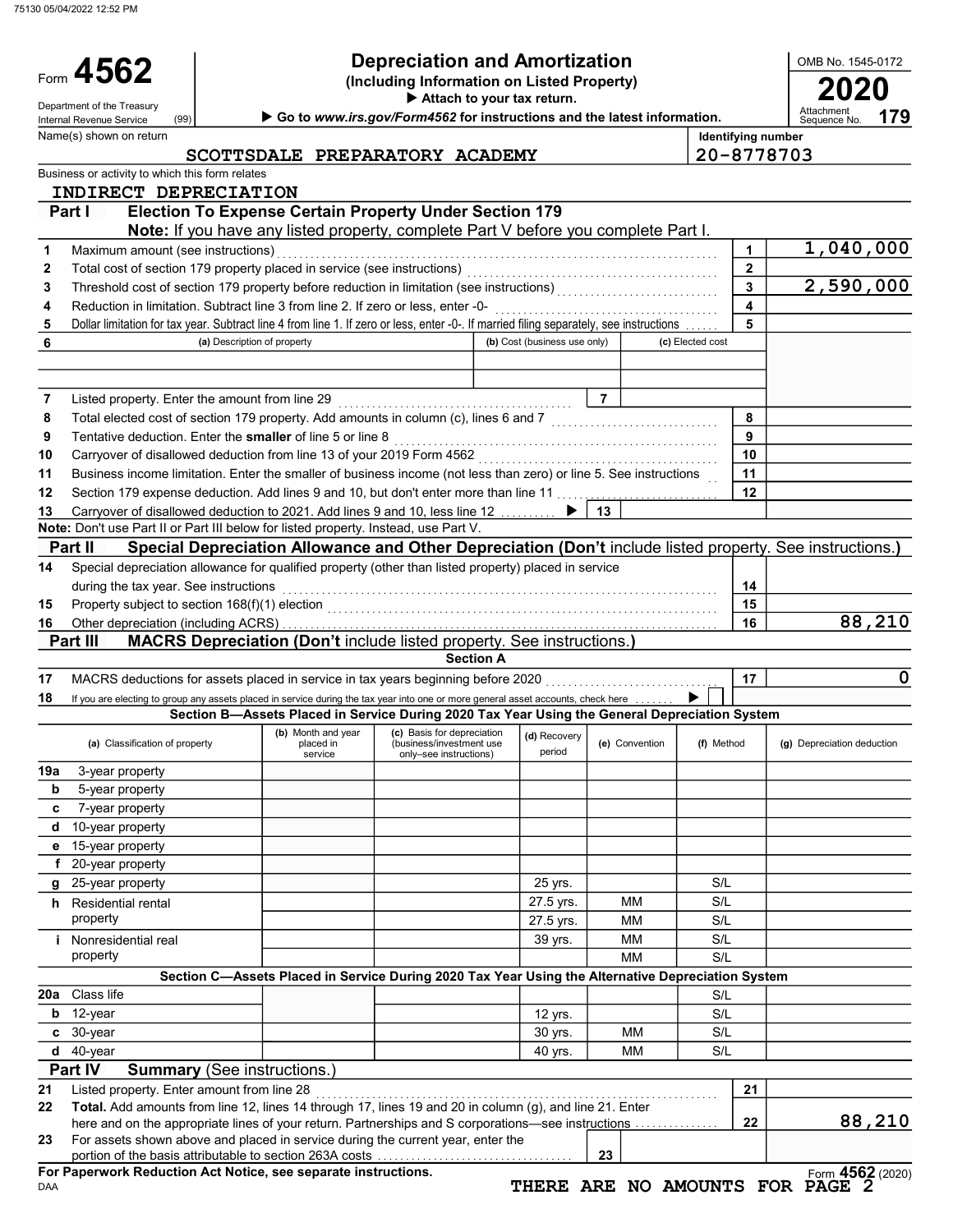# Form 4562 — Depreciation and Amortization (Including Information on Listed Property)

Department of the Treasury, Internal Revenue Service (99)

▶ Attach to your tax return.

▶ Go to *www.irs.gov/Form4562* for instructions and the latest information.

OMB No. 1545-0172 | **2020** | Attachment Sequence No. **179**

Name(s) shown on return: SCOTTSDALE PREPARATORY ACADEMY

Identifying number: 20-8778703

Business or activity to which this form relates: INDIRECT DEPRECIATION

## Part I — Election To Expense Certain Property Under Section 179

**Note:** If you have any listed property, complete Part V before you complete Part I.

| Line | Description | Line | Amount |
|---|---|---|---|
| 1 | Maximum amount (see instructions) | 1 | 1,040,000 |
| 2 | Total cost of section 179 property placed in service (see instructions) | 2 | |
| 3 | Threshold cost of section 179 property before reduction in limitation (see instructions) | 3 | 2,590,000 |
| 4 | Reduction in limitation. Subtract line 3 from line 2. If zero or less, enter -0- | 4 | |
| 5 | Dollar limitation for tax year. Subtract line 4 from line 1. If zero or less, enter -0-. If married filing separately, see instructions | 5 | |

| 6 (a) Description of property | (b) Cost (business use only) | (c) Elected cost |
|---|---|---|
| | | |
| | | |

| Line | Description | Line | Amount |
|---|---|---|---|
| 7 | Listed property. Enter the amount from line 29 | 7 | |
| 8 | Total elected cost of section 179 property. Add amounts in column (c), lines 6 and 7 | 8 | |
| 9 | Tentative deduction. Enter the **smaller** of line 5 or line 8 | 9 | |
| 10 | Carryover of disallowed deduction from line 13 of your 2019 Form 4562 | 10 | |
| 11 | Business income limitation. Enter the smaller of business income (not less than zero) or line 5. See instructions | 11 | |
| 12 | Section 179 expense deduction. Add lines 9 and 10, but don't enter more than line 11 | 12 | |
| 13 | Carryover of disallowed deduction to 2021. Add lines 9 and 10, less line 12 ▶ | 13 | |

**Note:** Don't use Part II or Part III below for listed property. Instead, use Part V.

## Part II — Special Depreciation Allowance and Other Depreciation (Don't include listed property. See instructions.)

| Line | Description | Line | Amount |
|---|---|---|---|
| 14 | Special depreciation allowance for qualified property (other than listed property) placed in service during the tax year. See instructions | 14 | |
| 15 | Property subject to section 168(f)(1) election | 15 | |
| 16 | Other depreciation (including ACRS) | 16 | 88,210 |

## Part III — MACRS Depreciation (Don't include listed property. See instructions.)

### Section A

| Line | Description | Line | Amount |
|---|---|---|---|
| 17 | MACRS deductions for assets placed in service in tax years beginning before 2020 | 17 | 0 |
| 18 | If you are electing to group any assets placed in service during the tax year into one or more general asset accounts, check here ▶ ☐ | | |

### Section B—Assets Placed in Service During 2020 Tax Year Using the General Depreciation System

| (a) Classification of property | (b) Month and year placed in service | (c) Basis for depreciation (business/investment use only–see instructions) | (d) Recovery period | (e) Convention | (f) Method | (g) Depreciation deduction |
|---|---|---|---|---|---|---|
| 19a 3-year property | | | | | | |
| b 5-year property | | | | | | |
| c 7-year property | | | | | | |
| d 10-year property | | | | | | |
| e 15-year property | | | | | | |
| f 20-year property | | | | | | |
| g 25-year property | | | 25 yrs. | | S/L | |
| h Residential rental property | | | 27.5 yrs. | MM | S/L | |
| | | | 27.5 yrs. | MM | S/L | |
| i Nonresidential real property | | | 39 yrs. | MM | S/L | |
| | | | | MM | S/L | |

### Section C—Assets Placed in Service During 2020 Tax Year Using the Alternative Depreciation System

| (a) Classification of property | (b) Month and year placed in service | (c) Basis for depreciation | (d) Recovery period | (e) Convention | (f) Method | (g) Depreciation deduction |
|---|---|---|---|---|---|---|
| 20a Class life | | | | | S/L | |
| b 12-year | | | 12 yrs. | | S/L | |
| c 30-year | | | 30 yrs. | MM | S/L | |
| d 40-year | | | 40 yrs. | MM | S/L | |

## Part IV — Summary (See instructions.)

| Line | Description | Line | Amount |
|---|---|---|---|
| 21 | Listed property. Enter amount from line 28 | 21 | |
| 22 | **Total.** Add amounts from line 12, lines 14 through 17, lines 19 and 20 in column (g), and line 21. Enter here and on the appropriate lines of your return. Partnerships and S corporations—see instructions | 22 | 88,210 |
| 23 | For assets shown above and placed in service during the current year, enter the portion of the basis attributable to section 263A costs | 23 | |

**For Paperwork Reduction Act Notice, see separate instructions.**

THERE ARE NO AMOUNTS FOR PAGE 2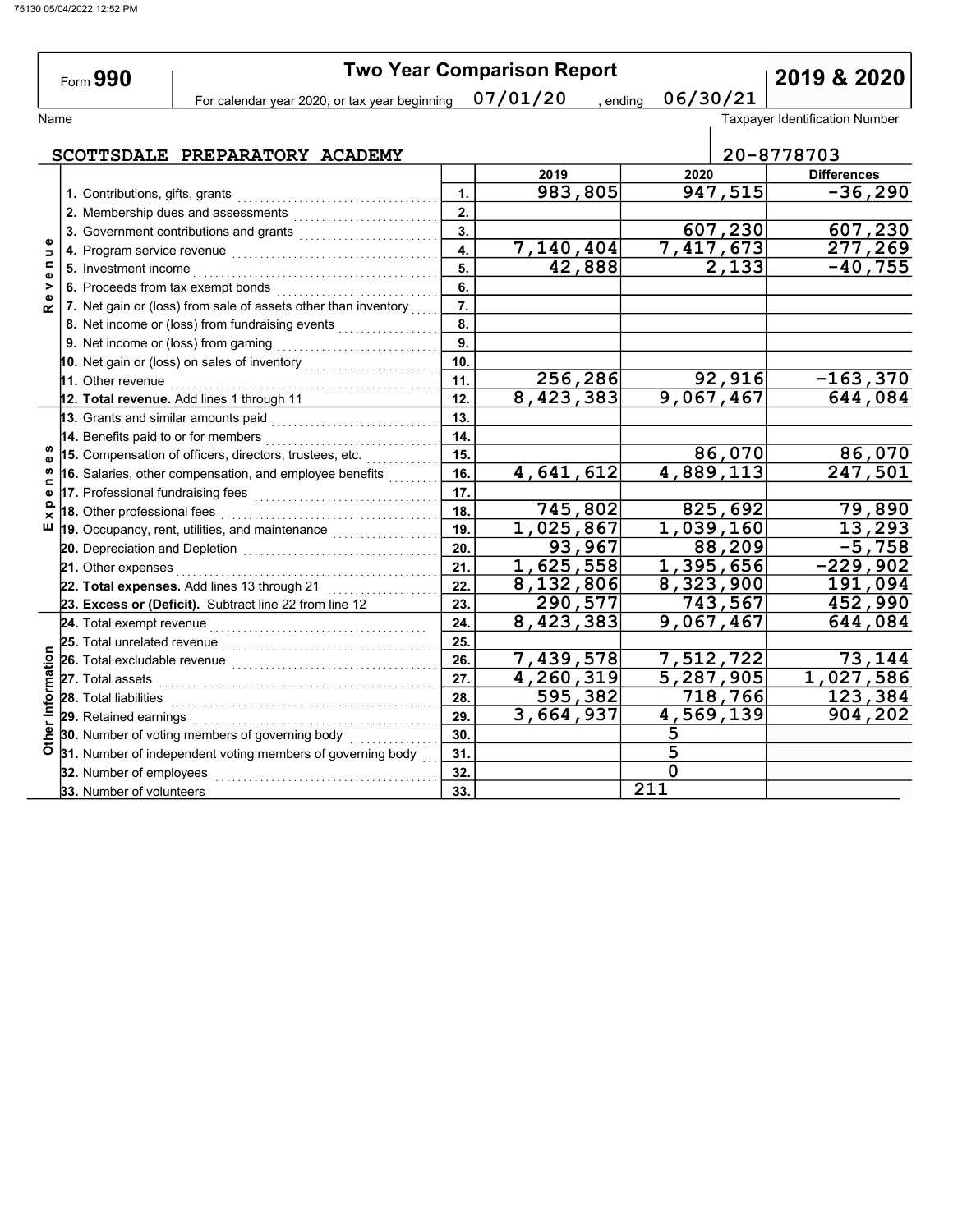75130 05/04/2022 12:52 PM

# Form 990 — Two Year Comparison Report — 2019 & 2020

For calendar year 2020, or tax year beginning 07/01/20 , ending 06/30/21

| Name | Taxpayer Identification Number |
|---|---|
| SCOTTSDALE PREPARATORY ACADEMY | 20-8778703 |

| Section | Item | Line | 2019 | 2020 | Differences |
|---|---|---|---|---|---|
| Revenue | 1. Contributions, gifts, grants | 1. | 983,805 | 947,515 | -36,290 |
| | 2. Membership dues and assessments | 2. | | | |
| | 3. Government contributions and grants | 3. | | 607,230 | 607,230 |
| | 4. Program service revenue | 4. | 7,140,404 | 7,417,673 | 277,269 |
| | 5. Investment income | 5. | 42,888 | 2,133 | -40,755 |
| | 6. Proceeds from tax exempt bonds | 6. | | | |
| | 7. Net gain or (loss) from sale of assets other than inventory | 7. | | | |
| | 8. Net income or (loss) from fundraising events | 8. | | | |
| | 9. Net income or (loss) from gaming | 9. | | | |
| | 10. Net gain or (loss) on sales of inventory | 10. | | | |
| | 11. Other revenue | 11. | 256,286 | 92,916 | -163,370 |
| | **12. Total revenue.** Add lines 1 through 11 | 12. | 8,423,383 | 9,067,467 | 644,084 |
| Expenses | 13. Grants and similar amounts paid | 13. | | | |
| | 14. Benefits paid to or for members | 14. | | | |
| | 15. Compensation of officers, directors, trustees, etc. | 15. | | 86,070 | 86,070 |
| | 16. Salaries, other compensation, and employee benefits | 16. | 4,641,612 | 4,889,113 | 247,501 |
| | 17. Professional fundraising fees | 17. | | | |
| | 18. Other professional fees | 18. | 745,802 | 825,692 | 79,890 |
| | 19. Occupancy, rent, utilities, and maintenance | 19. | 1,025,867 | 1,039,160 | 13,293 |
| | 20. Depreciation and Depletion | 20. | 93,967 | 88,209 | -5,758 |
| | 21. Other expenses | 21. | 1,625,558 | 1,395,656 | -229,902 |
| | **22. Total expenses.** Add lines 13 through 21 | 22. | 8,132,806 | 8,323,900 | 191,094 |
| | **23. Excess or (Deficit).** Subtract line 22 from line 12 | 23. | 290,577 | 743,567 | 452,990 |
| Other Information | 24. Total exempt revenue | 24. | 8,423,383 | 9,067,467 | 644,084 |
| | 25. Total unrelated revenue | 25. | | | |
| | 26. Total excludable revenue | 26. | 7,439,578 | 7,512,722 | 73,144 |
| | 27. Total assets | 27. | 4,260,319 | 5,287,905 | 1,027,586 |
| | 28. Total liabilities | 28. | 595,382 | 718,766 | 123,384 |
| | 29. Retained earnings | 29. | 3,664,937 | 4,569,139 | 904,202 |
| | 30. Number of voting members of governing body | 30. | | 5 | |
| | 31. Number of independent voting members of governing body | 31. | | 5 | |
| | 32. Number of employees | 32. | | 0 | |
| | 33. Number of volunteers | 33. | | 211 | |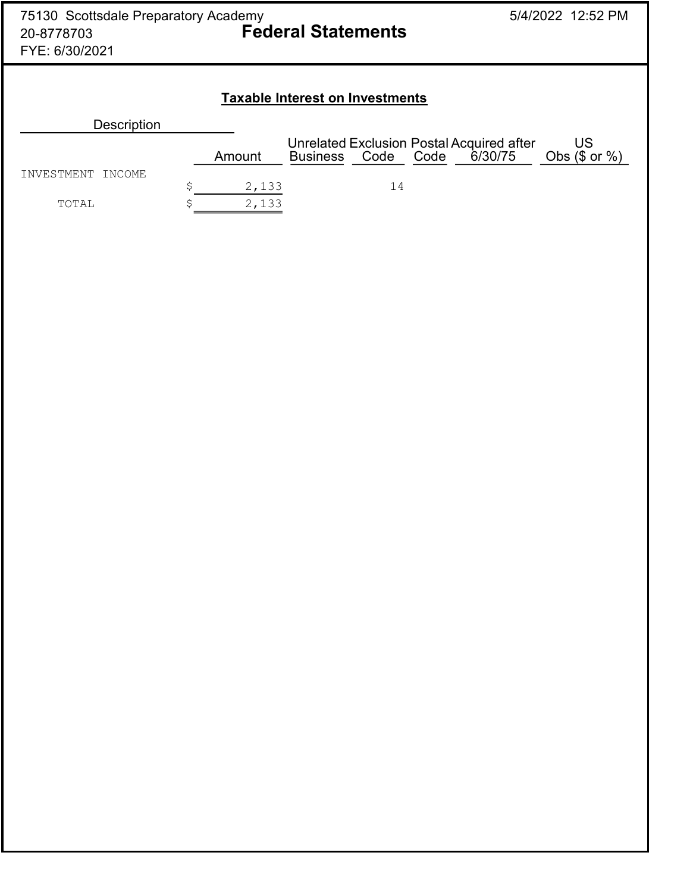75130 Scottsdale Preparatory Academy
20-8778703
FYE: 6/30/2021

# Federal Statements

## Taxable Interest on Investments

| Description | Amount | Unrelated Business | Exclusion Code | Postal Code | Acquired after 6/30/75 | US Obs ($ or %) |
|---|---|---|---|---|---|---|
| INVESTMENT INCOME | $ 2,133 | | 14 | | | |
| TOTAL | $ 2,133 | | | | | |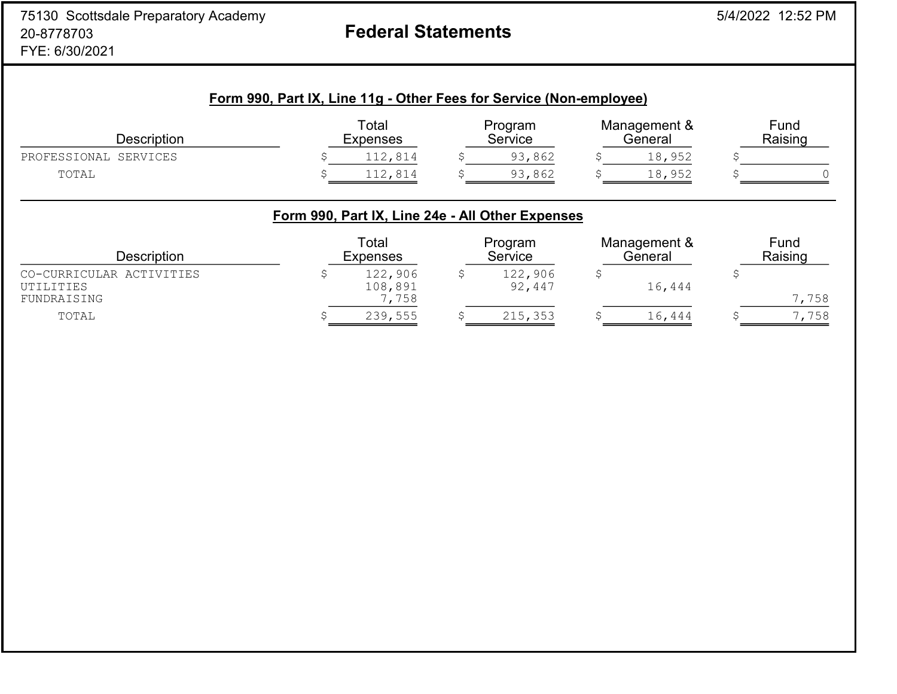75130 Scottsdale Preparatory Academy
20-8778703
FYE: 6/30/2021

# Federal Statements

5/4/2022 12:52 PM

## Form 990, Part IX, Line 11g - Other Fees for Service (Non-employee)

| Description | Total Expenses | Program Service | Management & General | Fund Raising |
|---|---|---|---|---|
| PROFESSIONAL SERVICES | $ 112,814 | $ 93,862 | $ 18,952 | $ |
| TOTAL | $ 112,814 | $ 93,862 | $ 18,952 | $ 0 |

## Form 990, Part IX, Line 24e - All Other Expenses

| Description | Total Expenses | Program Service | Management & General | Fund Raising |
|---|---|---|---|---|
| CO-CURRICULAR ACTIVITIES | $ 122,906 | $ 122,906 | $ | $ |
| UTILITIES | 108,891 | 92,447 | 16,444 | |
| FUNDRAISING | 7,758 | | | 7,758 |
| TOTAL | $ 239,555 | $ 215,353 | $ 16,444 | $ 7,758 |